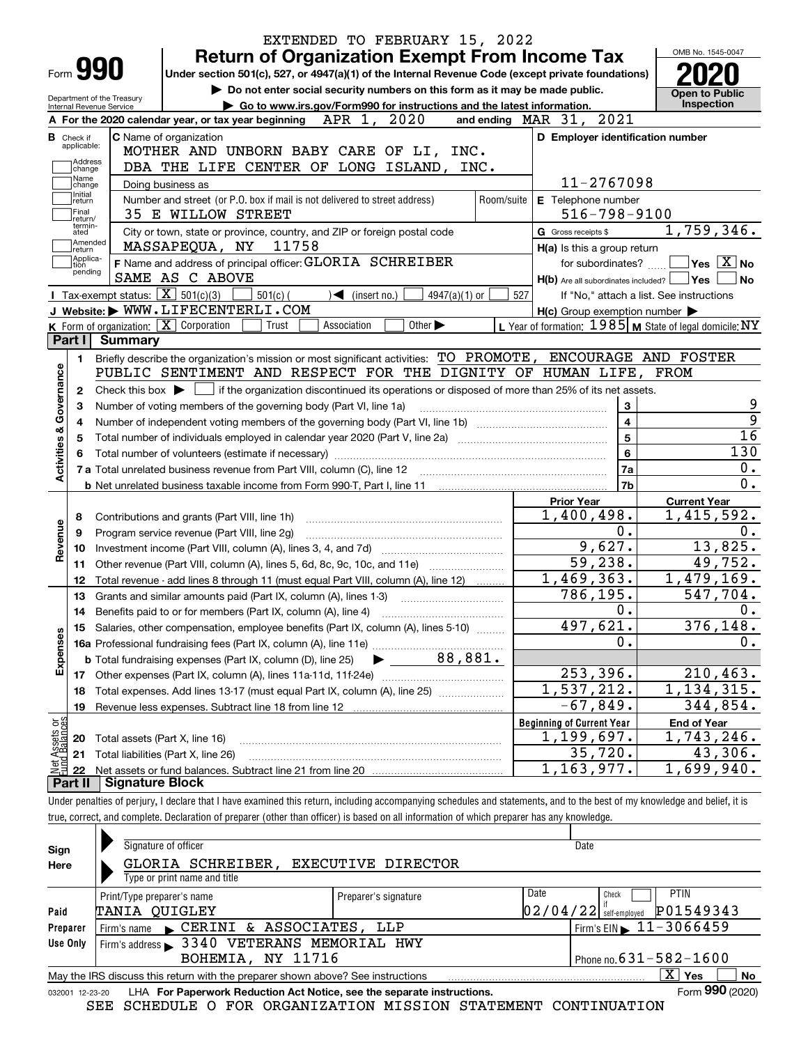EXTENDED TO FEBRUARY 15, 2022

# Form 990 — Return of Organization Exempt From Income Tax

**2020**

Under section 501(c), 527, or 4947(a)(1) of the Internal Revenue Code (except private foundations)

▶ Do not enter social security numbers on this form as it may be made public.

▶ Go to www.irs.gov/Form990 for instructions and the latest information.

OMB No. 1545-0047

Open to Public Inspection

Department of the Treasury
Internal Revenue Service

**A** For the 2020 calendar year, or tax year beginning APR 1, 2020 and ending MAR 31, 2021

**B** Check if applicable: Address change, Name change, Initial return, Final return/terminated, Amended return, Application pending

**C** Name of organization: MOTHER AND UNBORN BABY CARE OF LI, INC. DBA THE LIFE CENTER OF LONG ISLAND, INC.

Doing business as

Number and street (or P.O. box if mail is not delivered to street address): 35 E WILLOW STREET — Room/suite

City or town, state or province, country, and ZIP or foreign postal code: MASSAPEQUA, NY 11758

**D** Employer identification number: 11-2767098

**E** Telephone number: 516-798-9100

**G** Gross receipts $ 1,759,346.

**F** Name and address of principal officer: GLORIA SCHREIBER, SAME AS C ABOVE

**H(a)** Is this a group return for subordinates? ☐ Yes ☒ No

**H(b)** Are all subordinates included? ☐ Yes ☐ No — If "No," attach a list. See instructions

**H(c)** Group exemption number ▶

**I** Tax-exempt status: ☒ 501(c)(3) ☐ 501(c) ( ) ◀ (insert no.) ☐ 4947(a)(1) or ☐ 527

**J** Website: ▶ WWW.LIFECENTERLI.COM

**K** Form of organization: ☒ Corporation ☐ Trust ☐ Association ☐ Other ▶

**L** Year of formation: 1985 **M** State of legal domicile: NY

## Part I Summary

**Activities & Governance**

1. Briefly describe the organization's mission or most significant activities: TO PROMOTE, ENCOURAGE AND FOSTER PUBLIC SENTIMENT AND RESPECT FOR THE DIGNITY OF HUMAN LIFE, FROM
2. Check this box ▶ ☐ if the organization discontinued its operations or disposed of more than 25% of its net assets.

| Line | Description | | Value |
|---|---|---|---|
| 3 | Number of voting members of the governing body (Part VI, line 1a) | 3 | 9 |
| 4 | Number of independent voting members of the governing body (Part VI, line 1b) | 4 | 9 |
| 5 | Total number of individuals employed in calendar year 2020 (Part V, line 2a) | 5 | 16 |
| 6 | Total number of volunteers (estimate if necessary) | 6 | 130 |
| 7a | Total unrelated business revenue from Part VIII, column (C), line 12 | 7a | 0. |
| 7b | Net unrelated business taxable income from Form 990-T, Part I, line 11 | 7b | 0. |

| Line | Description | Prior Year | Current Year |
|---|---|---|---|
| | **Revenue** | | |
| 8 | Contributions and grants (Part VIII, line 1h) | 1,400,498. | 1,415,592. |
| 9 | Program service revenue (Part VIII, line 2g) | 0. | 0. |
| 10 | Investment income (Part VIII, column (A), lines 3, 4, and 7d) | 9,627. | 13,825. |
| 11 | Other revenue (Part VIII, column (A), lines 5, 6d, 8c, 9c, 10c, and 11e) | 59,238. | 49,752. |
| 12 | Total revenue - add lines 8 through 11 (must equal Part VIII, column (A), line 12) | 1,469,363. | 1,479,169. |
| | **Expenses** | | |
| 13 | Grants and similar amounts paid (Part IX, column (A), lines 1-3) | 786,195. | 547,704. |
| 14 | Benefits paid to or for members (Part IX, column (A), line 4) | 0. | 0. |
| 15 | Salaries, other compensation, employee benefits (Part IX, column (A), lines 5-10) | 497,621. | 376,148. |
| 16a | Professional fundraising fees (Part IX, column (A), line 11e) | 0. | 0. |
| b | Total fundraising expenses (Part IX, column (D), line 25) ▶ 88,881. | | |
| 17 | Other expenses (Part IX, column (A), lines 11a-11d, 11f-24e) | 253,396. | 210,463. |
| 18 | Total expenses. Add lines 13-17 (must equal Part IX, column (A), line 25) | 1,537,212. | 1,134,315. |
| 19 | Revenue less expenses. Subtract line 18 from line 12 | -67,849. | 344,854. |
| | **Net Assets or Fund Balances** | **Beginning of Current Year** | **End of Year** |
| 20 | Total assets (Part X, line 16) | 1,199,697. | 1,743,246. |
| 21 | Total liabilities (Part X, line 26) | 35,720. | 43,306. |
| 22 | Net assets or fund balances. Subtract line 21 from line 20 | 1,163,977. | 1,699,940. |

## Part II Signature Block

Under penalties of perjury, I declare that I have examined this return, including accompanying schedules and statements, and to the best of my knowledge and belief, it is true, correct, and complete. Declaration of preparer (other than officer) is based on all information of which preparer has any knowledge.

**Sign Here**

Signature of officer — Date

GLORIA SCHREIBER, EXECUTIVE DIRECTOR
Type or print name and title

**Paid Preparer Use Only**

| Print/Type preparer's name | Preparer's signature | Date | Check if self-employed | PTIN |
|---|---|---|---|---|
| TANIA QUIGLEY | | 02/04/22 | ☐ | P01549343 |

Firm's name ▶ CERINI & ASSOCIATES, LLP — Firm's EIN ▶ 11-3066459

Firm's address ▶ 3340 VETERANS MEMORIAL HWY, BOHEMIA, NY 11716 — Phone no. 631-582-1600

May the IRS discuss this return with the preparer shown above? See instructions ☒ Yes ☐ No

032001 12-23-20 LHA For Paperwork Reduction Act Notice, see the separate instructions. Form **990** (2020)

SEE SCHEDULE O FOR ORGANIZATION MISSION STATEMENT CONTINUATION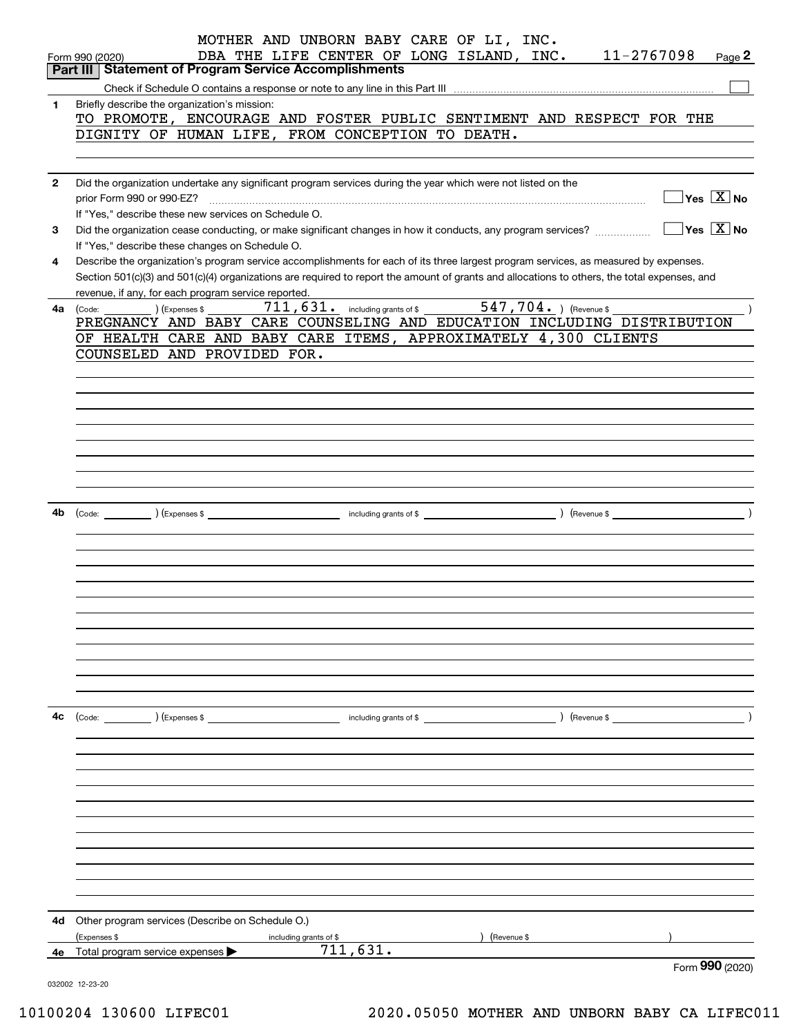MOTHER AND UNBORN BABY CARE OF LI, INC.
DBA THE LIFE CENTER OF LONG ISLAND, INC. 11-2767098

Form 990 (2020) Page **2**

## Part III Statement of Program Service Accomplishments

Check if Schedule O contains a response or note to any line in this Part III ☐

**1** Briefly describe the organization's mission:

TO PROMOTE, ENCOURAGE AND FOSTER PUBLIC SENTIMENT AND RESPECT FOR THE DIGNITY OF HUMAN LIFE, FROM CONCEPTION TO DEATH.

**2** Did the organization undertake any significant program services during the year which were not listed on the prior Form 990 or 990-EZ? ☐ Yes ☒ No

If "Yes," describe these new services on Schedule O.

**3** Did the organization cease conducting, or make significant changes in how it conducts, any program services? ☐ Yes ☒ No

If "Yes," describe these changes on Schedule O.

**4** Describe the organization's program service accomplishments for each of its three largest program services, as measured by expenses. Section 501(c)(3) and 501(c)(4) organizations are required to report the amount of grants and allocations to others, the total expenses, and revenue, if any, for each program service reported.

**4a** (Code: ) (Expenses $ 711,631. including grants of $ 547,704. ) (Revenue $ )

PREGNANCY AND BABY CARE COUNSELING AND EDUCATION INCLUDING DISTRIBUTION OF HEALTH CARE AND BABY CARE ITEMS, APPROXIMATELY 4,300 CLIENTS COUNSELED AND PROVIDED FOR.

**4b** (Code: ) (Expenses $ including grants of $ ) (Revenue $ )

**4c** (Code: ) (Expenses $ including grants of $ ) (Revenue $ )

**4d** Other program services (Describe on Schedule O.)

(Expenses $ including grants of $ ) (Revenue $ )

**4e** Total program service expenses ▶ 711,631.

Form **990** (2020)

032002 12-23-20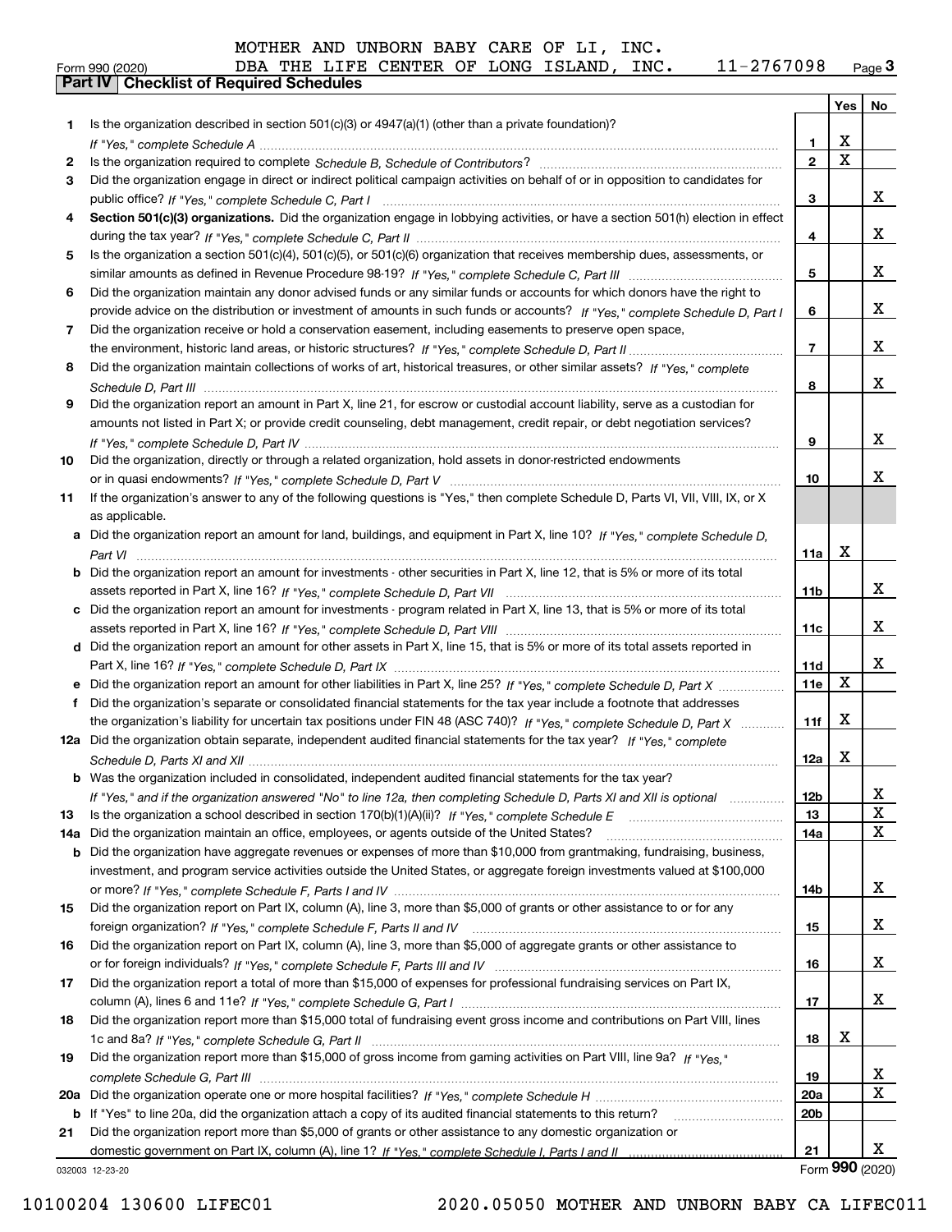MOTHER AND UNBORN BABY CARE OF LI, INC.
DBA THE LIFE CENTER OF LONG ISLAND, INC. 11-2767098

Form 990 (2020)

**Part IV Checklist of Required Schedules**

| | | | Yes | No |
|---|---|---|---|---|
| 1 | Is the organization described in section 501(c)(3) or 4947(a)(1) (other than a private foundation)? *If "Yes," complete Schedule A* | 1 | X | |
| 2 | Is the organization required to complete *Schedule B, Schedule of Contributors*? | 2 | X | |
| 3 | Did the organization engage in direct or indirect political campaign activities on behalf of or in opposition to candidates for public office? *If "Yes," complete Schedule C, Part I* | 3 | | X |
| 4 | **Section 501(c)(3) organizations.** Did the organization engage in lobbying activities, or have a section 501(h) election in effect during the tax year? *If "Yes," complete Schedule C, Part II* | 4 | | X |
| 5 | Is the organization a section 501(c)(4), 501(c)(5), or 501(c)(6) organization that receives membership dues, assessments, or similar amounts as defined in Revenue Procedure 98-19? *If "Yes," complete Schedule C, Part III* | 5 | | X |
| 6 | Did the organization maintain any donor advised funds or any similar funds or accounts for which donors have the right to provide advice on the distribution or investment of amounts in such funds or accounts? *If "Yes," complete Schedule D, Part I* | 6 | | X |
| 7 | Did the organization receive or hold a conservation easement, including easements to preserve open space, the environment, historic land areas, or historic structures? *If "Yes," complete Schedule D, Part II* | 7 | | X |
| 8 | Did the organization maintain collections of works of art, historical treasures, or other similar assets? *If "Yes," complete Schedule D, Part III* | 8 | | X |
| 9 | Did the organization report an amount in Part X, line 21, for escrow or custodial account liability, serve as a custodian for amounts not listed in Part X; or provide credit counseling, debt management, credit repair, or debt negotiation services? *If "Yes," complete Schedule D, Part IV* | 9 | | X |
| 10 | Did the organization, directly or through a related organization, hold assets in donor-restricted endowments or in quasi endowments? *If "Yes," complete Schedule D, Part V* | 10 | | X |
| 11 | If the organization's answer to any of the following questions is "Yes," then complete Schedule D, Parts VI, VII, VIII, IX, or X as applicable. | | | |
| a | Did the organization report an amount for land, buildings, and equipment in Part X, line 10? *If "Yes," complete Schedule D, Part VI* | 11a | X | |
| b | Did the organization report an amount for investments - other securities in Part X, line 12, that is 5% or more of its total assets reported in Part X, line 16? *If "Yes," complete Schedule D, Part VII* | 11b | | X |
| c | Did the organization report an amount for investments - program related in Part X, line 13, that is 5% or more of its total assets reported in Part X, line 16? *If "Yes," complete Schedule D, Part VIII* | 11c | | X |
| d | Did the organization report an amount for other assets in Part X, line 15, that is 5% or more of its total assets reported in Part X, line 16? *If "Yes," complete Schedule D, Part IX* | 11d | | X |
| e | Did the organization report an amount for other liabilities in Part X, line 25? *If "Yes," complete Schedule D, Part X* | 11e | X | |
| f | Did the organization's separate or consolidated financial statements for the tax year include a footnote that addresses the organization's liability for uncertain tax positions under FIN 48 (ASC 740)? *If "Yes," complete Schedule D, Part X* | 11f | X | |
| 12a | Did the organization obtain separate, independent audited financial statements for the tax year? *If "Yes," complete Schedule D, Parts XI and XII* | 12a | X | |
| b | Was the organization included in consolidated, independent audited financial statements for the tax year? *If "Yes," and if the organization answered "No" to line 12a, then completing Schedule D, Parts XI and XII is optional* | 12b | | X |
| 13 | Is the organization a school described in section 170(b)(1)(A)(ii)? *If "Yes," complete Schedule E* | 13 | | X |
| 14a | Did the organization maintain an office, employees, or agents outside of the United States? | 14a | | X |
| b | Did the organization have aggregate revenues or expenses of more than $10,000 from grantmaking, fundraising, business, investment, and program service activities outside the United States, or aggregate foreign investments valued at $100,000 or more? *If "Yes," complete Schedule F, Parts I and IV* | 14b | | X |
| 15 | Did the organization report on Part IX, column (A), line 3, more than $5,000 of grants or other assistance to or for any foreign organization? *If "Yes," complete Schedule F, Parts II and IV* | 15 | | X |
| 16 | Did the organization report on Part IX, column (A), line 3, more than $5,000 of aggregate grants or other assistance to or for foreign individuals? *If "Yes," complete Schedule F, Parts III and IV* | 16 | | X |
| 17 | Did the organization report a total of more than $15,000 of expenses for professional fundraising services on Part IX, column (A), lines 6 and 11e? *If "Yes," complete Schedule G, Part I* | 17 | | X |
| 18 | Did the organization report more than $15,000 total of fundraising event gross income and contributions on Part VIII, lines 1c and 8a? *If "Yes," complete Schedule G, Part II* | 18 | X | |
| 19 | Did the organization report more than $15,000 of gross income from gaming activities on Part VIII, line 9a? *If "Yes," complete Schedule G, Part III* | 19 | | X |
| 20a | Did the organization operate one or more hospital facilities? *If "Yes," complete Schedule H* | 20a | | X |
| b | If "Yes" to line 20a, did the organization attach a copy of its audited financial statements to this return? | 20b | | |
| 21 | Did the organization report more than $5,000 of grants or other assistance to any domestic organization or domestic government on Part IX, column (A), line 1? *If "Yes," complete Schedule I, Parts I and II* | 21 | | X |

032003 12-23-20

Form **990** (2020)

10100204 130600 LIFEC01 2020.05050 MOTHER AND UNBORN BABY CA LIFEC011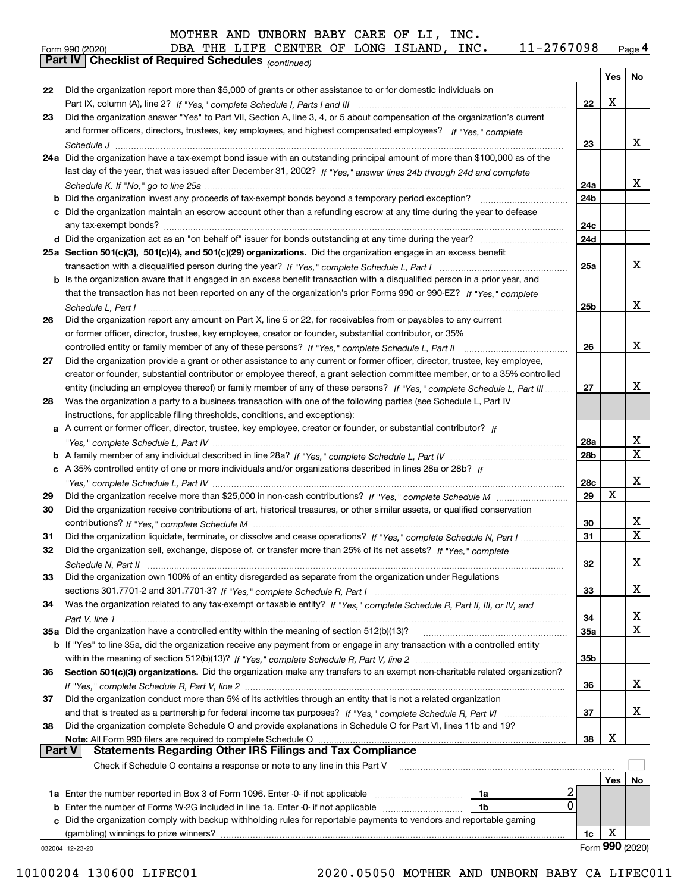MOTHER AND UNBORN BABY CARE OF LI, INC.
DBA THE LIFE CENTER OF LONG ISLAND, INC. 11-2767098

Form 990 (2020) Page 4

**Part IV | Checklist of Required Schedules** *(continued)*

| | | | Yes | No |
|---|---|---|---|---|
| 22 | Did the organization report more than $5,000 of grants or other assistance to or for domestic individuals on Part IX, column (A), line 2? *If "Yes," complete Schedule I, Parts I and III* | 22 | X | |
| 23 | Did the organization answer "Yes" to Part VII, Section A, line 3, 4, or 5 about compensation of the organization's current and former officers, directors, trustees, key employees, and highest compensated employees? *If "Yes," complete Schedule J* | 23 | | X |
| 24a | Did the organization have a tax-exempt bond issue with an outstanding principal amount of more than $100,000 as of the last day of the year, that was issued after December 31, 2002? *If "Yes," answer lines 24b through 24d and complete Schedule K. If "No," go to line 25a* | 24a | | X |
| b | Did the organization invest any proceeds of tax-exempt bonds beyond a temporary period exception? | 24b | | |
| c | Did the organization maintain an escrow account other than a refunding escrow at any time during the year to defease any tax-exempt bonds? | 24c | | |
| d | Did the organization act as an "on behalf of" issuer for bonds outstanding at any time during the year? | 24d | | |
| 25a | **Section 501(c)(3), 501(c)(4), and 501(c)(29) organizations.** Did the organization engage in an excess benefit transaction with a disqualified person during the year? *If "Yes," complete Schedule L, Part I* | 25a | | X |
| b | Is the organization aware that it engaged in an excess benefit transaction with a disqualified person in a prior year, and that the transaction has not been reported on any of the organization's prior Forms 990 or 990-EZ? *If "Yes," complete Schedule L, Part I* | 25b | | X |
| 26 | Did the organization report any amount on Part X, line 5 or 22, for receivables from or payables to any current or former officer, director, trustee, key employee, creator or founder, substantial contributor, or 35% controlled entity or family member of any of these persons? *If "Yes," complete Schedule L, Part II* | 26 | | X |
| 27 | Did the organization provide a grant or other assistance to any current or former officer, director, trustee, key employee, creator or founder, substantial contributor or employee thereof, a grant selection committee member, or to a 35% controlled entity (including an employee thereof) or family member of any of these persons? *If "Yes," complete Schedule L, Part III* | 27 | | X |
| 28 | Was the organization a party to a business transaction with one of the following parties (see Schedule L, Part IV instructions, for applicable filing thresholds, conditions, and exceptions): | | | |
| a | A current or former officer, director, trustee, key employee, creator or founder, or substantial contributor? *If "Yes," complete Schedule L, Part IV* | 28a | | X |
| b | A family member of any individual described in line 28a? *If "Yes," complete Schedule L, Part IV* | 28b | | X |
| c | A 35% controlled entity of one or more individuals and/or organizations described in lines 28a or 28b? *If "Yes," complete Schedule L, Part IV* | 28c | | X |
| 29 | Did the organization receive more than $25,000 in non-cash contributions? *If "Yes," complete Schedule M* | 29 | X | |
| 30 | Did the organization receive contributions of art, historical treasures, or other similar assets, or qualified conservation contributions? *If "Yes," complete Schedule M* | 30 | | X |
| 31 | Did the organization liquidate, terminate, or dissolve and cease operations? *If "Yes," complete Schedule N, Part I* | 31 | | X |
| 32 | Did the organization sell, exchange, dispose of, or transfer more than 25% of its net assets? *If "Yes," complete Schedule N, Part II* | 32 | | X |
| 33 | Did the organization own 100% of an entity disregarded as separate from the organization under Regulations sections 301.7701-2 and 301.7701-3? *If "Yes," complete Schedule R, Part I* | 33 | | X |
| 34 | Was the organization related to any tax-exempt or taxable entity? *If "Yes," complete Schedule R, Part II, III, or IV, and Part V, line 1* | 34 | | X |
| 35a | Did the organization have a controlled entity within the meaning of section 512(b)(13)? | 35a | | X |
| b | If "Yes" to line 35a, did the organization receive any payment from or engage in any transaction with a controlled entity within the meaning of section 512(b)(13)? *If "Yes," complete Schedule R, Part V, line 2* | 35b | | |
| 36 | **Section 501(c)(3) organizations.** Did the organization make any transfers to an exempt non-charitable related organization? *If "Yes," complete Schedule R, Part V, line 2* | 36 | | X |
| 37 | Did the organization conduct more than 5% of its activities through an entity that is not a related organization and that is treated as a partnership for federal income tax purposes? *If "Yes," complete Schedule R, Part VI* | 37 | | X |
| 38 | Did the organization complete Schedule O and provide explanations in Schedule O for Part VI, lines 11b and 19? **Note:** All Form 990 filers are required to complete Schedule O | 38 | X | |

**Part V | Statements Regarding Other IRS Filings and Tax Compliance**

Check if Schedule O contains a response or note to any line in this Part V ☐

| | | | | | Yes | No |
|---|---|---|---|---|---|---|
| 1a | Enter the number reported in Box 3 of Form 1096. Enter -0- if not applicable | 1a | 2 | | | |
| b | Enter the number of Forms W-2G included in line 1a. Enter -0- if not applicable | 1b | 0 | | | |
| c | Did the organization comply with backup withholding rules for reportable payments to vendors and reportable gaming (gambling) winnings to prize winners? | | | 1c | X | |

032004 12-23-20 Form **990** (2020)

10100204 130600 LIFEC01 2020.05050 MOTHER AND UNBORN BABY CA LIFEC011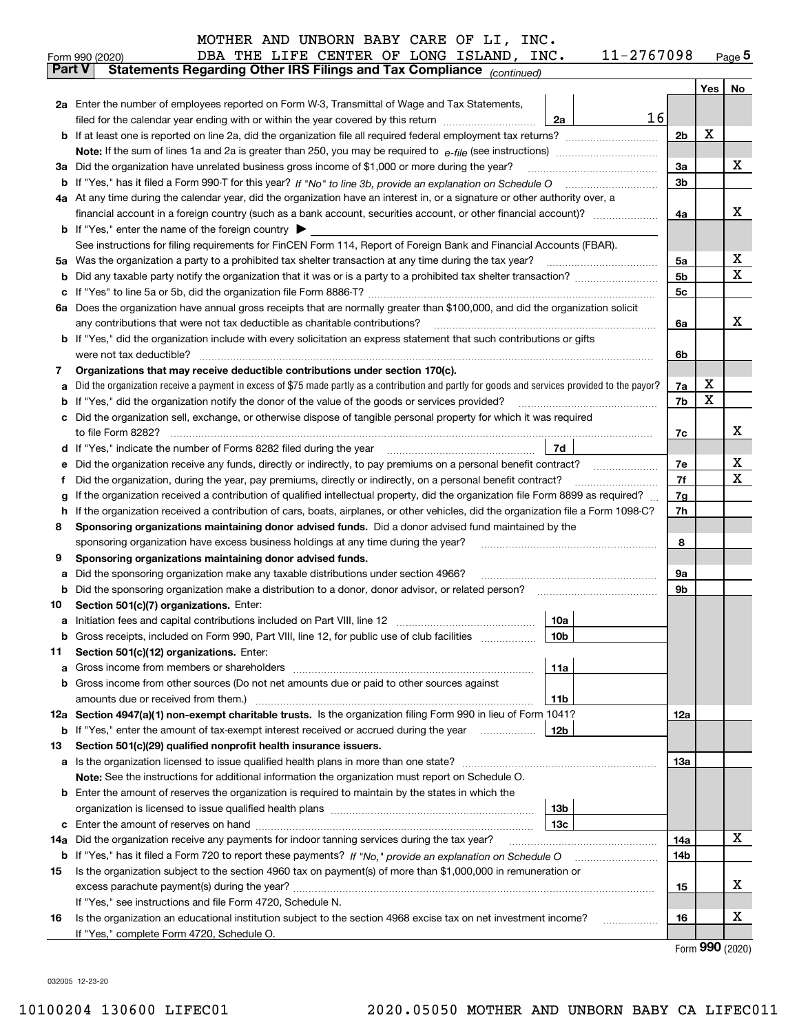MOTHER AND UNBORN BABY CARE OF LI, INC.
DBA THE LIFE CENTER OF LONG ISLAND, INC. 11-2767098

Form 990 (2020) Page 5

## Part V Statements Regarding Other IRS Filings and Tax Compliance *(continued)*

| | | | | Yes | No |
|---|---|---|---|---|---|
| **2a** | Enter the number of employees reported on Form W-3, Transmittal of Wage and Tax Statements, filed for the calendar year ending with or within the year covered by this return | 2a | 16 | | |
| **b** | If at least one is reported on line 2a, did the organization file all required federal employment tax returns? | | 2b | X | |
| | **Note:** If the sum of lines 1a and 2a is greater than 250, you may be required to *e-file* (see instructions) | | | | |
| **3a** | Did the organization have unrelated business gross income of $1,000 or more during the year? | | 3a | | X |
| **b** | If "Yes," has it filed a Form 990-T for this year? *If "No" to line 3b, provide an explanation on Schedule O* | | 3b | | |
| **4a** | At any time during the calendar year, did the organization have an interest in, or a signature or other authority over, a financial account in a foreign country (such as a bank account, securities account, or other financial account)? | | 4a | | X |
| **b** | If "Yes," enter the name of the foreign country ▶ | | | | |
| | See instructions for filing requirements for FinCEN Form 114, Report of Foreign Bank and Financial Accounts (FBAR). | | | | |
| **5a** | Was the organization a party to a prohibited tax shelter transaction at any time during the tax year? | | 5a | | X |
| **b** | Did any taxable party notify the organization that it was or is a party to a prohibited tax shelter transaction? | | 5b | | X |
| **c** | If "Yes" to line 5a or 5b, did the organization file Form 8886-T? | | 5c | | |
| **6a** | Does the organization have annual gross receipts that are normally greater than $100,000, and did the organization solicit any contributions that were not tax deductible as charitable contributions? | | 6a | | X |
| **b** | If "Yes," did the organization include with every solicitation an express statement that such contributions or gifts were not tax deductible? | | 6b | | |
| **7** | **Organizations that may receive deductible contributions under section 170(c).** | | | | |
| **a** | Did the organization receive a payment in excess of $75 made partly as a contribution and partly for goods and services provided to the payor? | | 7a | X | |
| **b** | If "Yes," did the organization notify the donor of the value of the goods or services provided? | | 7b | X | |
| **c** | Did the organization sell, exchange, or otherwise dispose of tangible personal property for which it was required to file Form 8282? | | 7c | | X |
| **d** | If "Yes," indicate the number of Forms 8282 filed during the year | 7d | | | |
| **e** | Did the organization receive any funds, directly or indirectly, to pay premiums on a personal benefit contract? | | 7e | | X |
| **f** | Did the organization, during the year, pay premiums, directly or indirectly, on a personal benefit contract? | | 7f | | X |
| **g** | If the organization received a contribution of qualified intellectual property, did the organization file Form 8899 as required? | | 7g | | |
| **h** | If the organization received a contribution of cars, boats, airplanes, or other vehicles, did the organization file a Form 1098-C? | | 7h | | |
| **8** | **Sponsoring organizations maintaining donor advised funds.** Did a donor advised fund maintained by the sponsoring organization have excess business holdings at any time during the year? | | 8 | | |
| **9** | **Sponsoring organizations maintaining donor advised funds.** | | | | |
| **a** | Did the sponsoring organization make any taxable distributions under section 4966? | | 9a | | |
| **b** | Did the sponsoring organization make a distribution to a donor, donor advisor, or related person? | | 9b | | |
| **10** | **Section 501(c)(7) organizations.** Enter: | | | | |
| **a** | Initiation fees and capital contributions included on Part VIII, line 12 | 10a | | | |
| **b** | Gross receipts, included on Form 990, Part VIII, line 12, for public use of club facilities | 10b | | | |
| **11** | **Section 501(c)(12) organizations.** Enter: | | | | |
| **a** | Gross income from members or shareholders | 11a | | | |
| **b** | Gross income from other sources (Do not net amounts due or paid to other sources against amounts due or received from them.) | 11b | | | |
| **12a** | **Section 4947(a)(1) non-exempt charitable trusts.** Is the organization filing Form 990 in lieu of Form 1041? | | 12a | | |
| **b** | If "Yes," enter the amount of tax-exempt interest received or accrued during the year | 12b | | | |
| **13** | **Section 501(c)(29) qualified nonprofit health insurance issuers.** | | | | |
| **a** | Is the organization licensed to issue qualified health plans in more than one state? | | 13a | | |
| | **Note:** See the instructions for additional information the organization must report on Schedule O. | | | | |
| **b** | Enter the amount of reserves the organization is required to maintain by the states in which the organization is licensed to issue qualified health plans | 13b | | | |
| **c** | Enter the amount of reserves on hand | 13c | | | |
| **14a** | Did the organization receive any payments for indoor tanning services during the tax year? | | 14a | | X |
| **b** | If "Yes," has it filed a Form 720 to report these payments? *If "No," provide an explanation on Schedule O* | | 14b | | |
| **15** | Is the organization subject to the section 4960 tax on payment(s) of more than $1,000,000 in remuneration or excess parachute payment(s) during the year? | | 15 | | X |
| | If "Yes," see instructions and file Form 4720, Schedule N. | | | | |
| **16** | Is the organization an educational institution subject to the section 4968 excise tax on net investment income? | | 16 | | X |
| | If "Yes," complete Form 4720, Schedule O. | | | | |

Form **990** (2020)

032005 12-23-20

10100204 130600 LIFEC01 2020.05050 MOTHER AND UNBORN BABY CA LIFEC011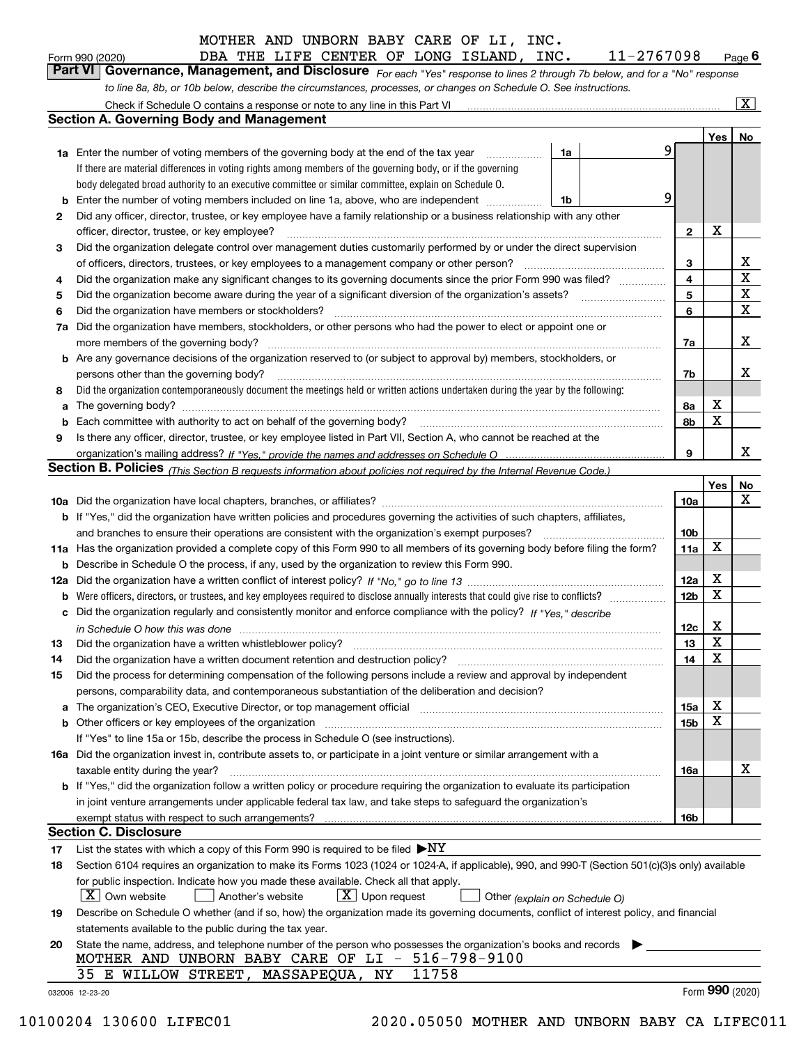MOTHER AND UNBORN BABY CARE OF LI, INC.

Form 990 (2020) DBA THE LIFE CENTER OF LONG ISLAND, INC. 11-2767098 Page 6

**Part VI Governance, Management, and Disclosure** *For each "Yes" response to lines 2 through 7b below, and for a "No" response to line 8a, 8b, or 10b below, describe the circumstances, processes, or changes on Schedule O. See instructions.*

Check if Schedule O contains a response or note to any line in this Part VI [X]

## Section A. Governing Body and Management

| | | | | Yes | No |
|---|---|---|---|---|---|
| 1a | Enter the number of voting members of the governing body at the end of the tax year. If there are material differences in voting rights among members of the governing body, or if the governing body delegated broad authority to an executive committee or similar committee, explain on Schedule O. | 1a | 9 | | |
| b | Enter the number of voting members included on line 1a, above, who are independent | 1b | 9 | | |
| 2 | Did any officer, director, trustee, or key employee have a family relationship or a business relationship with any other officer, director, trustee, or key employee? | | 2 | X | |
| 3 | Did the organization delegate control over management duties customarily performed by or under the direct supervision of officers, directors, trustees, or key employees to a management company or other person? | | 3 | | X |
| 4 | Did the organization make any significant changes to its governing documents since the prior Form 990 was filed? | | 4 | | X |
| 5 | Did the organization become aware during the year of a significant diversion of the organization's assets? | | 5 | | X |
| 6 | Did the organization have members or stockholders? | | 6 | | X |
| 7a | Did the organization have members, stockholders, or other persons who had the power to elect or appoint one or more members of the governing body? | | 7a | | X |
| b | Are any governance decisions of the organization reserved to (or subject to approval by) members, stockholders, or persons other than the governing body? | | 7b | | X |
| 8 | Did the organization contemporaneously document the meetings held or written actions undertaken during the year by the following: | | | | |
| a | The governing body? | | 8a | X | |
| b | Each committee with authority to act on behalf of the governing body? | | 8b | X | |
| 9 | Is there any officer, director, trustee, or key employee listed in Part VII, Section A, who cannot be reached at the organization's mailing address? *If "Yes," provide the names and addresses on Schedule O* | | 9 | | X |

## Section B. Policies *(This Section B requests information about policies not required by the Internal Revenue Code.)*

| | | | Yes | No |
|---|---|---|---|---|
| 10a | Did the organization have local chapters, branches, or affiliates? | 10a | | X |
| b | If "Yes," did the organization have written policies and procedures governing the activities of such chapters, affiliates, and branches to ensure their operations are consistent with the organization's exempt purposes? | 10b | | |
| 11a | Has the organization provided a complete copy of this Form 990 to all members of its governing body before filing the form? | 11a | X | |
| b | Describe in Schedule O the process, if any, used by the organization to review this Form 990. | | | |
| 12a | Did the organization have a written conflict of interest policy? *If "No," go to line 13* | 12a | X | |
| b | Were officers, directors, or trustees, and key employees required to disclose annually interests that could give rise to conflicts? | 12b | X | |
| c | Did the organization regularly and consistently monitor and enforce compliance with the policy? *If "Yes," describe in Schedule O how this was done* | 12c | X | |
| 13 | Did the organization have a written whistleblower policy? | 13 | X | |
| 14 | Did the organization have a written document retention and destruction policy? | 14 | X | |
| 15 | Did the process for determining compensation of the following persons include a review and approval by independent persons, comparability data, and contemporaneous substantiation of the deliberation and decision? | | | |
| a | The organization's CEO, Executive Director, or top management official | 15a | X | |
| b | Other officers or key employees of the organization | 15b | X | |
| | If "Yes" to line 15a or 15b, describe the process in Schedule O (see instructions). | | | |
| 16a | Did the organization invest in, contribute assets to, or participate in a joint venture or similar arrangement with a taxable entity during the year? | 16a | | X |
| b | If "Yes," did the organization follow a written policy or procedure requiring the organization to evaluate its participation in joint venture arrangements under applicable federal tax law, and take steps to safeguard the organization's exempt status with respect to such arrangements? | 16b | | |

## Section C. Disclosure

17 List the states with which a copy of this Form 990 is required to be filed ▶NY

18 Section 6104 requires an organization to make its Forms 1023 (1024 or 1024-A, if applicable), 990, and 990-T (Section 501(c)(3)s only) available for public inspection. Indicate how you made these available. Check all that apply.

[X] Own website [ ] Another's website [X] Upon request [ ] Other *(explain on Schedule O)*

19 Describe on Schedule O whether (and if so, how) the organization made its governing documents, conflict of interest policy, and financial statements available to the public during the tax year.

20 State the name, address, and telephone number of the person who possesses the organization's books and records ▶

MOTHER AND UNBORN BABY CARE OF LI - 516-798-9100
35 E WILLOW STREET, MASSAPEQUA, NY 11758

032006 12-23-20 Form **990** (2020)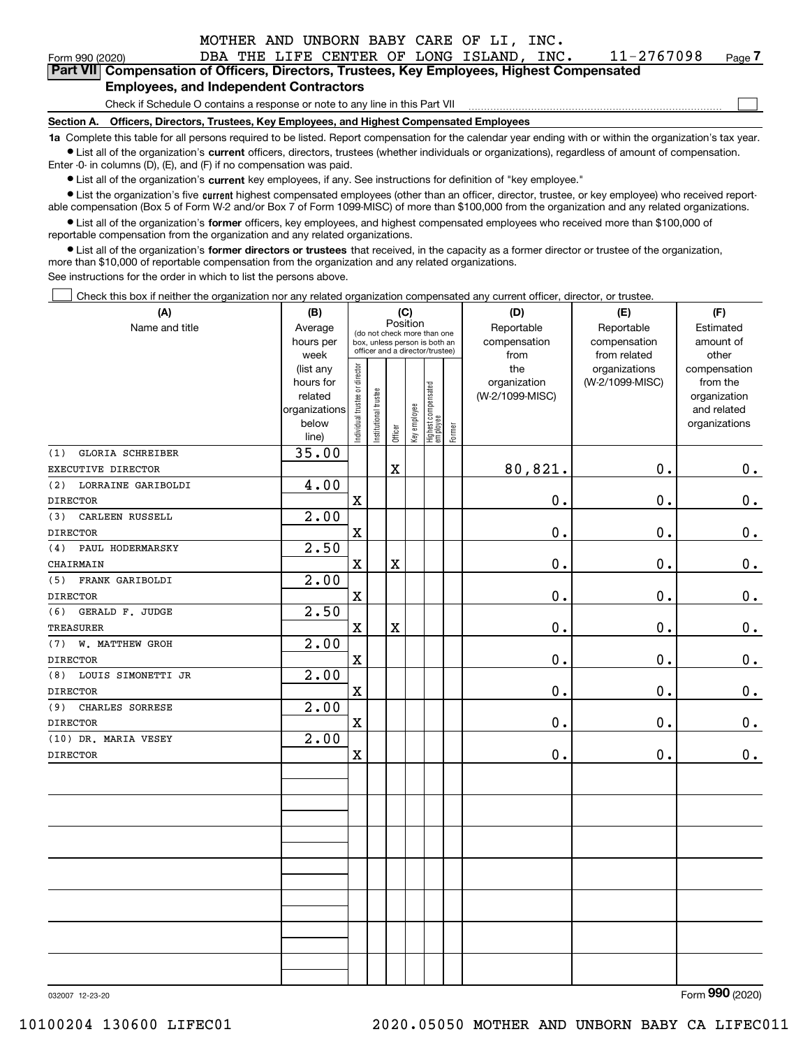MOTHER AND UNBORN BABY CARE OF LI, INC.
Form 990 (2020) DBA THE LIFE CENTER OF LONG ISLAND, INC. 11-2767098

**Part VII Compensation of Officers, Directors, Trustees, Key Employees, Highest Compensated Employees, and Independent Contractors**

Check if Schedule O contains a response or note to any line in this Part VII ☐

**Section A. Officers, Directors, Trustees, Key Employees, and Highest Compensated Employees**

**1a** Complete this table for all persons required to be listed. Report compensation for the calendar year ending with or within the organization's tax year.

- List all of the organization's **current** officers, directors, trustees (whether individuals or organizations), regardless of amount of compensation. Enter -0- in columns (D), (E), and (F) if no compensation was paid.
- List all of the organization's **current** key employees, if any. See instructions for definition of "key employee."
- List the organization's five **current** highest compensated employees (other than an officer, director, trustee, or key employee) who received reportable compensation (Box 5 of Form W-2 and/or Box 7 of Form 1099-MISC) of more than $100,000 from the organization and any related organizations.
- List all of the organization's **former** officers, key employees, and highest compensated employees who received more than $100,000 of reportable compensation from the organization and any related organizations.
- List all of the organization's **former directors or trustees** that received, in the capacity as a former director or trustee of the organization, more than $10,000 of reportable compensation from the organization and any related organizations.

See instructions for the order in which to list the persons above.

☐ Check this box if neither the organization nor any related organization compensated any current officer, director, or trustee.

| (A) Name and title | (B) Average hours per week (list any hours for related organizations below line) | (C) Position: Individual trustee or director | Institutional trustee | Officer | Key employee | Highest compensated employee | Former | (D) Reportable compensation from the organization (W-2/1099-MISC) | (E) Reportable compensation from related organizations (W-2/1099-MISC) | (F) Estimated amount of other compensation from the organization and related organizations |
|---|---|---|---|---|---|---|---|---|---|---|
| (1) GLORIA SCHREIBER<br>EXECUTIVE DIRECTOR | 35.00 | | | X | | | | 80,821. | 0. | 0. |
| (2) LORRAINE GARIBOLDI<br>DIRECTOR | 4.00 | X | | | | | | 0. | 0. | 0. |
| (3) CARLEEN RUSSELL<br>DIRECTOR | 2.00 | X | | | | | | 0. | 0. | 0. |
| (4) PAUL HODERMARSKY<br>CHAIRMAIN | 2.50 | X | | X | | | | 0. | 0. | 0. |
| (5) FRANK GARIBOLDI<br>DIRECTOR | 2.00 | X | | | | | | 0. | 0. | 0. |
| (6) GERALD F. JUDGE<br>TREASURER | 2.50 | X | | X | | | | 0. | 0. | 0. |
| (7) W. MATTHEW GROH<br>DIRECTOR | 2.00 | X | | | | | | 0. | 0. | 0. |
| (8) LOUIS SIMONETTI JR<br>DIRECTOR | 2.00 | X | | | | | | 0. | 0. | 0. |
| (9) CHARLES SORRESE<br>DIRECTOR | 2.00 | X | | | | | | 0. | 0. | 0. |
| (10) DR. MARIA VESEY<br>DIRECTOR | 2.00 | X | | | | | | 0. | 0. | 0. |

032007 12-23-20 Form 990 (2020)

10100204 130600 LIFEC01 2020.05050 MOTHER AND UNBORN BABY CA LIFEC011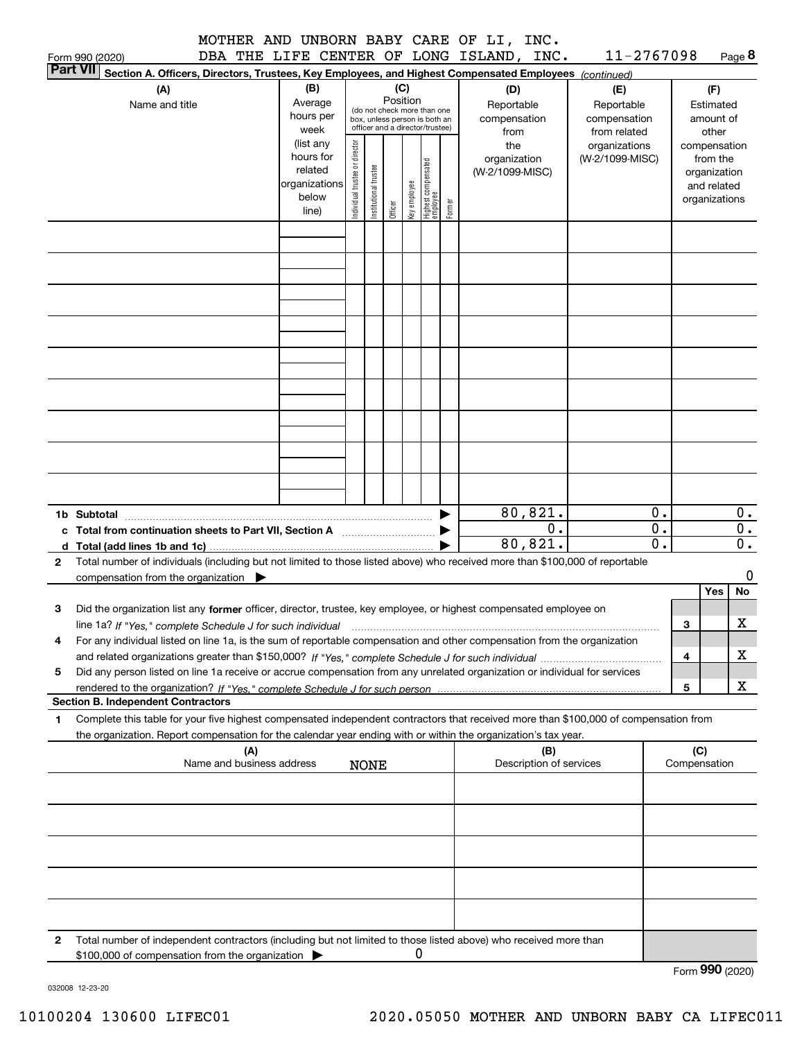MOTHER AND UNBORN BABY CARE OF LI, INC.
DBA THE LIFE CENTER OF LONG ISLAND, INC. 11-2767098

Form 990 (2020) Page 8

**Part VII** **Section A. Officers, Directors, Trustees, Key Employees, and Highest Compensated Employees** *(continued)*

| (A) Name and title | (B) Average hours per week (list any hours for related organizations below line) | (C) Position (do not check more than one box, unless person is both an officer and a director/trustee): Individual trustee or director | Institutional trustee | Officer | Key employee | Highest compensated employee | Former | (D) Reportable compensation from the organization (W-2/1099-MISC) | (E) Reportable compensation from related organizations (W-2/1099-MISC) | (F) Estimated amount of other compensation from the organization and related organizations |
|---|---|---|---|---|---|---|---|---|---|---|
| | | | | | | | | | | |
| | | | | | | | | | | |
| | | | | | | | | | | |
| | | | | | | | | | | |
| | | | | | | | | | | |
| | | | | | | | | | | |
| | | | | | | | | | | |
| | | | | | | | | | | |
| | | | | | | | | | | |
| **1b Subtotal** | | | | | | | | 80,821. | 0. | 0. |
| **c Total from continuation sheets to Part VII, Section A** | | | | | | | | 0. | 0. | 0. |
| **d Total (add lines 1b and 1c)** | | | | | | | | 80,821. | 0. | 0. |

**2** Total number of individuals (including but not limited to those listed above) who received more than $100,000 of reportable compensation from the organization ▶ 0

| | | Yes | No |
|---|---|---|---|
| **3** Did the organization list any **former** officer, director, trustee, key employee, or highest compensated employee on line 1a? *If "Yes," complete Schedule J for such individual* | 3 | | X |
| **4** For any individual listed on line 1a, is the sum of reportable compensation and other compensation from the organization and related organizations greater than $150,000? *If "Yes," complete Schedule J for such individual* | 4 | | X |
| **5** Did any person listed on line 1a receive or accrue compensation from any unrelated organization or individual for services rendered to the organization? *If "Yes," complete Schedule J for such person* | 5 | | X |

**Section B. Independent Contractors**

**1** Complete this table for your five highest compensated independent contractors that received more than $100,000 of compensation from the organization. Report compensation for the calendar year ending with or within the organization's tax year.

| (A) Name and business address | (B) Description of services | (C) Compensation |
|---|---|---|
| NONE | | |
| | | |
| | | |
| | | |
| | | |

**2** Total number of independent contractors (including but not limited to those listed above) who received more than $100,000 of compensation from the organization ▶ 0

Form **990** (2020)

032008 12-23-20

10100204 130600 LIFEC01 2020.05050 MOTHER AND UNBORN BABY CA LIFEC011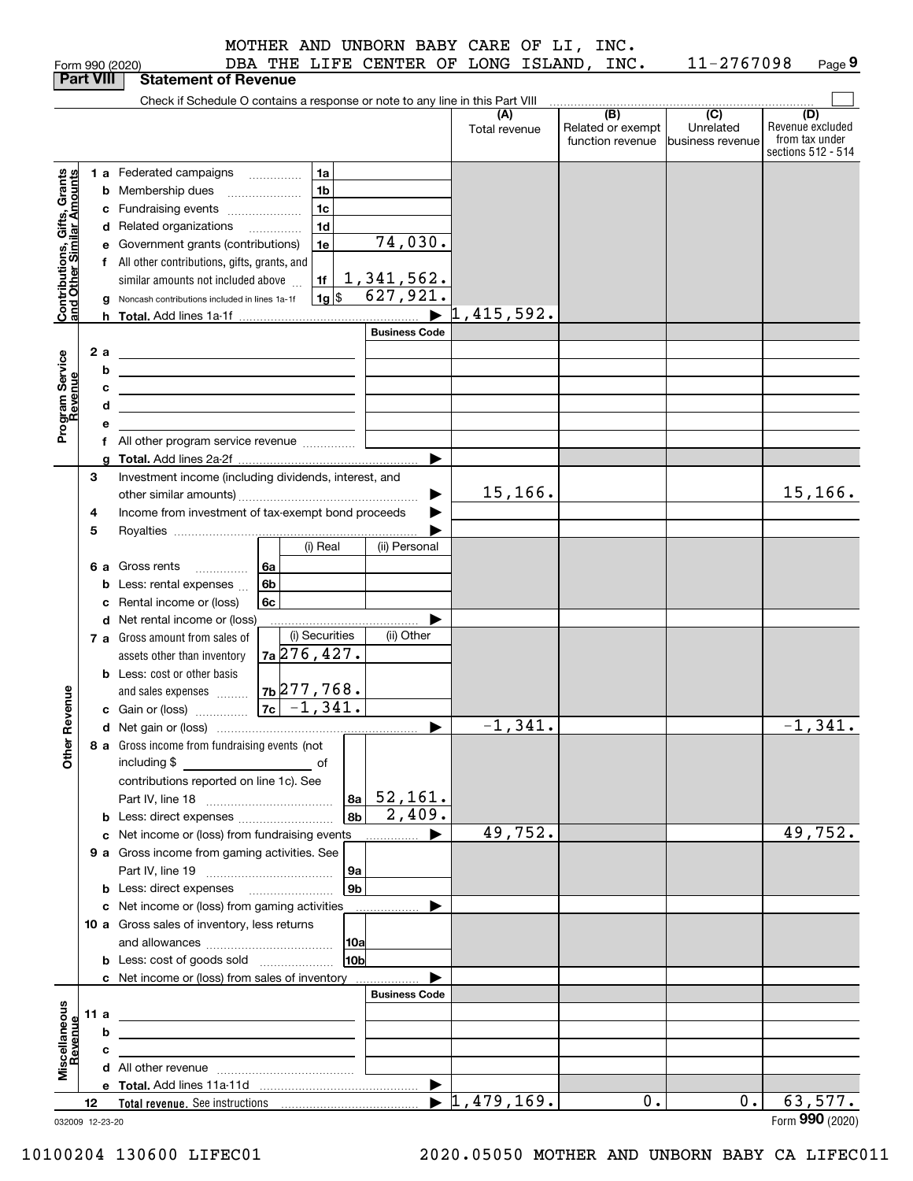MOTHER AND UNBORN BABY CARE OF LI, INC.
DBA THE LIFE CENTER OF LONG ISLAND, INC. 11-2767098

Form 990 (2020)

## Part VIII Statement of Revenue

Check if Schedule O contains a response or note to any line in this Part VIII

| | | | | (A) Total revenue | (B) Related or exempt function revenue | (C) Unrelated business revenue | (D) Revenue excluded from tax under sections 512 - 514 |
|---|---|---|---|---|---|---|---|
| **Contributions, Gifts, Grants and Other Similar Amounts** | 1 a Federated campaigns | 1a | | | | | |
| | b Membership dues | 1b | | | | | |
| | c Fundraising events | 1c | | | | | |
| | d Related organizations | 1d | | | | | |
| | e Government grants (contributions) | 1e | 74,030. | | | | |
| | f All other contributions, gifts, grants, and similar amounts not included above | 1f | 1,341,562. | | | | |
| | g Noncash contributions included in lines 1a-1f | 1g $ | 627,921. | | | | |
| | h **Total.** Add lines 1a-1f | | | 1,415,592. | | | |
| **Program Service Revenue** | | | Business Code | | | | |
| | 2 a | | | | | | |
| | b | | | | | | |
| | c | | | | | | |
| | d | | | | | | |
| | e | | | | | | |
| | f All other program service revenue | | | | | | |
| | g **Total.** Add lines 2a-2f | | | | | | |
| **Other Revenue** | 3 Investment income (including dividends, interest, and other similar amounts) | | | 15,166. | | | 15,166. |
| | 4 Income from investment of tax-exempt bond proceeds | | | | | | |
| | 5 Royalties | | | | | | |
| | | (i) Real | (ii) Personal | | | | |
| | 6 a Gross rents | 6a | | | | | |
| | b Less: rental expenses | 6b | | | | | |
| | c Rental income or (loss) | 6c | | | | | |
| | d Net rental income or (loss) | | | | | | |
| | 7 a Gross amount from sales of assets other than inventory | (i) Securities 7a 276,427. | (ii) Other | | | | |
| | b Less: cost or other basis and sales expenses | 7b 277,768. | | | | | |
| | c Gain or (loss) | 7c -1,341. | | | | | |
| | d Net gain or (loss) | | | -1,341. | | | -1,341. |
| | 8 a Gross income from fundraising events (not including $ of contributions reported on line 1c). See Part IV, line 18 | 8a | 52,161. | | | | |
| | b Less: direct expenses | 8b | 2,409. | | | | |
| | c Net income or (loss) from fundraising events | | | 49,752. | | | 49,752. |
| | 9 a Gross income from gaming activities. See Part IV, line 19 | 9a | | | | | |
| | b Less: direct expenses | 9b | | | | | |
| | c Net income or (loss) from gaming activities | | | | | | |
| | 10 a Gross sales of inventory, less returns and allowances | 10a | | | | | |
| | b Less: cost of goods sold | 10b | | | | | |
| | c Net income or (loss) from sales of inventory | | | | | | |
| **Miscellaneous Revenue** | | | Business Code | | | | |
| | 11 a | | | | | | |
| | b | | | | | | |
| | c | | | | | | |
| | d All other revenue | | | | | | |
| | e **Total.** Add lines 11a-11d | | | | | | |
| | 12 **Total revenue.** See instructions | | | 1,479,169. | 0. | 0. | 63,577. |

032009 12-23-20

Form **990** (2020)

10100204 130600 LIFEC01 2020.05050 MOTHER AND UNBORN BABY CA LIFEC011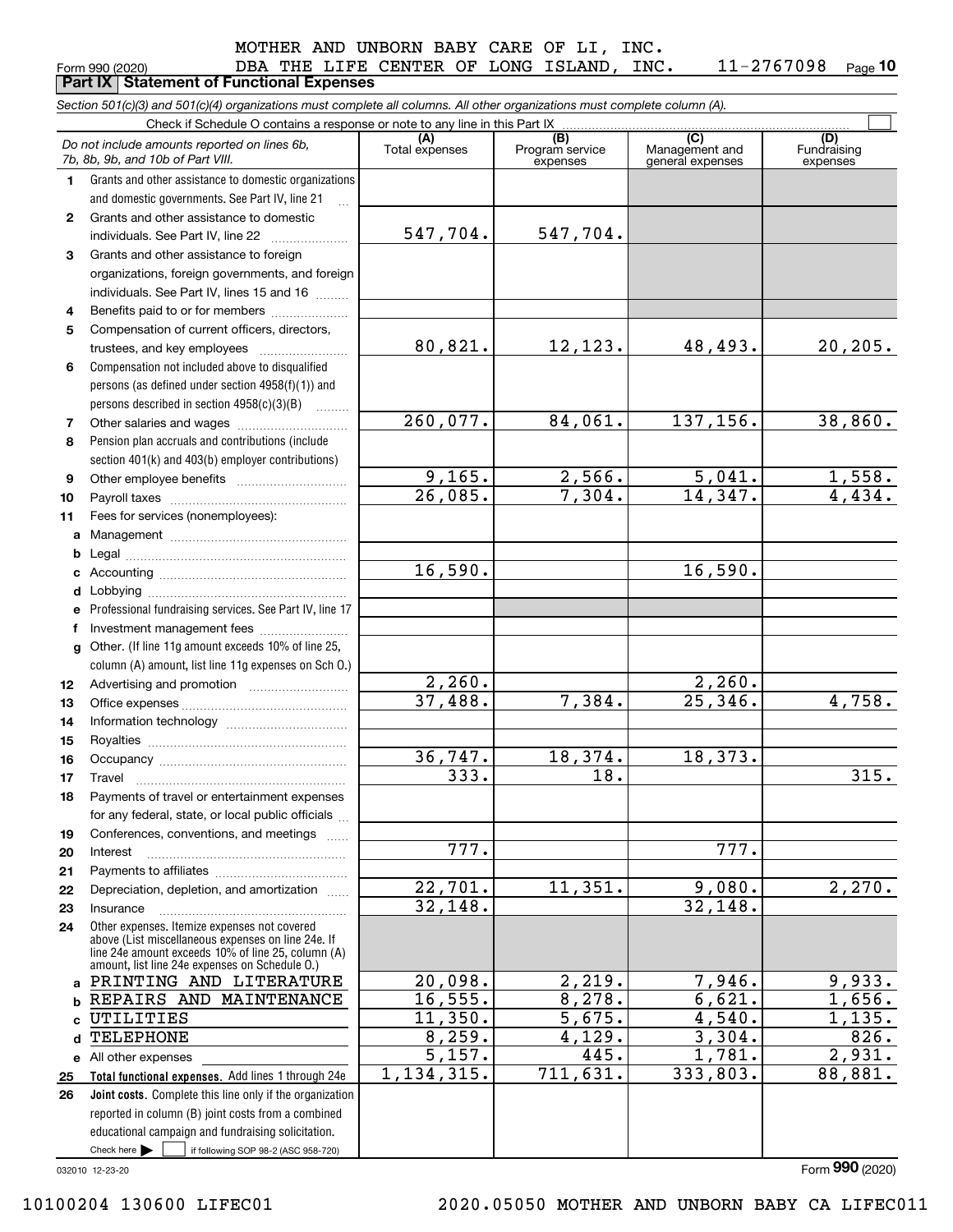MOTHER AND UNBORN BABY CARE OF LI, INC.
DBA THE LIFE CENTER OF LONG ISLAND, INC. 11-2767098

Form 990 (2020) Page **10**

## Part IX Statement of Functional Expenses

*Section 501(c)(3) and 501(c)(4) organizations must complete all columns. All other organizations must complete column (A).*

Check if Schedule O contains a response or note to any line in this Part IX

| | *Do not include amounts reported on lines 6b, 7b, 8b, 9b, and 10b of Part VIII.* | (A) Total expenses | (B) Program service expenses | (C) Management and general expenses | (D) Fundraising expenses |
|---|---|---|---|---|---|
| 1 | Grants and other assistance to domestic organizations and domestic governments. See Part IV, line 21 | | | | |
| 2 | Grants and other assistance to domestic individuals. See Part IV, line 22 | 547,704. | 547,704. | | |
| 3 | Grants and other assistance to foreign organizations, foreign governments, and foreign individuals. See Part IV, lines 15 and 16 | | | | |
| 4 | Benefits paid to or for members | | | | |
| 5 | Compensation of current officers, directors, trustees, and key employees | 80,821. | 12,123. | 48,493. | 20,205. |
| 6 | Compensation not included above to disqualified persons (as defined under section 4958(f)(1)) and persons described in section 4958(c)(3)(B) | | | | |
| 7 | Other salaries and wages | 260,077. | 84,061. | 137,156. | 38,860. |
| 8 | Pension plan accruals and contributions (include section 401(k) and 403(b) employer contributions) | | | | |
| 9 | Other employee benefits | 9,165. | 2,566. | 5,041. | 1,558. |
| 10 | Payroll taxes | 26,085. | 7,304. | 14,347. | 4,434. |
| 11 | Fees for services (nonemployees): | | | | |
| a | Management | | | | |
| b | Legal | | | | |
| c | Accounting | 16,590. | | 16,590. | |
| d | Lobbying | | | | |
| e | Professional fundraising services. See Part IV, line 17 | | | | |
| f | Investment management fees | | | | |
| g | Other. (If line 11g amount exceeds 10% of line 25, column (A) amount, list line 11g expenses on Sch O.) | | | | |
| 12 | Advertising and promotion | 2,260. | | 2,260. | |
| 13 | Office expenses | 37,488. | 7,384. | 25,346. | 4,758. |
| 14 | Information technology | | | | |
| 15 | Royalties | | | | |
| 16 | Occupancy | 36,747. | 18,374. | 18,373. | |
| 17 | Travel | 333. | 18. | | 315. |
| 18 | Payments of travel or entertainment expenses for any federal, state, or local public officials | | | | |
| 19 | Conferences, conventions, and meetings | | | | |
| 20 | Interest | 777. | | 777. | |
| 21 | Payments to affiliates | | | | |
| 22 | Depreciation, depletion, and amortization | 22,701. | 11,351. | 9,080. | 2,270. |
| 23 | Insurance | 32,148. | | 32,148. | |
| 24 | Other expenses. Itemize expenses not covered above (List miscellaneous expenses on line 24e. If line 24e amount exceeds 10% of line 25, column (A) amount, list line 24e expenses on Schedule O.) | | | | |
| a | PRINTING AND LITERATURE | 20,098. | 2,219. | 7,946. | 9,933. |
| b | REPAIRS AND MAINTENANCE | 16,555. | 8,278. | 6,621. | 1,656. |
| c | UTILITIES | 11,350. | 5,675. | 4,540. | 1,135. |
| d | TELEPHONE | 8,259. | 4,129. | 3,304. | 826. |
| e | All other expenses | 5,157. | 445. | 1,781. | 2,931. |
| 25 | **Total functional expenses.** Add lines 1 through 24e | 1,134,315. | 711,631. | 333,803. | 88,881. |
| 26 | **Joint costs.** Complete this line only if the organization reported in column (B) joint costs from a combined educational campaign and fundraising solicitation. Check here ☐ if following SOP 98-2 (ASC 958-720) | | | | |

032010 12-23-20

Form **990** (2020)

10100204 130600 LIFEC01 2020.05050 MOTHER AND UNBORN BABY CA LIFEC011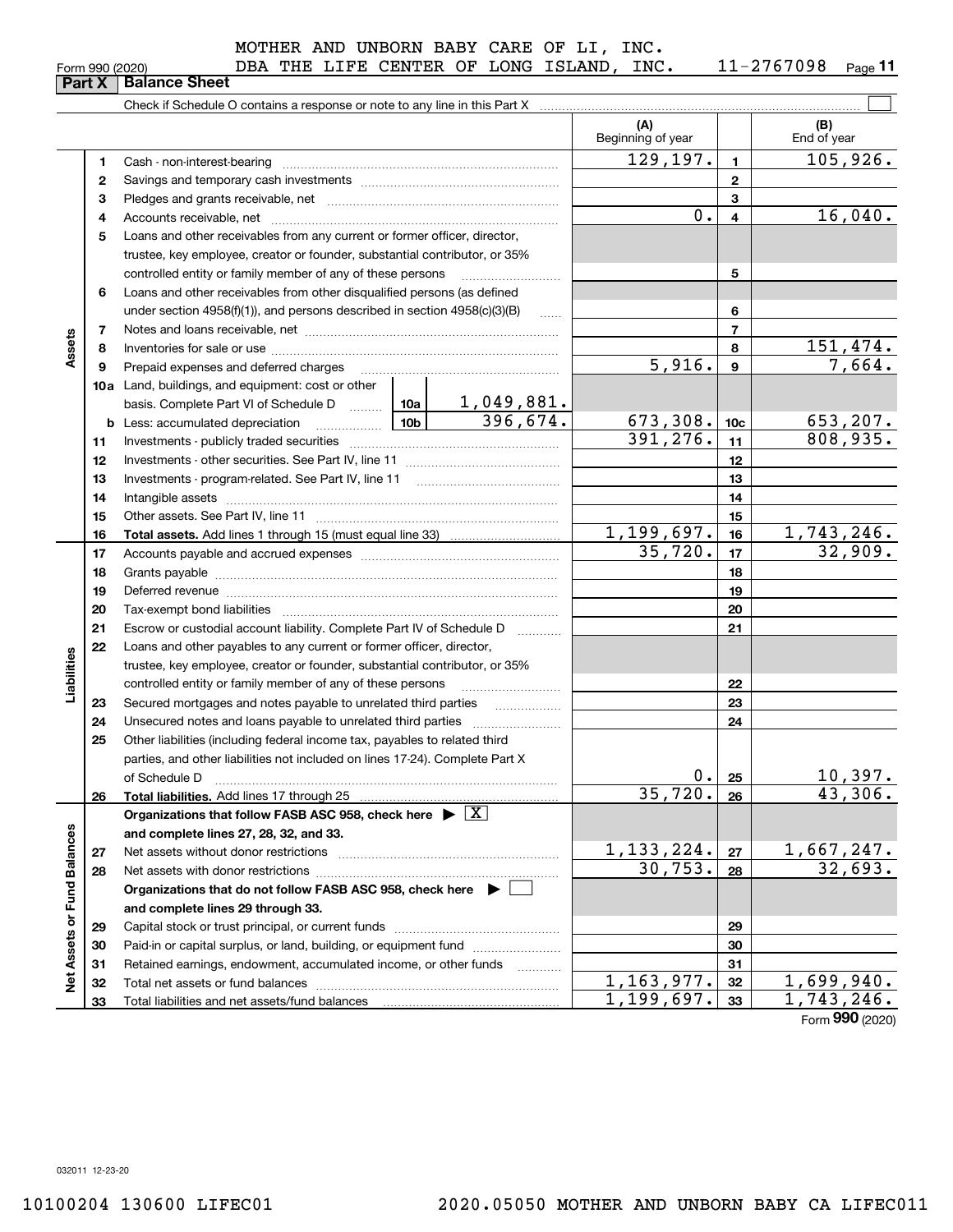MOTHER AND UNBORN BABY CARE OF LI, INC.
DBA THE LIFE CENTER OF LONG ISLAND, INC. 11-2767098

Form 990 (2020)

## Part X Balance Sheet

Check if Schedule O contains a response or note to any line in this Part X

| | | | | (A) Beginning of year | | (B) End of year |
|---|---|---|---|---|---|---|
| **Assets** | 1 | Cash - non-interest-bearing | | 129,197. | 1 | 105,926. |
| | 2 | Savings and temporary cash investments | | | 2 | |
| | 3 | Pledges and grants receivable, net | | | 3 | |
| | 4 | Accounts receivable, net | | 0. | 4 | 16,040. |
| | 5 | Loans and other receivables from any current or former officer, director, trustee, key employee, creator or founder, substantial contributor, or 35% controlled entity or family member of any of these persons | | | 5 | |
| | 6 | Loans and other receivables from other disqualified persons (as defined under section 4958(f)(1)), and persons described in section 4958(c)(3)(B) | | | 6 | |
| | 7 | Notes and loans receivable, net | | | 7 | |
| | 8 | Inventories for sale or use | | | 8 | 151,474. |
| | 9 | Prepaid expenses and deferred charges | | 5,916. | 9 | 7,664. |
| | 10a | Land, buildings, and equipment: cost or other basis. Complete Part VI of Schedule D | 10a 1,049,881. | | | |
| | b | Less: accumulated depreciation | 10b 396,674. | 673,308. | 10c | 653,207. |
| | 11 | Investments - publicly traded securities | | 391,276. | 11 | 808,935. |
| | 12 | Investments - other securities. See Part IV, line 11 | | | 12 | |
| | 13 | Investments - program-related. See Part IV, line 11 | | | 13 | |
| | 14 | Intangible assets | | | 14 | |
| | 15 | Other assets. See Part IV, line 11 | | | 15 | |
| | 16 | **Total assets.** Add lines 1 through 15 (must equal line 33) | | 1,199,697. | 16 | 1,743,246. |
| **Liabilities** | 17 | Accounts payable and accrued expenses | | 35,720. | 17 | 32,909. |
| | 18 | Grants payable | | | 18 | |
| | 19 | Deferred revenue | | | 19 | |
| | 20 | Tax-exempt bond liabilities | | | 20 | |
| | 21 | Escrow or custodial account liability. Complete Part IV of Schedule D | | | 21 | |
| | 22 | Loans and other payables to any current or former officer, director, trustee, key employee, creator or founder, substantial contributor, or 35% controlled entity or family member of any of these persons | | | 22 | |
| | 23 | Secured mortgages and notes payable to unrelated third parties | | | 23 | |
| | 24 | Unsecured notes and loans payable to unrelated third parties | | | 24 | |
| | 25 | Other liabilities (including federal income tax, payables to related third parties, and other liabilities not included on lines 17-24). Complete Part X of Schedule D | | 0. | 25 | 10,397. |
| | 26 | **Total liabilities.** Add lines 17 through 25 | | 35,720. | 26 | 43,306. |
| **Net Assets or Fund Balances** | | **Organizations that follow FASB ASC 958, check here** ▶ [X] **and complete lines 27, 28, 32, and 33.** | | | | |
| | 27 | Net assets without donor restrictions | | 1,133,224. | 27 | 1,667,247. |
| | 28 | Net assets with donor restrictions | | 30,753. | 28 | 32,693. |
| | | **Organizations that do not follow FASB ASC 958, check here** ▶ [ ] **and complete lines 29 through 33.** | | | | |
| | 29 | Capital stock or trust principal, or current funds | | | 29 | |
| | 30 | Paid-in or capital surplus, or land, building, or equipment fund | | | 30 | |
| | 31 | Retained earnings, endowment, accumulated income, or other funds | | | 31 | |
| | 32 | Total net assets or fund balances | | 1,163,977. | 32 | 1,699,940. |
| | 33 | Total liabilities and net assets/fund balances | | 1,199,697. | 33 | 1,743,246. |

Form **990** (2020)

032011 12-23-20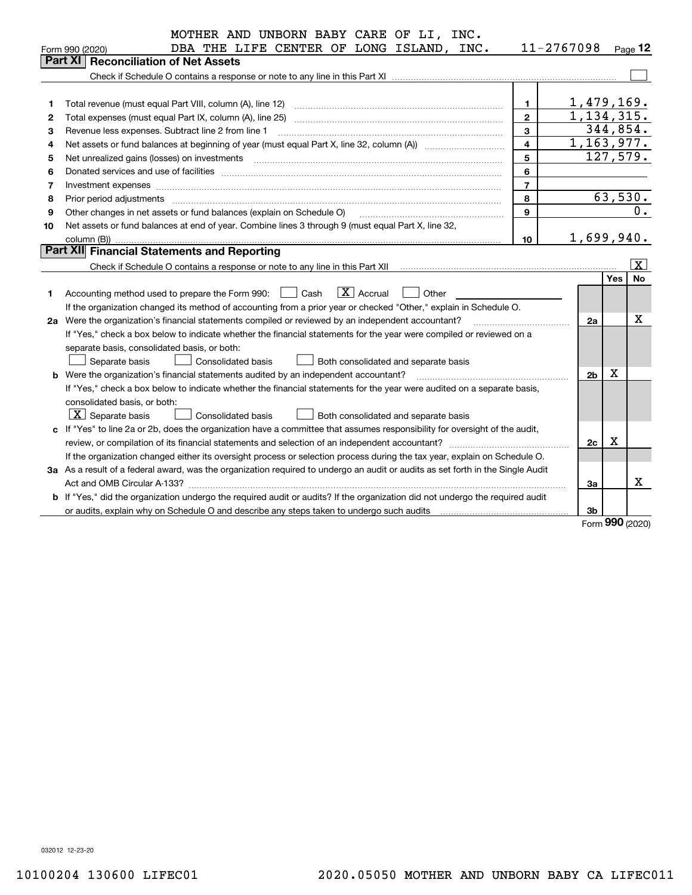MOTHER AND UNBORN BABY CARE OF LI, INC.
DBA THE LIFE CENTER OF LONG ISLAND, INC. 11-2767098

Form 990 (2020)

## Part XI Reconciliation of Net Assets

Check if Schedule O contains a response or note to any line in this Part XI ☐

| | | | |
|---|---|---|---|
| 1 | Total revenue (must equal Part VIII, column (A), line 12) | 1 | 1,479,169. |
| 2 | Total expenses (must equal Part IX, column (A), line 25) | 2 | 1,134,315. |
| 3 | Revenue less expenses. Subtract line 2 from line 1 | 3 | 344,854. |
| 4 | Net assets or fund balances at beginning of year (must equal Part X, line 32, column (A)) | 4 | 1,163,977. |
| 5 | Net unrealized gains (losses) on investments | 5 | 127,579. |
| 6 | Donated services and use of facilities | 6 | |
| 7 | Investment expenses | 7 | |
| 8 | Prior period adjustments | 8 | 63,530. |
| 9 | Other changes in net assets or fund balances (explain on Schedule O) | 9 | 0. |
| 10 | Net assets or fund balances at end of year. Combine lines 3 through 9 (must equal Part X, line 32, column (B)) | 10 | 1,699,940. |

## Part XII Financial Statements and Reporting

Check if Schedule O contains a response or note to any line in this Part XII ☒

| | | | Yes | No |
|---|---|---|---|---|
| 1 | Accounting method used to prepare the Form 990: ☐ Cash ☒ Accrual ☐ Other<br>If the organization changed its method of accounting from a prior year or checked "Other," explain in Schedule O. | | | |
| 2a | Were the organization's financial statements compiled or reviewed by an independent accountant?<br>If "Yes," check a box below to indicate whether the financial statements for the year were compiled or reviewed on a separate basis, consolidated basis, or both:<br>☐ Separate basis ☐ Consolidated basis ☐ Both consolidated and separate basis | 2a | | X |
| b | Were the organization's financial statements audited by an independent accountant?<br>If "Yes," check a box below to indicate whether the financial statements for the year were audited on a separate basis, consolidated basis, or both:<br>☒ Separate basis ☐ Consolidated basis ☐ Both consolidated and separate basis | 2b | X | |
| c | If "Yes" to line 2a or 2b, does the organization have a committee that assumes responsibility for oversight of the audit, review, or compilation of its financial statements and selection of an independent accountant?<br>If the organization changed either its oversight process or selection process during the tax year, explain on Schedule O. | 2c | X | |
| 3a | As a result of a federal award, was the organization required to undergo an audit or audits as set forth in the Single Audit Act and OMB Circular A-133? | 3a | | X |
| b | If "Yes," did the organization undergo the required audit or audits? If the organization did not undergo the required audit or audits, explain why on Schedule O and describe any steps taken to undergo such audits | 3b | | |

Form **990** (2020)

032012 12-23-20

10100204 130600 LIFEC01 2020.05050 MOTHER AND UNBORN BABY CA LIFEC011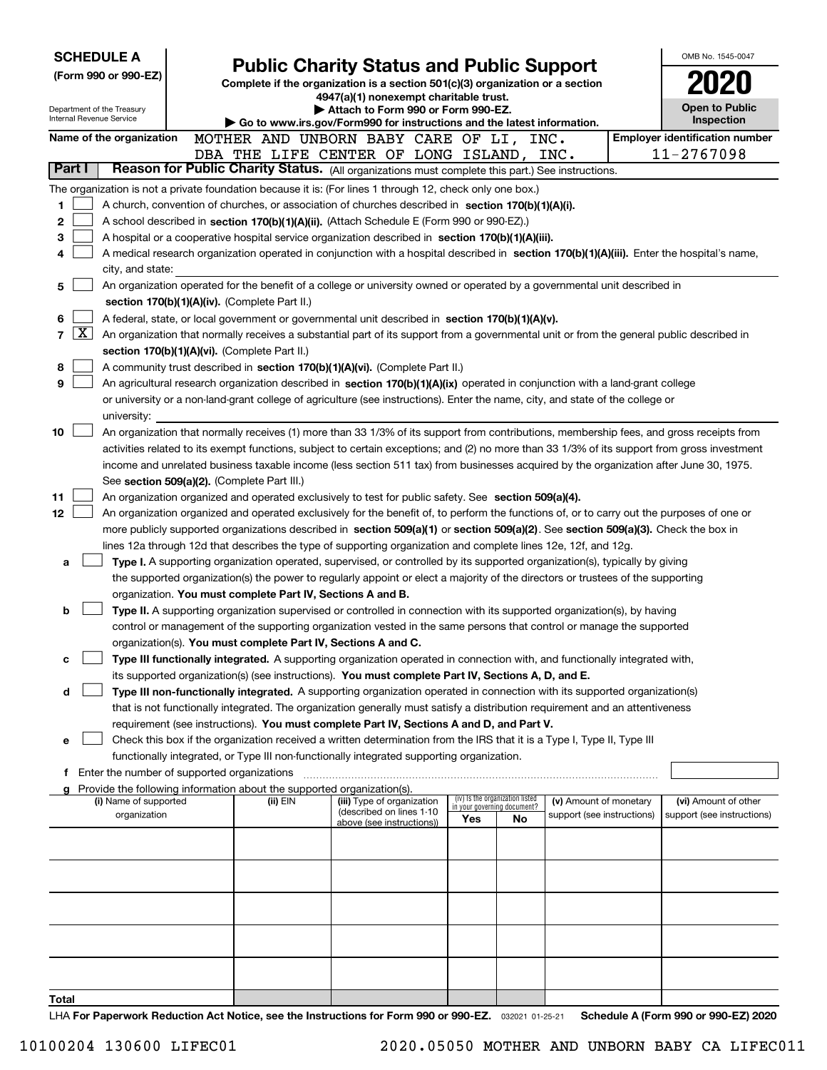**SCHEDULE A**
**(Form 990 or 990-EZ)**

Department of the Treasury
Internal Revenue Service

# Public Charity Status and Public Support

**Complete if the organization is a section 501(c)(3) organization or a section 4947(a)(1) nonexempt charitable trust.**
**▶ Attach to Form 990 or Form 990-EZ.**
**▶ Go to www.irs.gov/Form990 for instructions and the latest information.**

OMB No. 1545-0047

**2020**

**Open to Public Inspection**

**Name of the organization** MOTHER AND UNBORN BABY CARE OF LI, INC.
DBA THE LIFE CENTER OF LONG ISLAND, INC.

**Employer identification number** 11-2767098

**Part I** **Reason for Public Charity Status.** (All organizations must complete this part.) See instructions.

The organization is not a private foundation because it is: (For lines 1 through 12, check only one box.)

1 ☐ A church, convention of churches, or association of churches described in **section 170(b)(1)(A)(i).**

2 ☐ A school described in **section 170(b)(1)(A)(ii).** (Attach Schedule E (Form 990 or 990-EZ).)

3 ☐ A hospital or a cooperative hospital service organization described in **section 170(b)(1)(A)(iii).**

4 ☐ A medical research organization operated in conjunction with a hospital described in **section 170(b)(1)(A)(iii).** Enter the hospital's name, city, and state:

5 ☐ An organization operated for the benefit of a college or university owned or operated by a governmental unit described in **section 170(b)(1)(A)(iv).** (Complete Part II.)

6 ☐ A federal, state, or local government or governmental unit described in **section 170(b)(1)(A)(v).**

7 ☒ An organization that normally receives a substantial part of its support from a governmental unit or from the general public described in **section 170(b)(1)(A)(vi).** (Complete Part II.)

8 ☐ A community trust described in **section 170(b)(1)(A)(vi).** (Complete Part II.)

9 ☐ An agricultural research organization described in **section 170(b)(1)(A)(ix)** operated in conjunction with a land-grant college or university or a non-land-grant college of agriculture (see instructions). Enter the name, city, and state of the college or university:

10 ☐ An organization that normally receives (1) more than 33 1/3% of its support from contributions, membership fees, and gross receipts from activities related to its exempt functions, subject to certain exceptions; and (2) no more than 33 1/3% of its support from gross investment income and unrelated business taxable income (less section 511 tax) from businesses acquired by the organization after June 30, 1975. See **section 509(a)(2).** (Complete Part III.)

11 ☐ An organization organized and operated exclusively to test for public safety. See **section 509(a)(4).**

12 ☐ An organization organized and operated exclusively for the benefit of, to perform the functions of, or to carry out the purposes of one or more publicly supported organizations described in **section 509(a)(1)** or **section 509(a)(2)**. See **section 509(a)(3).** Check the box in lines 12a through 12d that describes the type of supporting organization and complete lines 12e, 12f, and 12g.

**a** ☐ **Type I.** A supporting organization operated, supervised, or controlled by its supported organization(s), typically by giving the supported organization(s) the power to regularly appoint or elect a majority of the directors or trustees of the supporting organization. **You must complete Part IV, Sections A and B.**

**b** ☐ **Type II.** A supporting organization supervised or controlled in connection with its supported organization(s), by having control or management of the supporting organization vested in the same persons that control or manage the supported organization(s). **You must complete Part IV, Sections A and C.**

**c** ☐ **Type III functionally integrated.** A supporting organization operated in connection with, and functionally integrated with, its supported organization(s) (see instructions). **You must complete Part IV, Sections A, D, and E.**

**d** ☐ **Type III non-functionally integrated.** A supporting organization operated in connection with its supported organization(s) that is not functionally integrated. The organization generally must satisfy a distribution requirement and an attentiveness requirement (see instructions). **You must complete Part IV, Sections A and D, and Part V.**

**e** ☐ Check this box if the organization received a written determination from the IRS that it is a Type I, Type II, Type III functionally integrated, or Type III non-functionally integrated supporting organization.

**f** Enter the number of supported organizations

**g** Provide the following information about the supported organization(s).

| (i) Name of supported organization | (ii) EIN | (iii) Type of organization (described on lines 1-10 above (see instructions)) | (iv) Is the organization listed in your governing document? Yes | No | (v) Amount of monetary support (see instructions) | (vi) Amount of other support (see instructions) |
|---|---|---|---|---|---|---|
| | | | | | | |
| | | | | | | |
| | | | | | | |
| | | | | | | |
| | | | | | | |
| **Total** | | | | | | |

LHA **For Paperwork Reduction Act Notice, see the Instructions for Form 990 or 990-EZ.** 032021 01-25-21 **Schedule A (Form 990 or 990-EZ) 2020**

10100204 130600 LIFEC01 2020.05050 MOTHER AND UNBORN BABY CA LIFEC011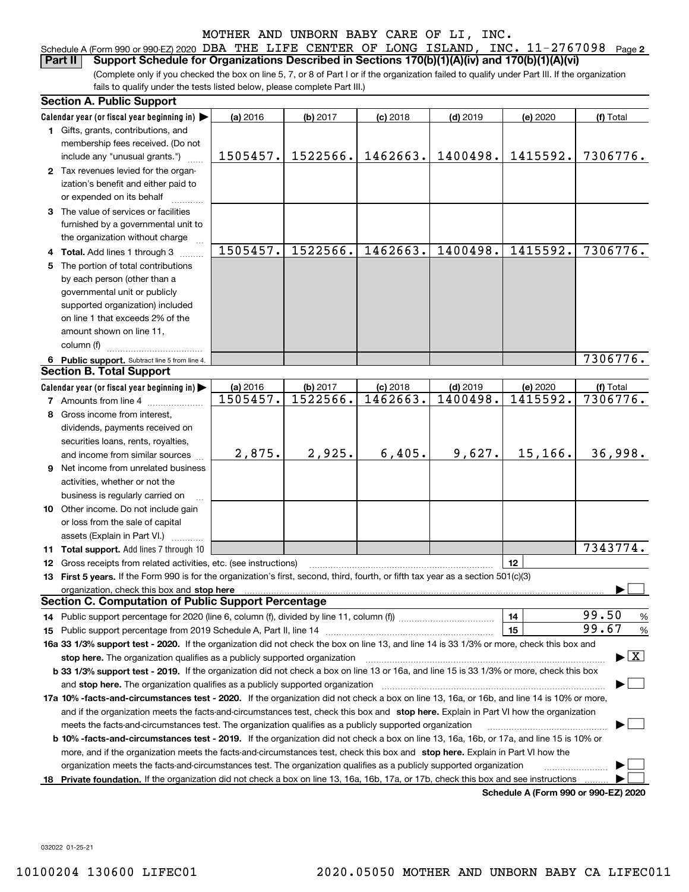MOTHER AND UNBORN BABY CARE OF LI, INC.

Schedule A (Form 990 or 990-EZ) 2020 DBA THE LIFE CENTER OF LONG ISLAND, INC. 11-2767098 Page 2

**Part II Support Schedule for Organizations Described in Sections 170(b)(1)(A)(iv) and 170(b)(1)(A)(vi)**

(Complete only if you checked the box on line 5, 7, or 8 of Part I or if the organization failed to qualify under Part III. If the organization fails to qualify under the tests listed below, please complete Part III.)

## Section A. Public Support

| Calendar year (or fiscal year beginning in) ▶ | (a) 2016 | (b) 2017 | (c) 2018 | (d) 2019 | (e) 2020 | (f) Total |
|---|---|---|---|---|---|---|
| 1 Gifts, grants, contributions, and membership fees received. (Do not include any "unusual grants.") | 1505457. | 1522566. | 1462663. | 1400498. | 1415592. | 7306776. |
| 2 Tax revenues levied for the organization's benefit and either paid to or expended on its behalf | | | | | | |
| 3 The value of services or facilities furnished by a governmental unit to the organization without charge | | | | | | |
| 4 Total. Add lines 1 through 3 | 1505457. | 1522566. | 1462663. | 1400498. | 1415592. | 7306776. |
| 5 The portion of total contributions by each person (other than a governmental unit or publicly supported organization) included on line 1 that exceeds 2% of the amount shown on line 11, column (f) | | | | | | |
| 6 Public support. Subtract line 5 from line 4. | | | | | | 7306776. |

## Section B. Total Support

| Calendar year (or fiscal year beginning in) ▶ | (a) 2016 | (b) 2017 | (c) 2018 | (d) 2019 | (e) 2020 | (f) Total |
|---|---|---|---|---|---|---|
| 7 Amounts from line 4 | 1505457. | 1522566. | 1462663. | 1400498. | 1415592. | 7306776. |
| 8 Gross income from interest, dividends, payments received on securities loans, rents, royalties, and income from similar sources | 2,875. | 2,925. | 6,405. | 9,627. | 15,166. | 36,998. |
| 9 Net income from unrelated business activities, whether or not the business is regularly carried on | | | | | | |
| 10 Other income. Do not include gain or loss from the sale of capital assets (Explain in Part VI.) | | | | | | |
| 11 Total support. Add lines 7 through 10 | | | | | | 7343774. |

12 Gross receipts from related activities, etc. (see instructions) | 12 |

13 **First 5 years.** If the Form 990 is for the organization's first, second, third, fourth, or fifth tax year as a section 501(c)(3) organization, check this box and **stop here** ▶ ☐

## Section C. Computation of Public Support Percentage

14 Public support percentage for 2020 (line 6, column (f), divided by line 11, column (f)) | 14 | 99.50 %

15 Public support percentage from 2019 Schedule A, Part II, line 14 | 15 | 99.67 %

16a **33 1/3% support test - 2020.** If the organization did not check the box on line 13, and line 14 is 33 1/3% or more, check this box and **stop here.** The organization qualifies as a publicly supported organization ▶ ☒

b **33 1/3% support test - 2019.** If the organization did not check a box on line 13 or 16a, and line 15 is 33 1/3% or more, check this box and **stop here.** The organization qualifies as a publicly supported organization ▶ ☐

17a **10% -facts-and-circumstances test - 2020.** If the organization did not check a box on line 13, 16a, or 16b, and line 14 is 10% or more, and if the organization meets the facts-and-circumstances test, check this box and **stop here.** Explain in Part VI how the organization meets the facts-and-circumstances test. The organization qualifies as a publicly supported organization ▶ ☐

b **10% -facts-and-circumstances test - 2019.** If the organization did not check a box on line 13, 16a, 16b, or 17a, and line 15 is 10% or more, and if the organization meets the facts-and-circumstances test, check this box and **stop here.** Explain in Part VI how the organization meets the facts-and-circumstances test. The organization qualifies as a publicly supported organization ▶ ☐

18 **Private foundation.** If the organization did not check a box on line 13, 16a, 16b, 17a, or 17b, check this box and see instructions ▶ ☐

**Schedule A (Form 990 or 990-EZ) 2020**

032022 01-25-21

10100204 130600 LIFEC01 2020.05050 MOTHER AND UNBORN BABY CA LIFEC011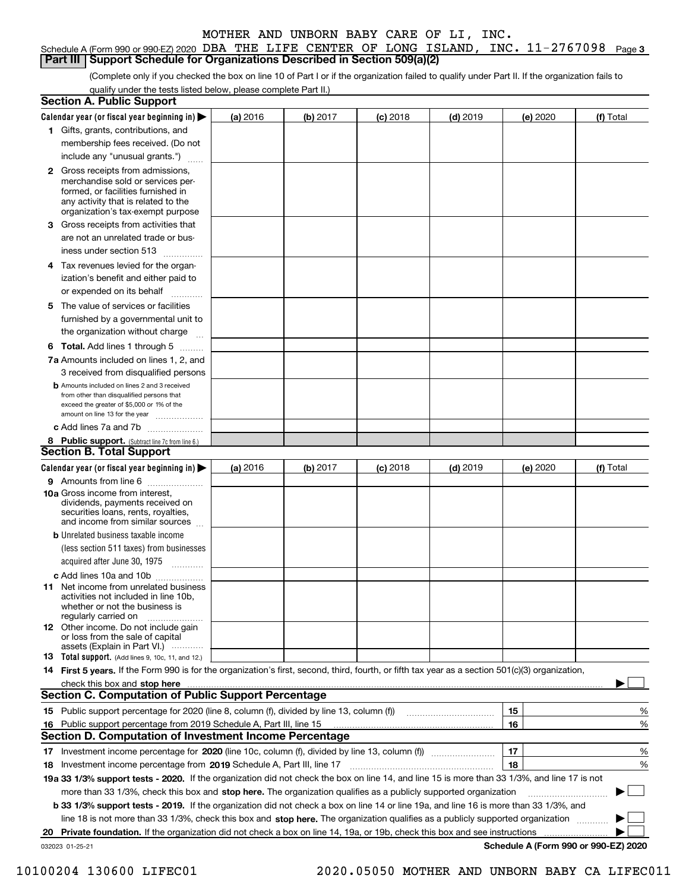MOTHER AND UNBORN BABY CARE OF LI, INC.

Schedule A (Form 990 or 990-EZ) 2020 DBA THE LIFE CENTER OF LONG ISLAND, INC. 11-2767098 Page 3

## Part III Support Schedule for Organizations Described in Section 509(a)(2)

(Complete only if you checked the box on line 10 of Part I or if the organization failed to qualify under Part II. If the organization fails to qualify under the tests listed below, please complete Part II.)

### Section A. Public Support

| Calendar year (or fiscal year beginning in) ▶ | (a) 2016 | (b) 2017 | (c) 2018 | (d) 2019 | (e) 2020 | (f) Total |
|---|---|---|---|---|---|---|
| 1 Gifts, grants, contributions, and membership fees received. (Do not include any "unusual grants.") | | | | | | |
| 2 Gross receipts from admissions, merchandise sold or services performed, or facilities furnished in any activity that is related to the organization's tax-exempt purpose | | | | | | |
| 3 Gross receipts from activities that are not an unrelated trade or business under section 513 | | | | | | |
| 4 Tax revenues levied for the organization's benefit and either paid to or expended on its behalf | | | | | | |
| 5 The value of services or facilities furnished by a governmental unit to the organization without charge | | | | | | |
| 6 **Total.** Add lines 1 through 5 | | | | | | |
| 7a Amounts included on lines 1, 2, and 3 received from disqualified persons | | | | | | |
| b Amounts included on lines 2 and 3 received from other than disqualified persons that exceed the greater of $5,000 or 1% of the amount on line 13 for the year | | | | | | |
| c Add lines 7a and 7b | | | | | | |
| 8 **Public support.** (Subtract line 7c from line 6.) | | | | | | |

### Section B. Total Support

| Calendar year (or fiscal year beginning in) ▶ | (a) 2016 | (b) 2017 | (c) 2018 | (d) 2019 | (e) 2020 | (f) Total |
|---|---|---|---|---|---|---|
| 9 Amounts from line 6 | | | | | | |
| 10a Gross income from interest, dividends, payments received on securities loans, rents, royalties, and income from similar sources | | | | | | |
| b Unrelated business taxable income (less section 511 taxes) from businesses acquired after June 30, 1975 | | | | | | |
| c Add lines 10a and 10b | | | | | | |
| 11 Net income from unrelated business activities not included in line 10b, whether or not the business is regularly carried on | | | | | | |
| 12 Other income. Do not include gain or loss from the sale of capital assets (Explain in Part VI.) | | | | | | |
| 13 **Total support.** (Add lines 9, 10c, 11, and 12.) | | | | | | |

14 **First 5 years.** If the Form 990 is for the organization's first, second, third, fourth, or fifth tax year as a section 501(c)(3) organization, check this box and **stop here** ▶ ☐

### Section C. Computation of Public Support Percentage

| | | | |
|---|---|---|---|
| 15 | Public support percentage for 2020 (line 8, column (f), divided by line 13, column (f)) | 15 | % |
| 16 | Public support percentage from 2019 Schedule A, Part III, line 15 | 16 | % |

### Section D. Computation of Investment Income Percentage

| | | | |
|---|---|---|---|
| 17 | Investment income percentage for **2020** (line 10c, column (f), divided by line 13, column (f)) | 17 | % |
| 18 | Investment income percentage from **2019** Schedule A, Part III, line 17 | 18 | % |

**19a 33 1/3% support tests - 2020.** If the organization did not check the box on line 14, and line 15 is more than 33 1/3%, and line 17 is not more than 33 1/3%, check this box and **stop here.** The organization qualifies as a publicly supported organization ▶ ☐

**b 33 1/3% support tests - 2019.** If the organization did not check a box on line 14 or line 19a, and line 16 is more than 33 1/3%, and line 18 is not more than 33 1/3%, check this box and **stop here.** The organization qualifies as a publicly supported organization ▶ ☐

**20 Private foundation.** If the organization did not check a box on line 14, 19a, or 19b, check this box and see instructions ▶ ☐

032023 01-25-21 **Schedule A (Form 990 or 990-EZ) 2020**

10100204 130600 LIFEC01 2020.05050 MOTHER AND UNBORN BABY CA LIFEC011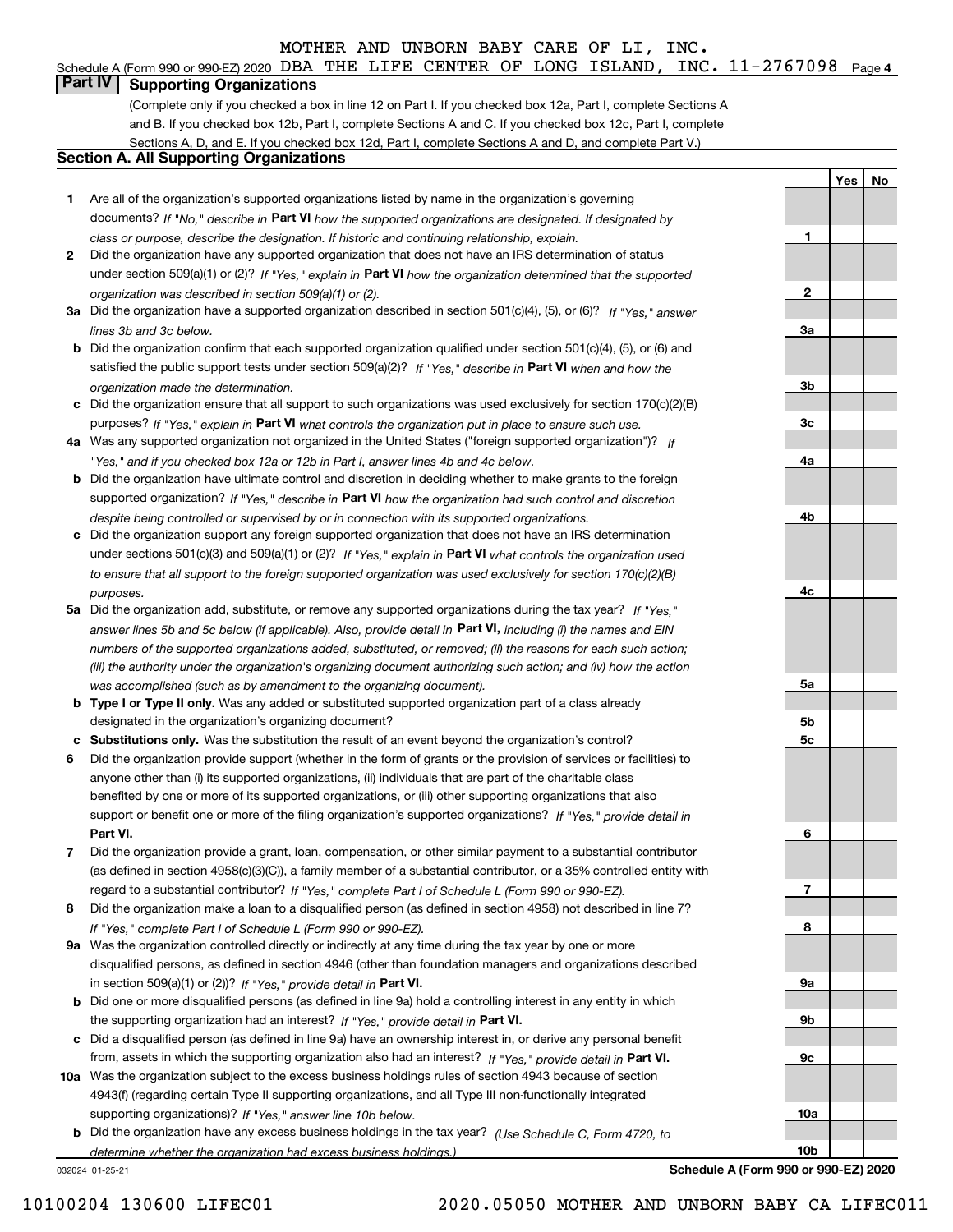MOTHER AND UNBORN BABY CARE OF LI, INC.

Schedule A (Form 990 or 990-EZ) 2020 DBA THE LIFE CENTER OF LONG ISLAND, INC. 11-2767098 Page 4

## Part IV Supporting Organizations

(Complete only if you checked a box in line 12 on Part I. If you checked box 12a, Part I, complete Sections A and B. If you checked box 12b, Part I, complete Sections A and C. If you checked box 12c, Part I, complete Sections A, D, and E. If you checked box 12d, Part I, complete Sections A and D, and complete Part V.)

### Section A. All Supporting Organizations

| | | Line | Yes | No |
|---|---|---|---|---|
| **1** | Are all of the organization's supported organizations listed by name in the organization's governing documents? *If "No," describe in* **Part VI** *how the supported organizations are designated. If designated by class or purpose, describe the designation. If historic and continuing relationship, explain.* | 1 | | |
| **2** | Did the organization have any supported organization that does not have an IRS determination of status under section 509(a)(1) or (2)? *If "Yes," explain in* **Part VI** *how the organization determined that the supported organization was described in section 509(a)(1) or (2).* | 2 | | |
| **3a** | Did the organization have a supported organization described in section 501(c)(4), (5), or (6)? *If "Yes," answer lines 3b and 3c below.* | 3a | | |
| **b** | Did the organization confirm that each supported organization qualified under section 501(c)(4), (5), or (6) and satisfied the public support tests under section 509(a)(2)? *If "Yes," describe in* **Part VI** *when and how the organization made the determination.* | 3b | | |
| **c** | Did the organization ensure that all support to such organizations was used exclusively for section 170(c)(2)(B) purposes? *If "Yes," explain in* **Part VI** *what controls the organization put in place to ensure such use.* | 3c | | |
| **4a** | Was any supported organization not organized in the United States ("foreign supported organization")? *If "Yes," and if you checked box 12a or 12b in Part I, answer lines 4b and 4c below.* | 4a | | |
| **b** | Did the organization have ultimate control and discretion in deciding whether to make grants to the foreign supported organization? *If "Yes," describe in* **Part VI** *how the organization had such control and discretion despite being controlled or supervised by or in connection with its supported organizations.* | 4b | | |
| **c** | Did the organization support any foreign supported organization that does not have an IRS determination under sections 501(c)(3) and 509(a)(1) or (2)? *If "Yes," explain in* **Part VI** *what controls the organization used to ensure that all support to the foreign supported organization was used exclusively for section 170(c)(2)(B) purposes.* | 4c | | |
| **5a** | Did the organization add, substitute, or remove any supported organizations during the tax year? *If "Yes," answer lines 5b and 5c below (if applicable). Also, provide detail in* **Part VI,** *including (i) the names and EIN numbers of the supported organizations added, substituted, or removed; (ii) the reasons for each such action; (iii) the authority under the organization's organizing document authorizing such action; and (iv) how the action was accomplished (such as by amendment to the organizing document).* | 5a | | |
| **b** | **Type I or Type II only.** Was any added or substituted supported organization part of a class already designated in the organization's organizing document? | 5b | | |
| **c** | **Substitutions only.** Was the substitution the result of an event beyond the organization's control? | 5c | | |
| **6** | Did the organization provide support (whether in the form of grants or the provision of services or facilities) to anyone other than (i) its supported organizations, (ii) individuals that are part of the charitable class benefited by one or more of its supported organizations, or (iii) other supporting organizations that also support or benefit one or more of the filing organization's supported organizations? *If "Yes," provide detail in* **Part VI.** | 6 | | |
| **7** | Did the organization provide a grant, loan, compensation, or other similar payment to a substantial contributor (as defined in section 4958(c)(3)(C)), a family member of a substantial contributor, or a 35% controlled entity with regard to a substantial contributor? *If "Yes," complete Part I of Schedule L (Form 990 or 990-EZ).* | 7 | | |
| **8** | Did the organization make a loan to a disqualified person (as defined in section 4958) not described in line 7? *If "Yes," complete Part I of Schedule L (Form 990 or 990-EZ).* | 8 | | |
| **9a** | Was the organization controlled directly or indirectly at any time during the tax year by one or more disqualified persons, as defined in section 4946 (other than foundation managers and organizations described in section 509(a)(1) or (2))? *If "Yes," provide detail in* **Part VI.** | 9a | | |
| **b** | Did one or more disqualified persons (as defined in line 9a) hold a controlling interest in any entity in which the supporting organization had an interest? *If "Yes," provide detail in* **Part VI.** | 9b | | |
| **c** | Did a disqualified person (as defined in line 9a) have an ownership interest in, or derive any personal benefit from, assets in which the supporting organization also had an interest? *If "Yes," provide detail in* **Part VI.** | 9c | | |
| **10a** | Was the organization subject to the excess business holdings rules of section 4943 because of section 4943(f) (regarding certain Type II supporting organizations, and all Type III non-functionally integrated supporting organizations)? *If "Yes," answer line 10b below.* | 10a | | |
| **b** | Did the organization have any excess business holdings in the tax year? *(Use Schedule C, Form 4720, to determine whether the organization had excess business holdings.)* | 10b | | |

032024 01-25-21

**Schedule A (Form 990 or 990-EZ) 2020**

10100204 130600 LIFEC01 2020.05050 MOTHER AND UNBORN BABY CA LIFEC011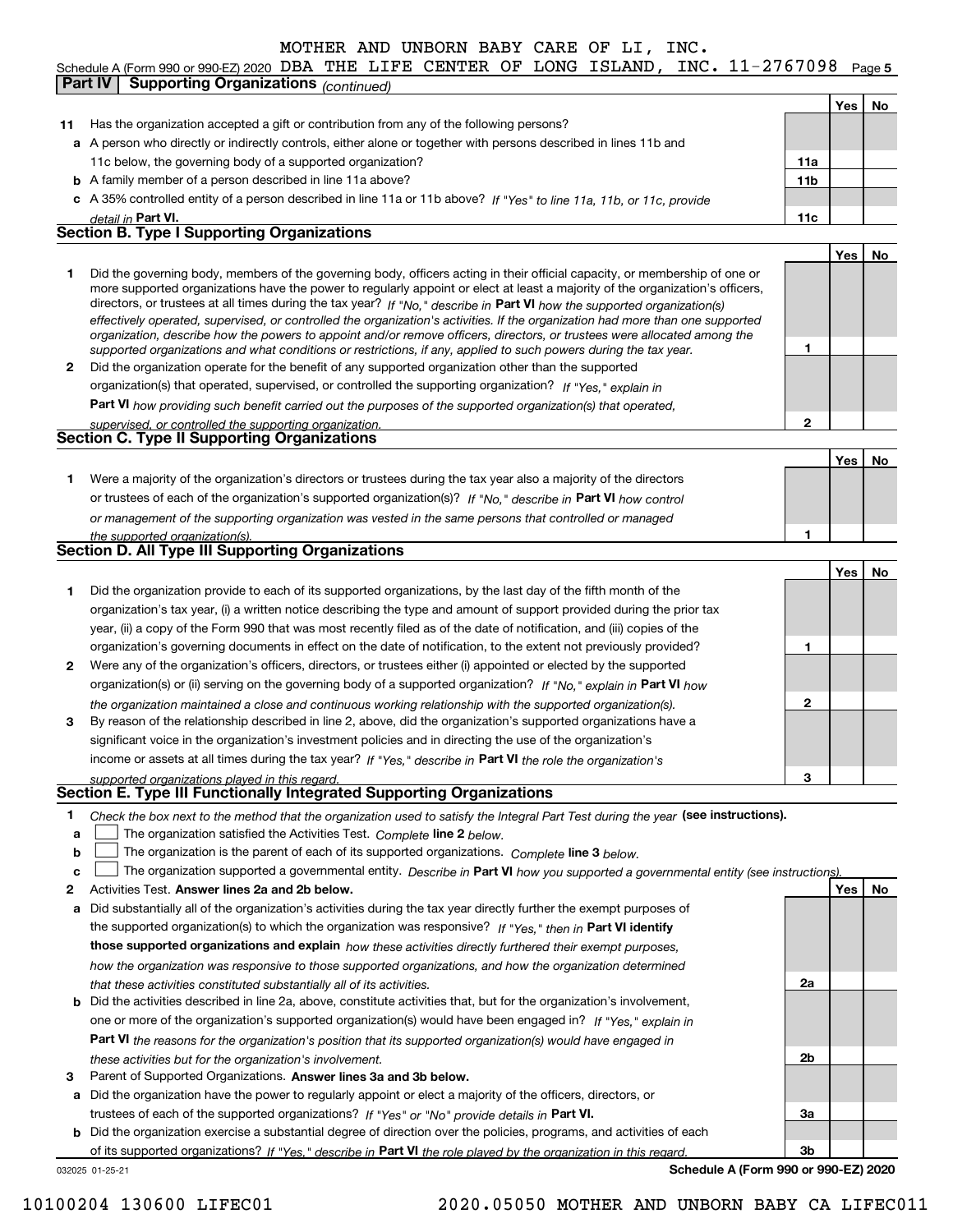MOTHER AND UNBORN BABY CARE OF LI, INC.

Schedule A (Form 990 or 990-EZ) 2020 DBA THE LIFE CENTER OF LONG ISLAND, INC. 11-2767098 Page 5

**Part IV | Supporting Organizations** *(continued)*

| | | | Yes | No |
|---|---|---|---|---|
| **11** | Has the organization accepted a gift or contribution from any of the following persons? | | | |
| **a** | A person who directly or indirectly controls, either alone or together with persons described in lines 11b and 11c below, the governing body of a supported organization? | **11a** | | |
| **b** | A family member of a person described in line 11a above? | **11b** | | |
| **c** | A 35% controlled entity of a person described in line 11a or 11b above? *If "Yes" to line 11a, 11b, or 11c, provide detail in* **Part VI.** | **11c** | | |

## Section B. Type I Supporting Organizations

| | | | Yes | No |
|---|---|---|---|---|
| **1** | Did the governing body, members of the governing body, officers acting in their official capacity, or membership of one or more supported organizations have the power to regularly appoint or elect at least a majority of the organization's officers, directors, or trustees at all times during the tax year? *If "No," describe in* **Part VI** *how the supported organization(s) effectively operated, supervised, or controlled the organization's activities. If the organization had more than one supported organization, describe how the powers to appoint and/or remove officers, directors, or trustees were allocated among the supported organizations and what conditions or restrictions, if any, applied to such powers during the tax year.* | **1** | | |
| **2** | Did the organization operate for the benefit of any supported organization other than the supported organization(s) that operated, supervised, or controlled the supporting organization? *If "Yes," explain in* **Part VI** *how providing such benefit carried out the purposes of the supported organization(s) that operated, supervised, or controlled the supporting organization.* | **2** | | |

## Section C. Type II Supporting Organizations

| | | | Yes | No |
|---|---|---|---|---|
| **1** | Were a majority of the organization's directors or trustees during the tax year also a majority of the directors or trustees of each of the organization's supported organization(s)? *If "No," describe in* **Part VI** *how control or management of the supporting organization was vested in the same persons that controlled or managed the supported organization(s).* | **1** | | |

## Section D. All Type III Supporting Organizations

| | | | Yes | No |
|---|---|---|---|---|
| **1** | Did the organization provide to each of its supported organizations, by the last day of the fifth month of the organization's tax year, (i) a written notice describing the type and amount of support provided during the prior tax year, (ii) a copy of the Form 990 that was most recently filed as of the date of notification, and (iii) copies of the organization's governing documents in effect on the date of notification, to the extent not previously provided? | **1** | | |
| **2** | Were any of the organization's officers, directors, or trustees either (i) appointed or elected by the supported organization(s) or (ii) serving on the governing body of a supported organization? *If "No," explain in* **Part VI** *how the organization maintained a close and continuous working relationship with the supported organization(s).* | **2** | | |
| **3** | By reason of the relationship described in line 2, above, did the organization's supported organizations have a significant voice in the organization's investment policies and in directing the use of the organization's income or assets at all times during the tax year? *If "Yes," describe in* **Part VI** *the role the organization's supported organizations played in this regard.* | **3** | | |

## Section E. Type III Functionally Integrated Supporting Organizations

**1** *Check the box next to the method that the organization used to satisfy the Integral Part Test during the year* **(see instructions).**

- **a** ☐ The organization satisfied the Activities Test. *Complete* **line 2** *below.*
- **b** ☐ The organization is the parent of each of its supported organizations. *Complete* **line 3** *below.*
- **c** ☐ The organization supported a governmental entity. *Describe in* **Part VI** *how you supported a governmental entity (see instructions).*

| | | | Yes | No |
|---|---|---|---|---|
| **2** | Activities Test. **Answer lines 2a and 2b below.** | | | |
| **a** | Did substantially all of the organization's activities during the tax year directly further the exempt purposes of the supported organization(s) to which the organization was responsive? *If "Yes," then in* **Part VI identify those supported organizations and explain** *how these activities directly furthered their exempt purposes, how the organization was responsive to those supported organizations, and how the organization determined that these activities constituted substantially all of its activities.* | **2a** | | |
| **b** | Did the activities described in line 2a, above, constitute activities that, but for the organization's involvement, one or more of the organization's supported organization(s) would have been engaged in? *If "Yes," explain in* **Part VI** *the reasons for the organization's position that its supported organization(s) would have engaged in these activities but for the organization's involvement.* | **2b** | | |
| **3** | Parent of Supported Organizations. **Answer lines 3a and 3b below.** | | | |
| **a** | Did the organization have the power to regularly appoint or elect a majority of the officers, directors, or trustees of each of the supported organizations? *If "Yes" or "No" provide details in* **Part VI.** | **3a** | | |
| **b** | Did the organization exercise a substantial degree of direction over the policies, programs, and activities of each of its supported organizations? *If "Yes," describe in* **Part VI** *the role played by the organization in this regard.* | **3b** | | |

032025 01-25-21 **Schedule A (Form 990 or 990-EZ) 2020**

10100204 130600 LIFEC01 2020.05050 MOTHER AND UNBORN BABY CA LIFEC011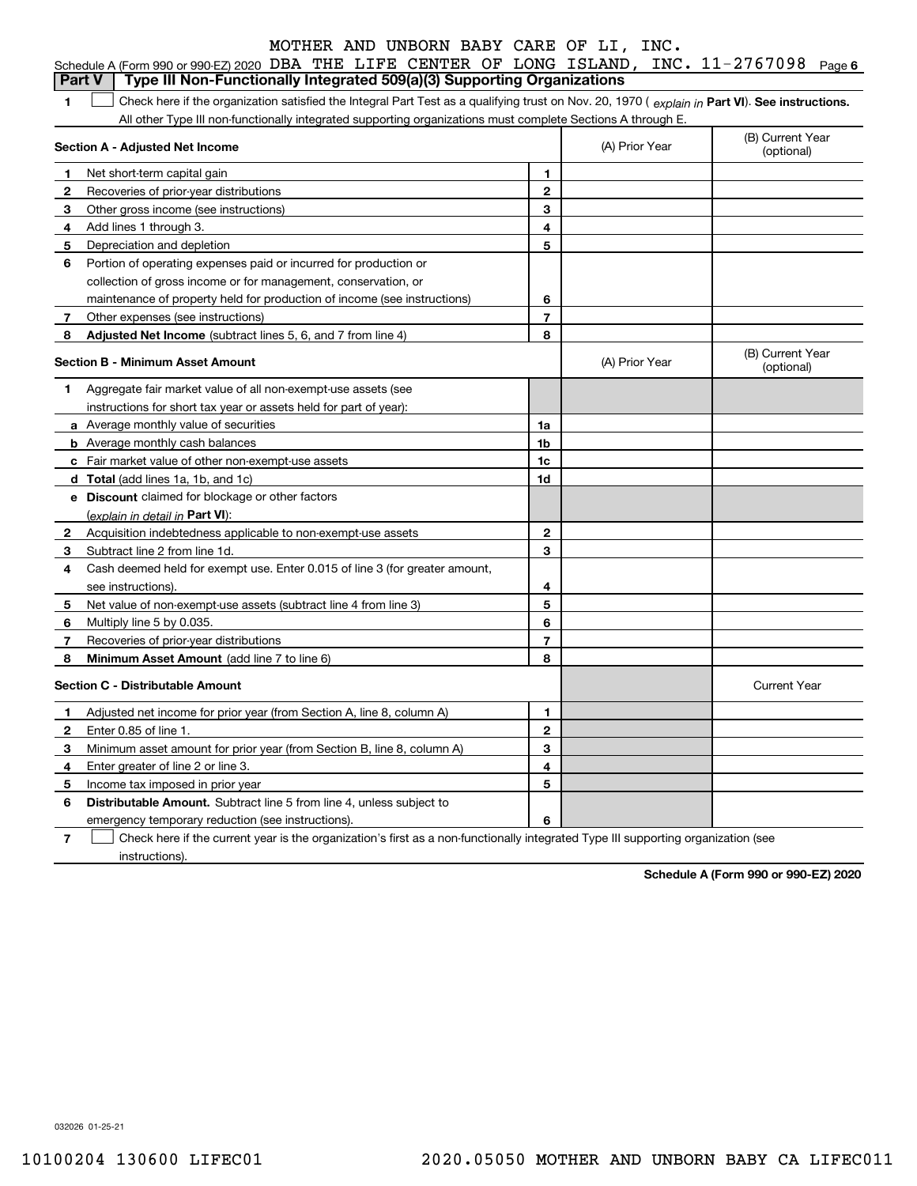MOTHER AND UNBORN BABY CARE OF LI, INC.

Schedule A (Form 990 or 990-EZ) 2020 DBA THE LIFE CENTER OF LONG ISLAND, INC. 11-2767098 Page 6

## Part V | Type III Non-Functionally Integrated 509(a)(3) Supporting Organizations

**1** ☐ Check here if the organization satisfied the Integral Part Test as a qualifying trust on Nov. 20, 1970 ( *explain in* **Part VI**). **See instructions.** All other Type III non-functionally integrated supporting organizations must complete Sections A through E.

| Section A - Adjusted Net Income | | | (A) Prior Year | (B) Current Year (optional) |
|---|---|---|---|---|
| 1 | Net short-term capital gain | 1 | | |
| 2 | Recoveries of prior-year distributions | 2 | | |
| 3 | Other gross income (see instructions) | 3 | | |
| 4 | Add lines 1 through 3. | 4 | | |
| 5 | Depreciation and depletion | 5 | | |
| 6 | Portion of operating expenses paid or incurred for production or collection of gross income or for management, conservation, or maintenance of property held for production of income (see instructions) | 6 | | |
| 7 | Other expenses (see instructions) | 7 | | |
| 8 | **Adjusted Net Income** (subtract lines 5, 6, and 7 from line 4) | 8 | | |

| Section B - Minimum Asset Amount | | | (A) Prior Year | (B) Current Year (optional) |
|---|---|---|---|---|
| 1 | Aggregate fair market value of all non-exempt-use assets (see instructions for short tax year or assets held for part of year): | | | |
| a | Average monthly value of securities | 1a | | |
| b | Average monthly cash balances | 1b | | |
| c | Fair market value of other non-exempt-use assets | 1c | | |
| d | **Total** (add lines 1a, 1b, and 1c) | 1d | | |
| e | **Discount** claimed for blockage or other factors (*explain in detail in* **Part VI**): | | | |
| 2 | Acquisition indebtedness applicable to non-exempt-use assets | 2 | | |
| 3 | Subtract line 2 from line 1d. | 3 | | |
| 4 | Cash deemed held for exempt use. Enter 0.015 of line 3 (for greater amount, see instructions). | 4 | | |
| 5 | Net value of non-exempt-use assets (subtract line 4 from line 3) | 5 | | |
| 6 | Multiply line 5 by 0.035. | 6 | | |
| 7 | Recoveries of prior-year distributions | 7 | | |
| 8 | **Minimum Asset Amount** (add line 7 to line 6) | 8 | | |

| Section C - Distributable Amount | | | | Current Year |
|---|---|---|---|---|
| 1 | Adjusted net income for prior year (from Section A, line 8, column A) | 1 | | |
| 2 | Enter 0.85 of line 1. | 2 | | |
| 3 | Minimum asset amount for prior year (from Section B, line 8, column A) | 3 | | |
| 4 | Enter greater of line 2 or line 3. | 4 | | |
| 5 | Income tax imposed in prior year | 5 | | |
| 6 | **Distributable Amount.** Subtract line 5 from line 4, unless subject to emergency temporary reduction (see instructions). | 6 | | |

**7** ☐ Check here if the current year is the organization's first as a non-functionally integrated Type III supporting organization (see instructions).

**Schedule A (Form 990 or 990-EZ) 2020**

032026 01-25-21

10100204 130600 LIFEC01 2020.05050 MOTHER AND UNBORN BABY CA LIFEC011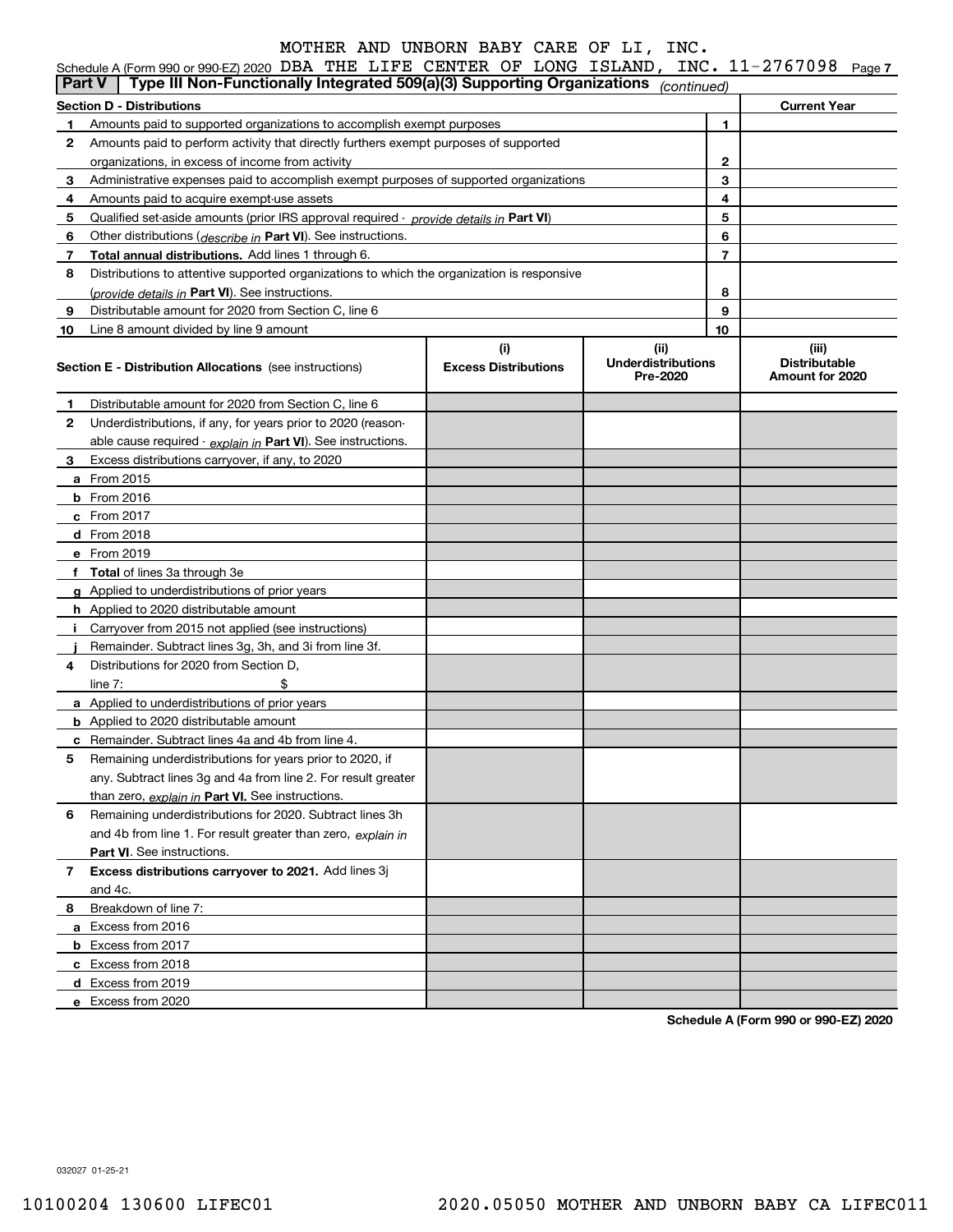MOTHER AND UNBORN BABY CARE OF LI, INC.

Schedule A (Form 990 or 990-EZ) 2020 DBA THE LIFE CENTER OF LONG ISLAND, INC. 11-2767098 Page 7

**Part V | Type III Non-Functionally Integrated 509(a)(3) Supporting Organizations** *(continued)*

| **Section D - Distributions** | | | **Current Year** |
|---|---|---|---|
| 1 | Amounts paid to supported organizations to accomplish exempt purposes | 1 | |
| 2 | Amounts paid to perform activity that directly furthers exempt purposes of supported organizations, in excess of income from activity | 2 | |
| 3 | Administrative expenses paid to accomplish exempt purposes of supported organizations | 3 | |
| 4 | Amounts paid to acquire exempt-use assets | 4 | |
| 5 | Qualified set-aside amounts (prior IRS approval required - *provide details in* **Part VI**) | 5 | |
| 6 | Other distributions (*describe in* **Part VI**). See instructions. | 6 | |
| 7 | **Total annual distributions.** Add lines 1 through 6. | 7 | |
| 8 | Distributions to attentive supported organizations to which the organization is responsive (*provide details in* **Part VI**). See instructions. | 8 | |
| 9 | Distributable amount for 2020 from Section C, line 6 | 9 | |
| 10 | Line 8 amount divided by line 9 amount | 10 | |

| **Section E - Distribution Allocations** (see instructions) | (i) **Excess Distributions** | (ii) **Underdistributions Pre-2020** | (iii) **Distributable Amount for 2020** |
|---|---|---|---|
| **1** Distributable amount for 2020 from Section C, line 6 | | | |
| **2** Underdistributions, if any, for years prior to 2020 (reasonable cause required - *explain in* **Part VI**). See instructions. | | | |
| **3** Excess distributions carryover, if any, to 2020 | | | |
| **a** From 2015 | | | |
| **b** From 2016 | | | |
| **c** From 2017 | | | |
| **d** From 2018 | | | |
| **e** From 2019 | | | |
| **f** **Total** of lines 3a through 3e | | | |
| **g** Applied to underdistributions of prior years | | | |
| **h** Applied to 2020 distributable amount | | | |
| **i** Carryover from 2015 not applied (see instructions) | | | |
| **j** Remainder. Subtract lines 3g, 3h, and 3i from line 3f. | | | |
| **4** Distributions for 2020 from Section D, line 7: $ | | | |
| **a** Applied to underdistributions of prior years | | | |
| **b** Applied to 2020 distributable amount | | | |
| **c** Remainder. Subtract lines 4a and 4b from line 4. | | | |
| **5** Remaining underdistributions for years prior to 2020, if any. Subtract lines 3g and 4a from line 2. For result greater than zero, *explain in* **Part VI.** See instructions. | | | |
| **6** Remaining underdistributions for 2020. Subtract lines 3h and 4b from line 1. For result greater than zero, *explain in* **Part VI**. See instructions. | | | |
| **7** **Excess distributions carryover to 2021.** Add lines 3j and 4c. | | | |
| **8** Breakdown of line 7: | | | |
| **a** Excess from 2016 | | | |
| **b** Excess from 2017 | | | |
| **c** Excess from 2018 | | | |
| **d** Excess from 2019 | | | |
| **e** Excess from 2020 | | | |

**Schedule A (Form 990 or 990-EZ) 2020**

032027 01-25-21

10100204 130600 LIFEC01 2020.05050 MOTHER AND UNBORN BABY CA LIFEC011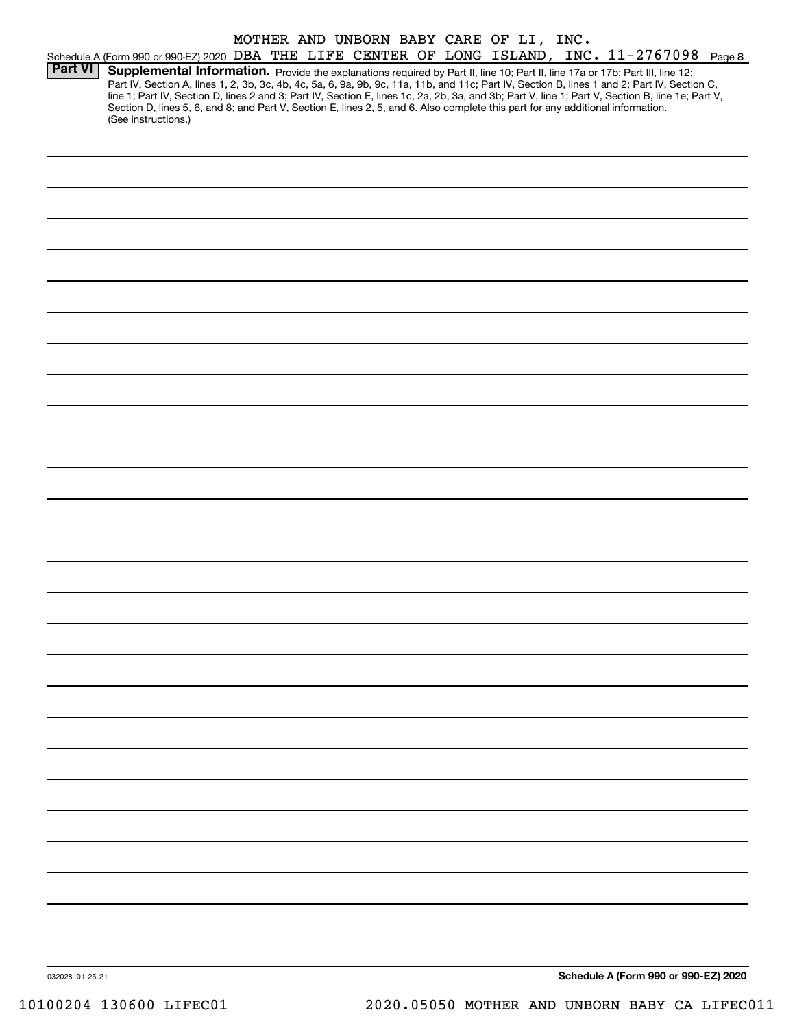MOTHER AND UNBORN BABY CARE OF LI, INC.

Schedule A (Form 990 or 990-EZ) 2020 DBA THE LIFE CENTER OF LONG ISLAND, INC. 11-2767098 Page 8

## Part VI Supplemental Information.

Provide the explanations required by Part II, line 10; Part II, line 17a or 17b; Part III, line 12; Part IV, Section A, lines 1, 2, 3b, 3c, 4b, 4c, 5a, 6, 9a, 9b, 9c, 11a, 11b, and 11c; Part IV, Section B, lines 1 and 2; Part IV, Section C, line 1; Part IV, Section D, lines 2 and 3; Part IV, Section E, lines 1c, 2a, 2b, 3a, and 3b; Part V, line 1; Part V, Section B, line 1e; Part V, Section D, lines 5, 6, and 8; and Part V, Section E, lines 2, 5, and 6. Also complete this part for any additional information. (See instructions.)

032028 01-25-21

**Schedule A (Form 990 or 990-EZ) 2020**

10100204 130600 LIFEC01 2020.05050 MOTHER AND UNBORN BABY CA LIFEC011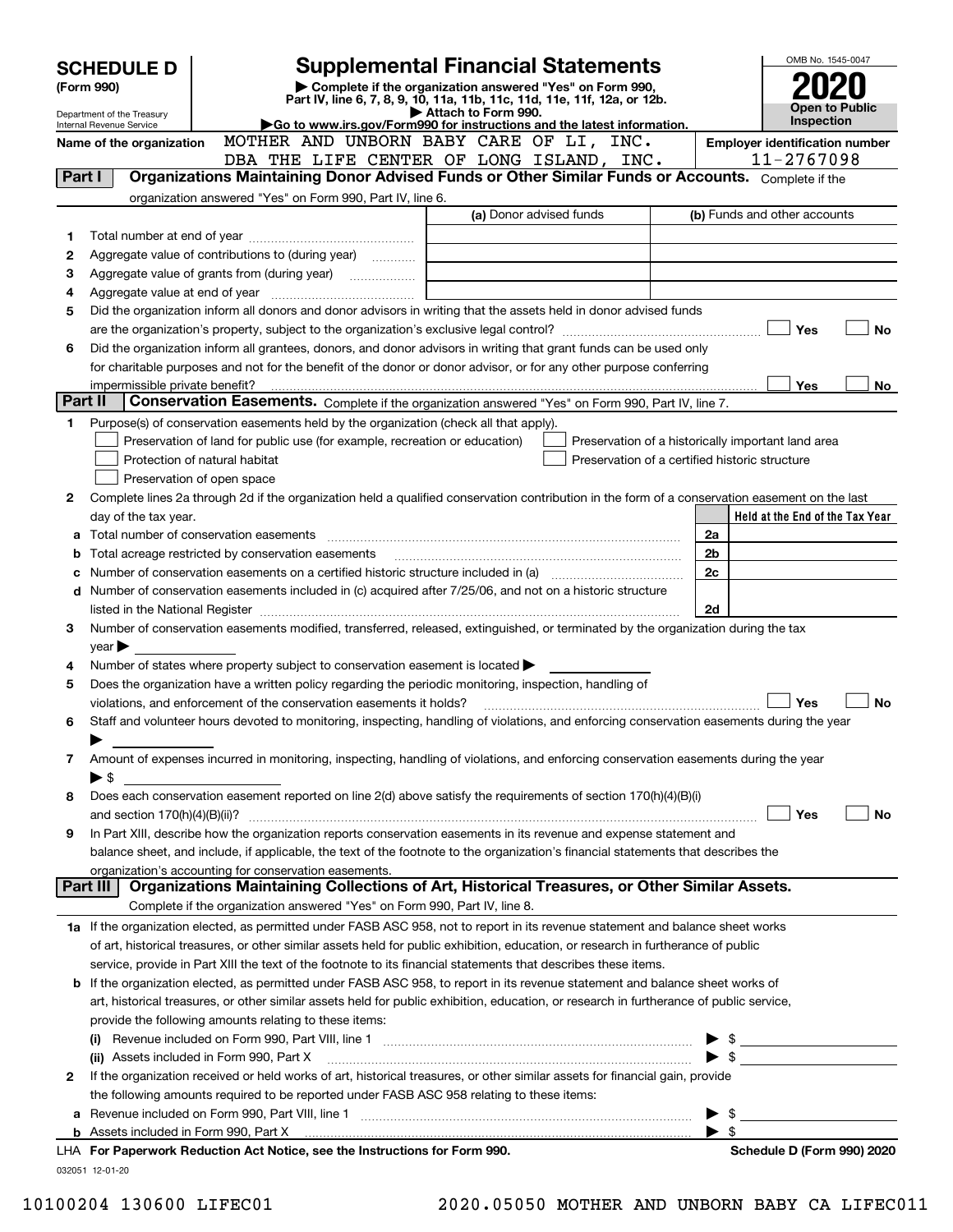# SCHEDULE D (Form 990)

Department of the Treasury
Internal Revenue Service

# Supplemental Financial Statements

▶ Complete if the organization answered "Yes" on Form 990, Part IV, line 6, 7, 8, 9, 10, 11a, 11b, 11c, 11d, 11e, 11f, 12a, or 12b.
▶ Attach to Form 990.
▶Go to www.irs.gov/Form990 for instructions and the latest information.

OMB No. 1545-0047

**2020**

**Open to Public Inspection**

**Name of the organization** MOTHER AND UNBORN BABY CARE OF LI, INC. DBA THE LIFE CENTER OF LONG ISLAND, INC.

**Employer identification number** 11-2767098

**Part I — Organizations Maintaining Donor Advised Funds or Other Similar Funds or Accounts.** Complete if the organization answered "Yes" on Form 990, Part IV, line 6.

| | | (a) Donor advised funds | (b) Funds and other accounts |
|---|---|---|---|
| 1 | Total number at end of year | | |
| 2 | Aggregate value of contributions to (during year) | | |
| 3 | Aggregate value of grants from (during year) | | |
| 4 | Aggregate value at end of year | | |

5 Did the organization inform all donors and donor advisors in writing that the assets held in donor advised funds are the organization's property, subject to the organization's exclusive legal control? ☐ Yes ☐ No

6 Did the organization inform all grantees, donors, and donor advisors in writing that grant funds can be used only for charitable purposes and not for the benefit of the donor or donor advisor, or for any other purpose conferring impermissible private benefit? ☐ Yes ☐ No

**Part II — Conservation Easements.** Complete if the organization answered "Yes" on Form 990, Part IV, line 7.

1 Purpose(s) of conservation easements held by the organization (check all that apply).
- ☐ Preservation of land for public use (for example, recreation or education)
- ☐ Protection of natural habitat
- ☐ Preservation of open space
- ☐ Preservation of a historically important land area
- ☐ Preservation of a certified historic structure

2 Complete lines 2a through 2d if the organization held a qualified conservation contribution in the form of a conservation easement on the last day of the tax year.

| | | | Held at the End of the Tax Year |
|---|---|---|---|
| a | Total number of conservation easements | 2a | |
| b | Total acreage restricted by conservation easements | 2b | |
| c | Number of conservation easements on a certified historic structure included in (a) | 2c | |
| d | Number of conservation easements included in (c) acquired after 7/25/06, and not on a historic structure listed in the National Register | 2d | |

3 Number of conservation easements modified, transferred, released, extinguished, or terminated by the organization during the tax year ▶

4 Number of states where property subject to conservation easement is located ▶

5 Does the organization have a written policy regarding the periodic monitoring, inspection, handling of violations, and enforcement of the conservation easements it holds? ☐ Yes ☐ No

6 Staff and volunteer hours devoted to monitoring, inspecting, handling of violations, and enforcing conservation easements during the year ▶

7 Amount of expenses incurred in monitoring, inspecting, handling of violations, and enforcing conservation easements during the year ▶ $

8 Does each conservation easement reported on line 2(d) above satisfy the requirements of section 170(h)(4)(B)(i) and section 170(h)(4)(B)(ii)? ☐ Yes ☐ No

9 In Part XIII, describe how the organization reports conservation easements in its revenue and expense statement and balance sheet, and include, if applicable, the text of the footnote to the organization's financial statements that describes the organization's accounting for conservation easements.

**Part III — Organizations Maintaining Collections of Art, Historical Treasures, or Other Similar Assets.** Complete if the organization answered "Yes" on Form 990, Part IV, line 8.

1a If the organization elected, as permitted under FASB ASC 958, not to report in its revenue statement and balance sheet works of art, historical treasures, or other similar assets held for public exhibition, education, or research in furtherance of public service, provide in Part XIII the text of the footnote to its financial statements that describes these items.

b If the organization elected, as permitted under FASB ASC 958, to report in its revenue statement and balance sheet works of art, historical treasures, or other similar assets held for public exhibition, education, or research in furtherance of public service, provide the following amounts relating to these items:

(i) Revenue included on Form 990, Part VIII, line 1 ▶ $

(ii) Assets included in Form 990, Part X ▶ $

2 If the organization received or held works of art, historical treasures, or other similar assets for financial gain, provide the following amounts required to be reported under FASB ASC 958 relating to these items:

a Revenue included on Form 990, Part VIII, line 1 ▶ $

b Assets included in Form 990, Part X ▶ $

LHA For Paperwork Reduction Act Notice, see the Instructions for Form 990. — Schedule D (Form 990) 2020

032051 12-01-20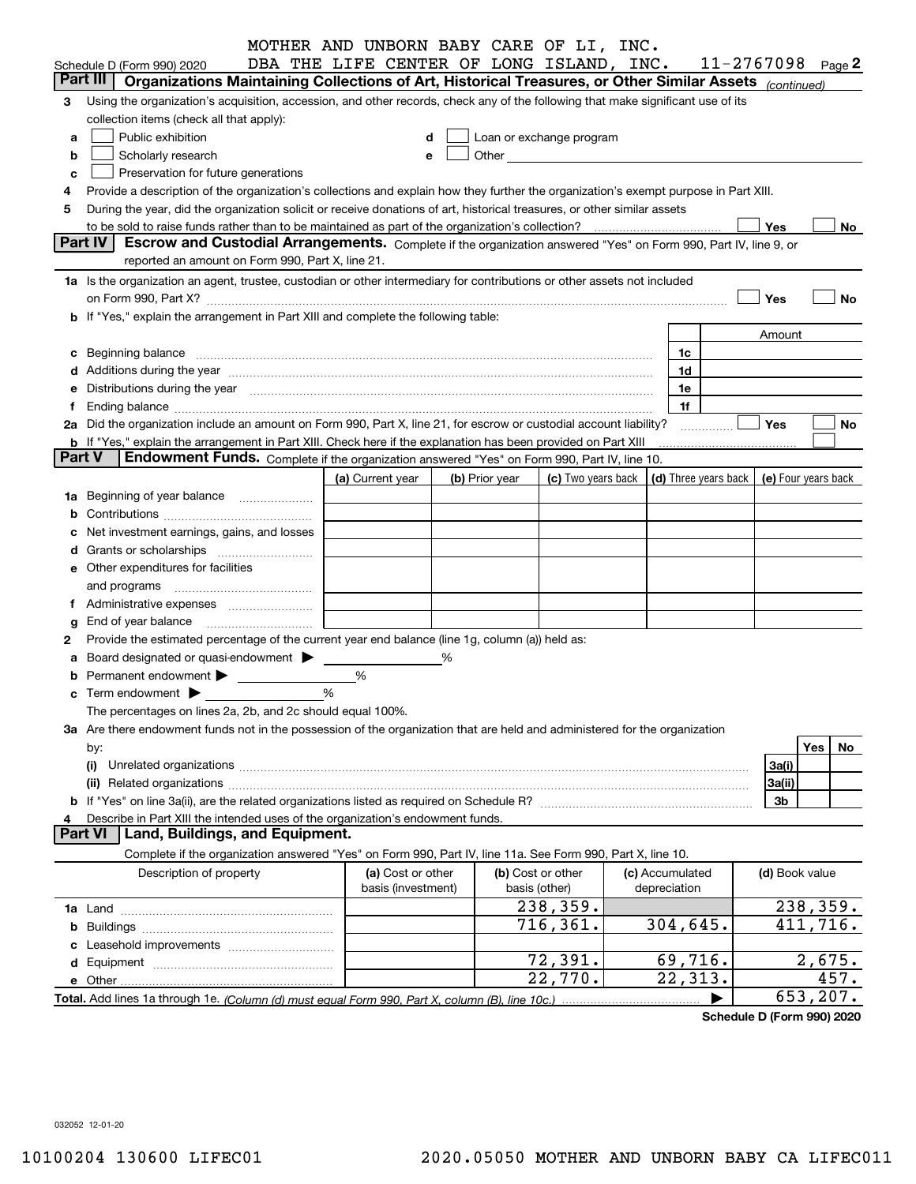MOTHER AND UNBORN BABY CARE OF LI, INC.
DBA THE LIFE CENTER OF LONG ISLAND, INC. 11-2767098

Schedule D (Form 990) 2020 Page 2

## Part III Organizations Maintaining Collections of Art, Historical Treasures, or Other Similar Assets *(continued)*

**3** Using the organization's acquisition, accession, and other records, check any of the following that make significant use of its collection items (check all that apply):

- **a** ☐ Public exhibition
- **b** ☐ Scholarly research
- **c** ☐ Preservation for future generations
- **d** ☐ Loan or exchange program
- **e** ☐ Other

**4** Provide a description of the organization's collections and explain how they further the organization's exempt purpose in Part XIII.

**5** During the year, did the organization solicit or receive donations of art, historical treasures, or other similar assets to be sold to raise funds rather than to be maintained as part of the organization's collection? ☐ Yes ☐ No

## Part IV Escrow and Custodial Arrangements.

Complete if the organization answered "Yes" on Form 990, Part IV, line 9, or reported an amount on Form 990, Part X, line 21.

**1a** Is the organization an agent, trustee, custodian or other intermediary for contributions or other assets not included on Form 990, Part X? ☐ Yes ☐ No

**b** If "Yes," explain the arrangement in Part XIII and complete the following table:

| | | Amount |
|---|---|---|
| **c** Beginning balance | 1c | |
| **d** Additions during the year | 1d | |
| **e** Distributions during the year | 1e | |
| **f** Ending balance | 1f | |

**2a** Did the organization include an amount on Form 990, Part X, line 21, for escrow or custodial account liability? ☐ Yes ☐ No

**b** If "Yes," explain the arrangement in Part XIII. Check here if the explanation has been provided on Part XIII ☐

## Part V Endowment Funds.

Complete if the organization answered "Yes" on Form 990, Part IV, line 10.

| | (a) Current year | (b) Prior year | (c) Two years back | (d) Three years back | (e) Four years back |
|---|---|---|---|---|---|
| **1a** Beginning of year balance | | | | | |
| **b** Contributions | | | | | |
| **c** Net investment earnings, gains, and losses | | | | | |
| **d** Grants or scholarships | | | | | |
| **e** Other expenditures for facilities and programs | | | | | |
| **f** Administrative expenses | | | | | |
| **g** End of year balance | | | | | |

**2** Provide the estimated percentage of the current year end balance (line 1g, column (a)) held as:

- **a** Board designated or quasi-endowment ▶ ______ %
- **b** Permanent endowment ▶ ______ %
- **c** Term endowment ▶ ______ %

The percentages on lines 2a, 2b, and 2c should equal 100%.

**3a** Are there endowment funds not in the possession of the organization that are held and administered for the organization by:

| | | Yes | No |
|---|---|---|---|
| **(i)** Unrelated organizations | 3a(i) | | |
| **(ii)** Related organizations | 3a(ii) | | |
| **b** If "Yes" on line 3a(ii), are the related organizations listed as required on Schedule R? | 3b | | |

**4** Describe in Part XIII the intended uses of the organization's endowment funds.

## Part VI Land, Buildings, and Equipment.

Complete if the organization answered "Yes" on Form 990, Part IV, line 11a. See Form 990, Part X, line 10.

| Description of property | (a) Cost or other basis (investment) | (b) Cost or other basis (other) | (c) Accumulated depreciation | (d) Book value |
|---|---|---|---|---|
| **1a** Land | | 238,359. | | 238,359. |
| **b** Buildings | | 716,361. | 304,645. | 411,716. |
| **c** Leasehold improvements | | | | |
| **d** Equipment | | 72,391. | 69,716. | 2,675. |
| **e** Other | | 22,770. | 22,313. | 457. |
| **Total.** Add lines 1a through 1e. *(Column (d) must equal Form 990, Part X, column (B), line 10c.)* | | | ▶ | 653,207. |

**Schedule D (Form 990) 2020**

032052 12-01-20

10100204 130600 LIFEC01 2020.05050 MOTHER AND UNBORN BABY CA LIFEC011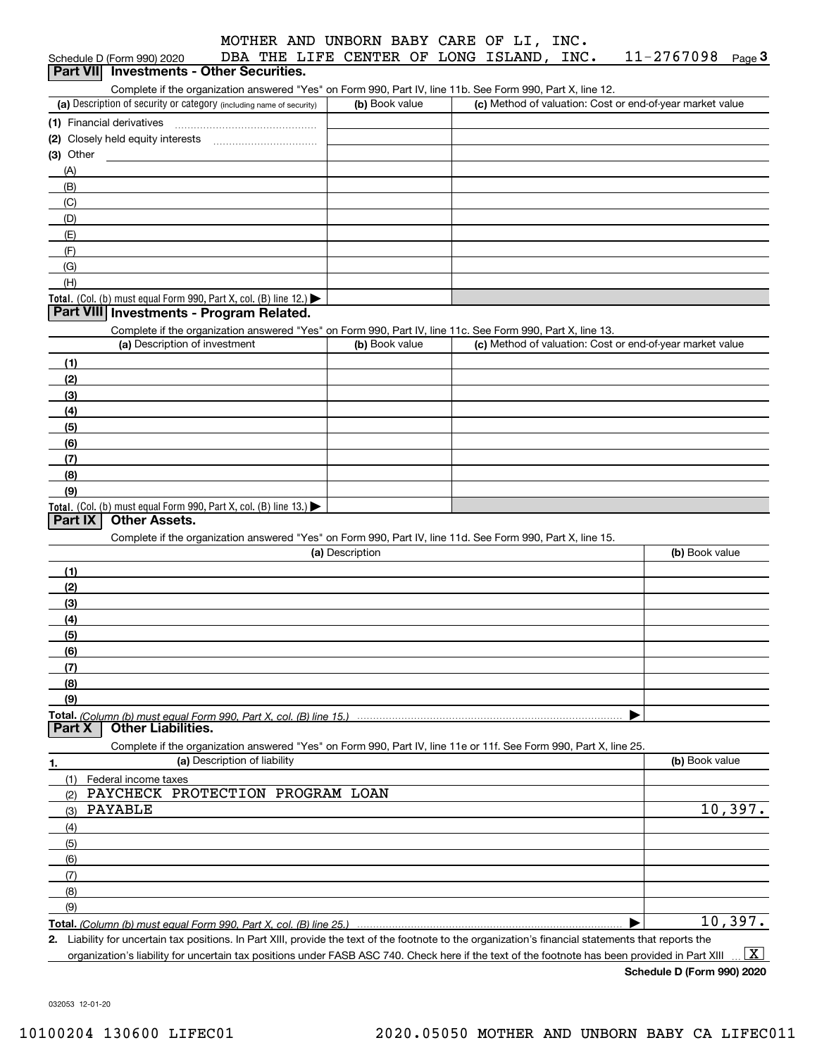MOTHER AND UNBORN BABY CARE OF LI, INC.
Schedule D (Form 990) 2020 DBA THE LIFE CENTER OF LONG ISLAND, INC. 11-2767098 Page 3

## Part VII Investments - Other Securities.

Complete if the organization answered "Yes" on Form 990, Part IV, line 11b. See Form 990, Part X, line 12.

| (a) Description of security or category (including name of security) | (b) Book value | (c) Method of valuation: Cost or end-of-year market value |
|---|---|---|
| (1) Financial derivatives | | |
| (2) Closely held equity interests | | |
| (3) Other | | |
| (A) | | |
| (B) | | |
| (C) | | |
| (D) | | |
| (E) | | |
| (F) | | |
| (G) | | |
| (H) | | |
| **Total.** (Col. (b) must equal Form 990, Part X, col. (B) line 12.) ▶ | | |

## Part VIII Investments - Program Related.

Complete if the organization answered "Yes" on Form 990, Part IV, line 11c. See Form 990, Part X, line 13.

| (a) Description of investment | (b) Book value | (c) Method of valuation: Cost or end-of-year market value |
|---|---|---|
| (1) | | |
| (2) | | |
| (3) | | |
| (4) | | |
| (5) | | |
| (6) | | |
| (7) | | |
| (8) | | |
| (9) | | |
| **Total.** (Col. (b) must equal Form 990, Part X, col. (B) line 13.) ▶ | | |

## Part IX Other Assets.

Complete if the organization answered "Yes" on Form 990, Part IV, line 11d. See Form 990, Part X, line 15.

| (a) Description | (b) Book value |
|---|---|
| (1) | |
| (2) | |
| (3) | |
| (4) | |
| (5) | |
| (6) | |
| (7) | |
| (8) | |
| (9) | |
| **Total.** *(Column (b) must equal Form 990, Part X, col. (B) line 15.)* ▶ | |

## Part X Other Liabilities.

Complete if the organization answered "Yes" on Form 990, Part IV, line 11e or 11f. See Form 990, Part X, line 25.

| 1. (a) Description of liability | (b) Book value |
|---|---|
| (1) Federal income taxes | |
| (2) PAYCHECK PROTECTION PROGRAM LOAN | |
| (3) PAYABLE | 10,397. |
| (4) | |
| (5) | |
| (6) | |
| (7) | |
| (8) | |
| (9) | |
| **Total.** *(Column (b) must equal Form 990, Part X, col. (B) line 25.)* ▶ | 10,397. |

**2.** Liability for uncertain tax positions. In Part XIII, provide the text of the footnote to the organization's financial statements that reports the organization's liability for uncertain tax positions under FASB ASC 740. Check here if the text of the footnote has been provided in Part XIII ... [X]

**Schedule D (Form 990) 2020**

032053 12-01-20

10100204 130600 LIFEC01 2020.05050 MOTHER AND UNBORN BABY CA LIFEC011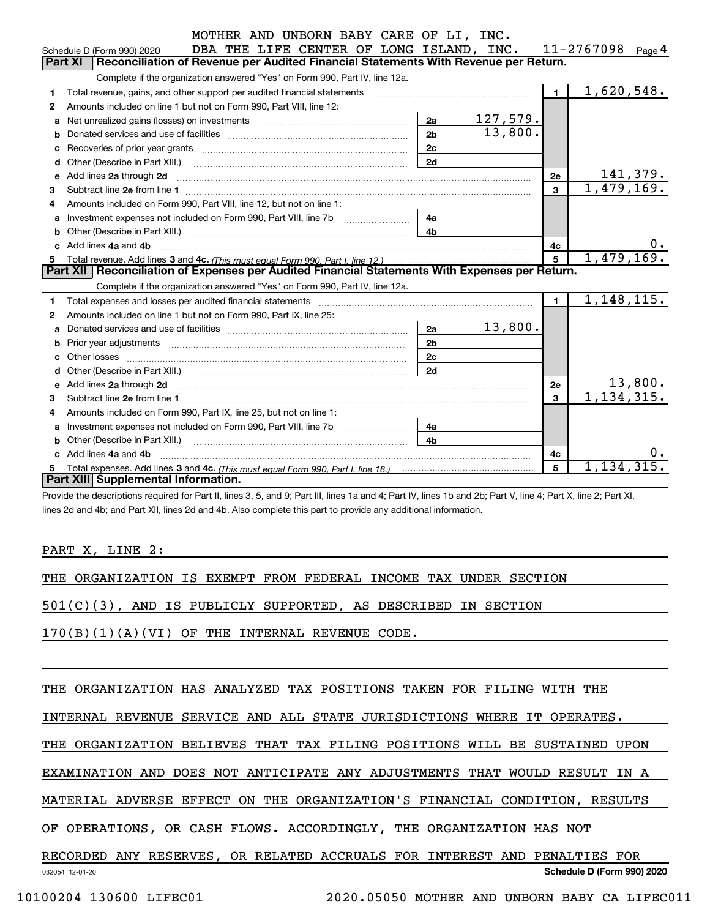MOTHER AND UNBORN BABY CARE OF LI, INC.
DBA THE LIFE CENTER OF LONG ISLAND, INC. 11-2767098

Schedule D (Form 990) 2020 Page 4

## Part XI Reconciliation of Revenue per Audited Financial Statements With Revenue per Return.

Complete if the organization answered "Yes" on Form 990, Part IV, line 12a.

| | | | | | |
|---|---|---|---|---|---|
| 1 | Total revenue, gains, and other support per audited financial statements | | | 1 | 1,620,548. |
| 2 | Amounts included on line 1 but not on Form 990, Part VIII, line 12: | | | | |
| a | Net unrealized gains (losses) on investments | 2a | 127,579. | | |
| b | Donated services and use of facilities | 2b | 13,800. | | |
| c | Recoveries of prior year grants | 2c | | | |
| d | Other (Describe in Part XIII.) | 2d | | | |
| e | Add lines 2a through 2d | | | 2e | 141,379. |
| 3 | Subtract line 2e from line 1 | | | 3 | 1,479,169. |
| 4 | Amounts included on Form 990, Part VIII, line 12, but not on line 1: | | | | |
| a | Investment expenses not included on Form 990, Part VIII, line 7b | 4a | | | |
| b | Other (Describe in Part XIII.) | 4b | | | |
| c | Add lines 4a and 4b | | | 4c | 0. |
| 5 | Total revenue. Add lines 3 and 4c. *(This must equal Form 990, Part I, line 12.)* | | | 5 | 1,479,169. |

## Part XII Reconciliation of Expenses per Audited Financial Statements With Expenses per Return.

Complete if the organization answered "Yes" on Form 990, Part IV, line 12a.

| | | | | | |
|---|---|---|---|---|---|
| 1 | Total expenses and losses per audited financial statements | | | 1 | 1,148,115. |
| 2 | Amounts included on line 1 but not on Form 990, Part IX, line 25: | | | | |
| a | Donated services and use of facilities | 2a | 13,800. | | |
| b | Prior year adjustments | 2b | | | |
| c | Other losses | 2c | | | |
| d | Other (Describe in Part XIII.) | 2d | | | |
| e | Add lines 2a through 2d | | | 2e | 13,800. |
| 3 | Subtract line 2e from line 1 | | | 3 | 1,134,315. |
| 4 | Amounts included on Form 990, Part IX, line 25, but not on line 1: | | | | |
| a | Investment expenses not included on Form 990, Part VIII, line 7b | 4a | | | |
| b | Other (Describe in Part XIII.) | 4b | | | |
| c | Add lines 4a and 4b | | | 4c | 0. |
| 5 | Total expenses. Add lines 3 and 4c. *(This must equal Form 990, Part I, line 18.)* | | | 5 | 1,134,315. |

## Part XIII Supplemental Information.

Provide the descriptions required for Part II, lines 3, 5, and 9; Part III, lines 1a and 4; Part IV, lines 1b and 2b; Part V, line 4; Part X, line 2; Part XI, lines 2d and 4b; and Part XII, lines 2d and 4b. Also complete this part to provide any additional information.

PART X, LINE 2:

THE ORGANIZATION IS EXEMPT FROM FEDERAL INCOME TAX UNDER SECTION 501(C)(3), AND IS PUBLICLY SUPPORTED, AS DESCRIBED IN SECTION 170(B)(1)(A)(VI) OF THE INTERNAL REVENUE CODE.

THE ORGANIZATION HAS ANALYZED TAX POSITIONS TAKEN FOR FILING WITH THE INTERNAL REVENUE SERVICE AND ALL STATE JURISDICTIONS WHERE IT OPERATES. THE ORGANIZATION BELIEVES THAT TAX FILING POSITIONS WILL BE SUSTAINED UPON EXAMINATION AND DOES NOT ANTICIPATE ANY ADJUSTMENTS THAT WOULD RESULT IN A MATERIAL ADVERSE EFFECT ON THE ORGANIZATION'S FINANCIAL CONDITION, RESULTS OF OPERATIONS, OR CASH FLOWS. ACCORDINGLY, THE ORGANIZATION HAS NOT RECORDED ANY RESERVES, OR RELATED ACCRUALS FOR INTEREST AND PENALTIES FOR

032054 12-01-20 Schedule D (Form 990) 2020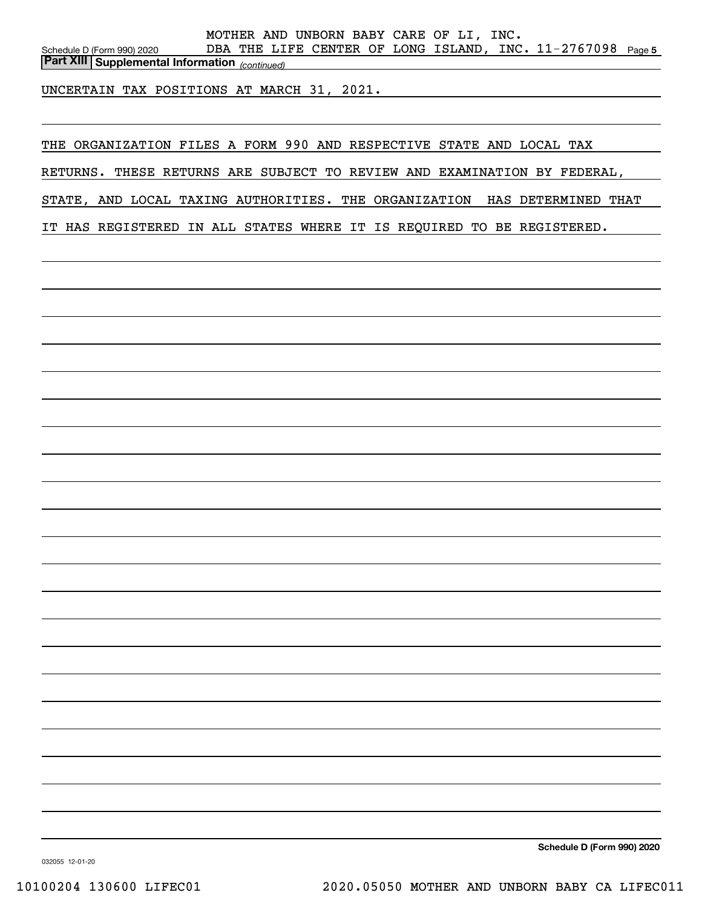MOTHER AND UNBORN BABY CARE OF LI, INC.
DBA THE LIFE CENTER OF LONG ISLAND, INC. 11-2767098

**Part XIII Supplemental Information** *(continued)*

UNCERTAIN TAX POSITIONS AT MARCH 31, 2021.

THE ORGANIZATION FILES A FORM 990 AND RESPECTIVE STATE AND LOCAL TAX RETURNS. THESE RETURNS ARE SUBJECT TO REVIEW AND EXAMINATION BY FEDERAL, STATE, AND LOCAL TAXING AUTHORITIES. THE ORGANIZATION HAS DETERMINED THAT IT HAS REGISTERED IN ALL STATES WHERE IT IS REQUIRED TO BE REGISTERED.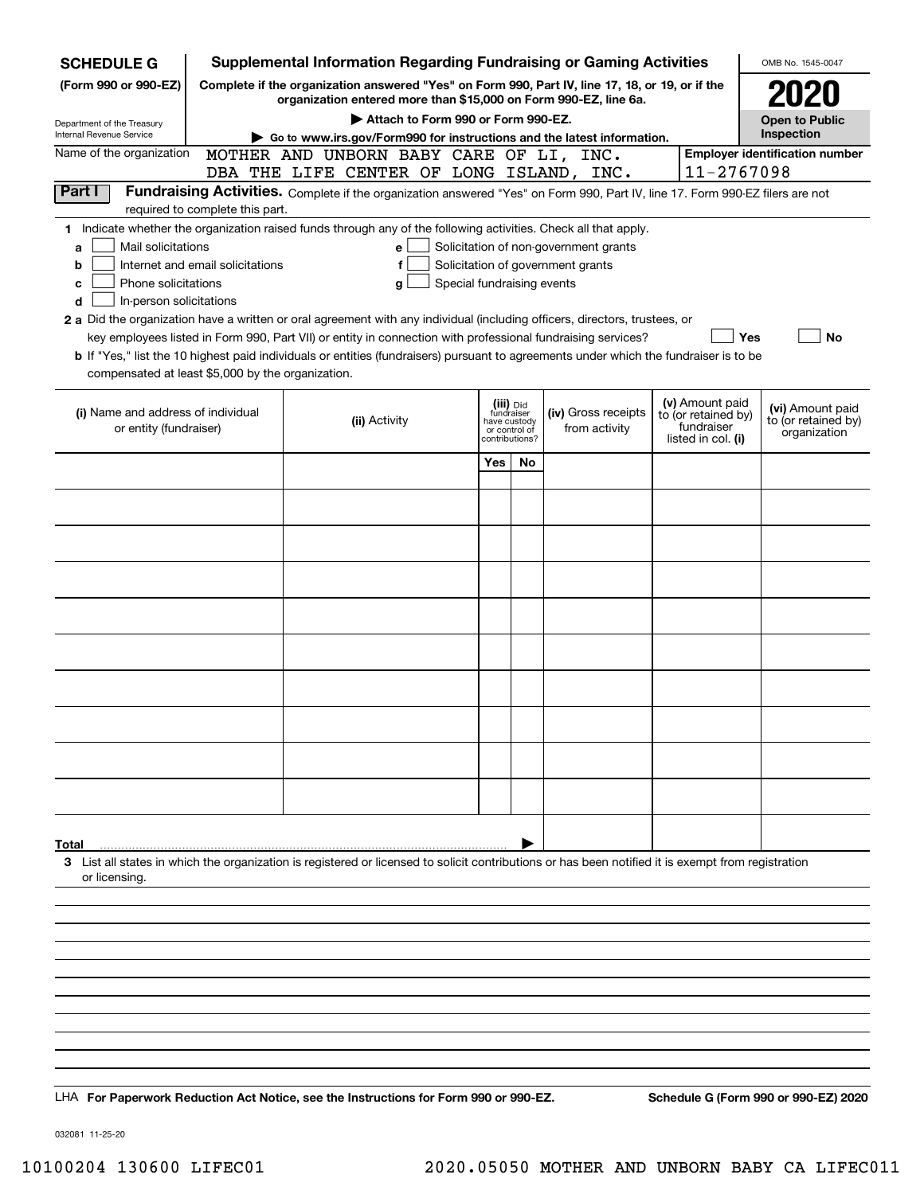**SCHEDULE G**
**(Form 990 or 990-EZ)**

Department of the Treasury
Internal Revenue Service

# Supplemental Information Regarding Fundraising or Gaming Activities

**Complete if the organization answered "Yes" on Form 990, Part IV, line 17, 18, or 19, or if the organization entered more than $15,000 on Form 990-EZ, line 6a.**

▶ **Attach to Form 990 or Form 990-EZ.**

▶ **Go to www.irs.gov/Form990 for instructions and the latest information.**

OMB No. 1545-0047

**2020**

**Open to Public Inspection**

Name of the organization: MOTHER AND UNBORN BABY CARE OF LI, INC. DBA THE LIFE CENTER OF LONG ISLAND, INC.

**Employer identification number** 11-2767098

**Part I** **Fundraising Activities.** Complete if the organization answered "Yes" on Form 990, Part IV, line 17. Form 990-EZ filers are not required to complete this part.

**1** Indicate whether the organization raised funds through any of the following activities. Check all that apply.

- **a** ☐ Mail solicitations
- **b** ☐ Internet and email solicitations
- **c** ☐ Phone solicitations
- **d** ☐ In-person solicitations
- **e** ☐ Solicitation of non-government grants
- **f** ☐ Solicitation of government grants
- **g** ☐ Special fundraising events

**2 a** Did the organization have a written or oral agreement with any individual (including officers, directors, trustees, or key employees listed in Form 990, Part VII) or entity in connection with professional fundraising services? ☐ **Yes** ☐ **No**

**b** If "Yes," list the 10 highest paid individuals or entities (fundraisers) pursuant to agreements under which the fundraiser is to be compensated at least $5,000 by the organization.

| (i) Name and address of individual or entity (fundraiser) | (ii) Activity | (iii) Did fundraiser have custody or control of contributions? Yes | No | (iv) Gross receipts from activity | (v) Amount paid to (or retained by) fundraiser listed in col. (i) | (vi) Amount paid to (or retained by) organization |
|---|---|---|---|---|---|---|
| | | | | | | |
| | | | | | | |
| | | | | | | |
| | | | | | | |
| | | | | | | |
| | | | | | | |
| | | | | | | |
| | | | | | | |
| | | | | | | |
| | | | | | | |
| **Total** ▶ | | | | | | |

**3** List all states in which the organization is registered or licensed to solicit contributions or has been notified it is exempt from registration or licensing.

LHA **For Paperwork Reduction Act Notice, see the Instructions for Form 990 or 990-EZ.** **Schedule G (Form 990 or 990-EZ) 2020**

032081 11-25-20

10100204 130600 LIFEC01 2020.05050 MOTHER AND UNBORN BABY CA LIFEC011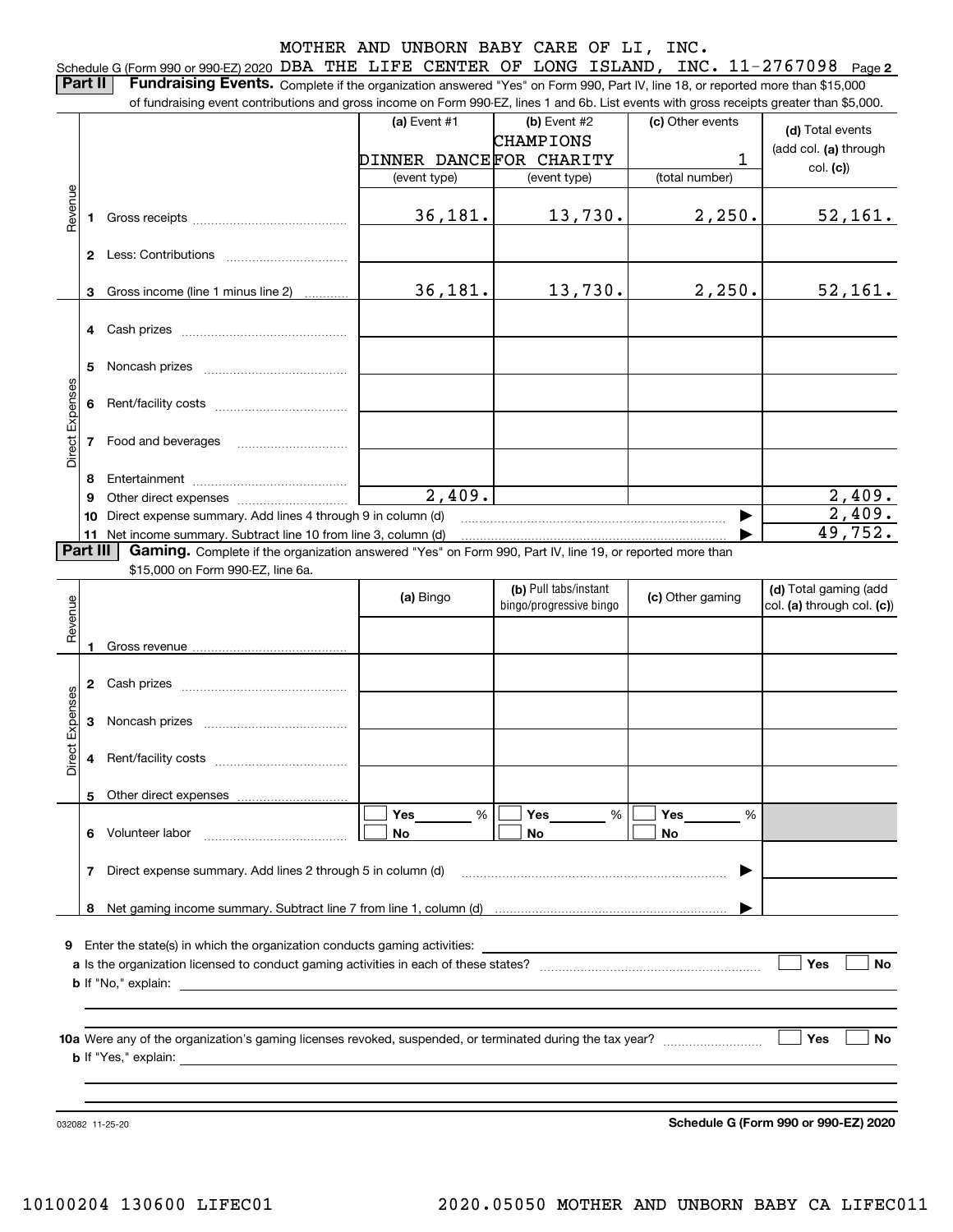MOTHER AND UNBORN BABY CARE OF LI, INC.

Schedule G (Form 990 or 990-EZ) 2020 DBA THE LIFE CENTER OF LONG ISLAND, INC. 11-2767098 Page **2**

**Part II** **Fundraising Events.** Complete if the organization answered "Yes" on Form 990, Part IV, line 18, or reported more than $15,000 of fundraising event contributions and gross income on Form 990-EZ, lines 1 and 6b. List events with gross receipts greater than $5,000.

| | | (a) Event #1 | (b) Event #2 | (c) Other events | (d) Total events (add col. (a) through col. (c)) |
|---|---|---|---|---|---|
| | | DINNER DANCE | CHAMPIONS FOR CHARITY | 1 | |
| | | (event type) | (event type) | (total number) | |
| Revenue | 1 Gross receipts | 36,181. | 13,730. | 2,250. | 52,161. |
| | 2 Less: Contributions | | | | |
| | 3 Gross income (line 1 minus line 2) | 36,181. | 13,730. | 2,250. | 52,161. |
| Direct Expenses | 4 Cash prizes | | | | |
| | 5 Noncash prizes | | | | |
| | 6 Rent/facility costs | | | | |
| | 7 Food and beverages | | | | |
| | 8 Entertainment | | | | |
| | 9 Other direct expenses | 2,409. | | | 2,409. |
| | 10 Direct expense summary. Add lines 4 through 9 in column (d) | | | ▶ | 2,409. |
| | 11 Net income summary. Subtract line 10 from line 3, column (d) | | | ▶ | 49,752. |

**Part III** **Gaming.** Complete if the organization answered "Yes" on Form 990, Part IV, line 19, or reported more than $15,000 on Form 990-EZ, line 6a.

| | | (a) Bingo | (b) Pull tabs/instant bingo/progressive bingo | (c) Other gaming | (d) Total gaming (add col. (a) through col. (c)) |
|---|---|---|---|---|---|
| Revenue | 1 Gross revenue | | | | |
| Direct Expenses | 2 Cash prizes | | | | |
| | 3 Noncash prizes | | | | |
| | 4 Rent/facility costs | | | | |
| | 5 Other direct expenses | | | | |
| | 6 Volunteer labor | ☐ Yes ___% ☐ No | ☐ Yes ___% ☐ No | ☐ Yes ___% ☐ No | |
| | 7 Direct expense summary. Add lines 2 through 5 in column (d) | | | ▶ | |
| | 8 Net gaming income summary. Subtract line 7 from line 1, column (d) | | | ▶ | |

**9** Enter the state(s) in which the organization conducts gaming activities: ____________

**a** Is the organization licensed to conduct gaming activities in each of these states? ☐ Yes ☐ No

**b** If "No," explain: ____________

**10a** Were any of the organization's gaming licenses revoked, suspended, or terminated during the tax year? ☐ Yes ☐ No

**b** If "Yes," explain: ____________

032082 11-25-20 **Schedule G (Form 990 or 990-EZ) 2020**

10100204 130600 LIFEC01 2020.05050 MOTHER AND UNBORN BABY CA LIFEC011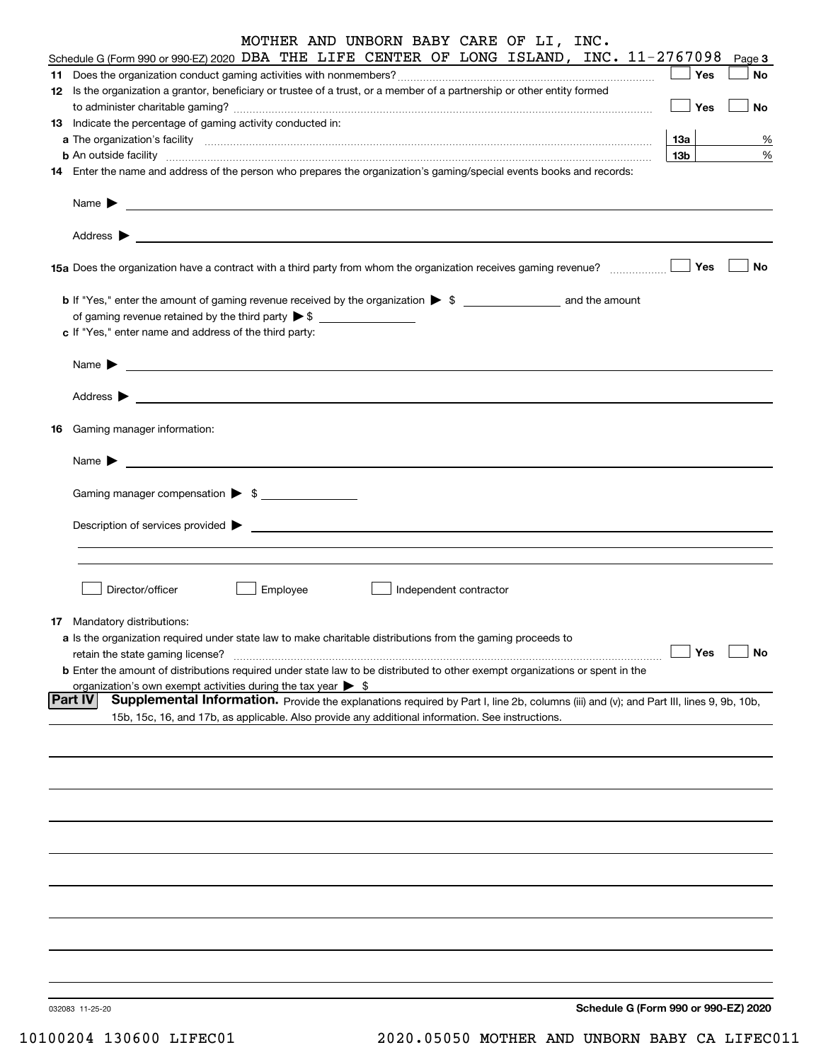MOTHER AND UNBORN BABY CARE OF LI, INC.

Schedule G (Form 990 or 990-EZ) 2020 DBA THE LIFE CENTER OF LONG ISLAND, INC. 11-2767098 Page 3

**11** Does the organization conduct gaming activities with nonmembers? ☐ Yes ☐ No

**12** Is the organization a grantor, beneficiary or trustee of a trust, or a member of a partnership or other entity formed to administer charitable gaming? ☐ Yes ☐ No

**13** Indicate the percentage of gaming activity conducted in:

**a** The organization's facility — **13a** %

**b** An outside facility — **13b** %

**14** Enter the name and address of the person who prepares the organization's gaming/special events books and records:

Name ▶

Address ▶

**15a** Does the organization have a contract with a third party from whom the organization receives gaming revenue? ☐ Yes ☐ No

**b** If "Yes," enter the amount of gaming revenue received by the organization ▶ $ ________ and the amount of gaming revenue retained by the third party ▶ $ ________

**c** If "Yes," enter name and address of the third party:

Name ▶

Address ▶

**16** Gaming manager information:

Name ▶

Gaming manager compensation ▶ $

Description of services provided ▶

☐ Director/officer ☐ Employee ☐ Independent contractor

**17** Mandatory distributions:

**a** Is the organization required under state law to make charitable distributions from the gaming proceeds to retain the state gaming license? ☐ Yes ☐ No

**b** Enter the amount of distributions required under state law to be distributed to other exempt organizations or spent in the organization's own exempt activities during the tax year ▶ $

**Part IV** **Supplemental Information.** Provide the explanations required by Part I, line 2b, columns (iii) and (v); and Part III, lines 9, 9b, 10b, 15b, 15c, 16, and 17b, as applicable. Also provide any additional information. See instructions.

032083 11-25-20

**Schedule G (Form 990 or 990-EZ) 2020**

10100204 130600 LIFEC01 2020.05050 MOTHER AND UNBORN BABY CA LIFEC011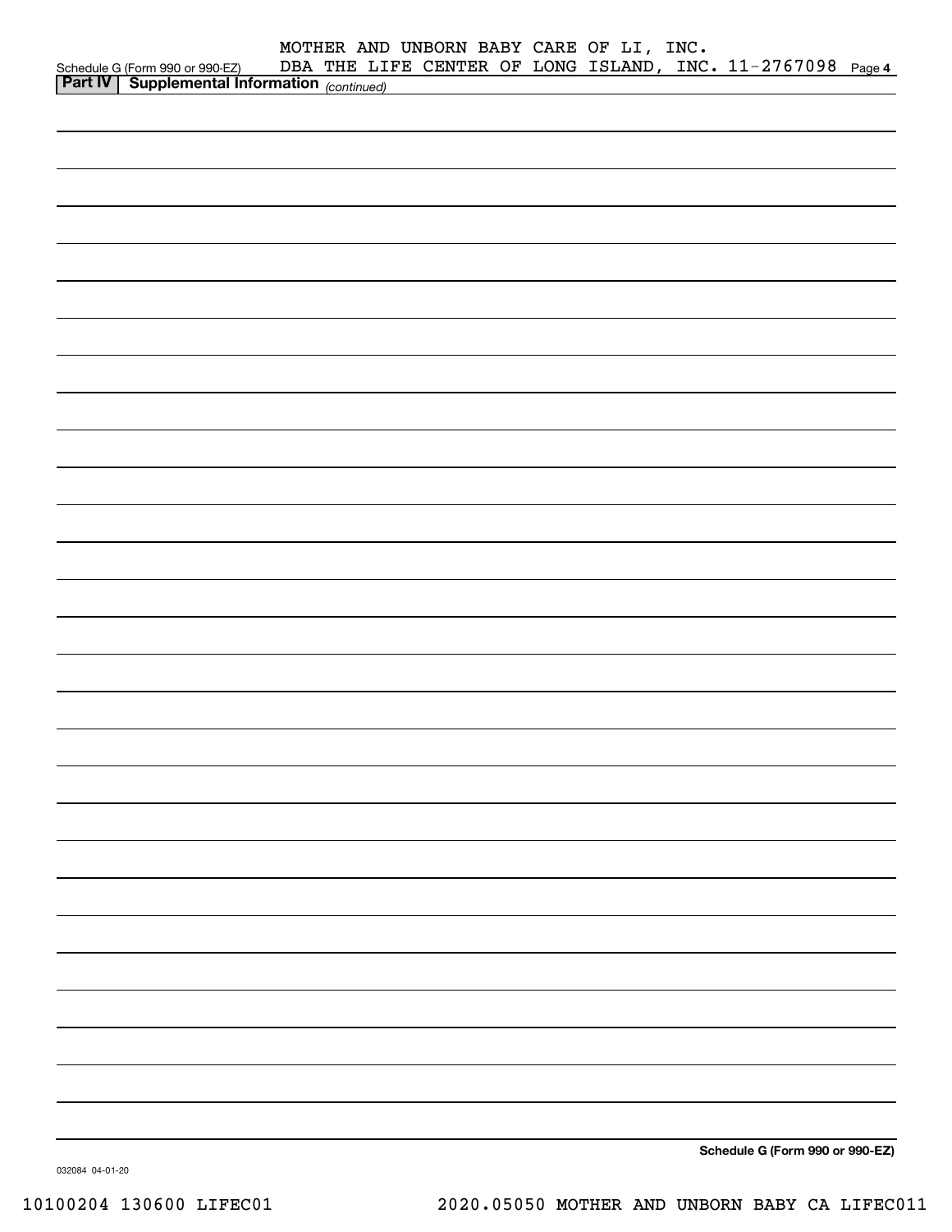MOTHER AND UNBORN BABY CARE OF LI, INC.
DBA THE LIFE CENTER OF LONG ISLAND, INC. 11-2767098

Schedule G (Form 990 or 990-EZ) Page 4

**Part IV | Supplemental Information** *(continued)*

**Schedule G (Form 990 or 990-EZ)**

032084 04-01-20

10100204 130600 LIFEC01    2020.05050 MOTHER AND UNBORN BABY CA LIFEC011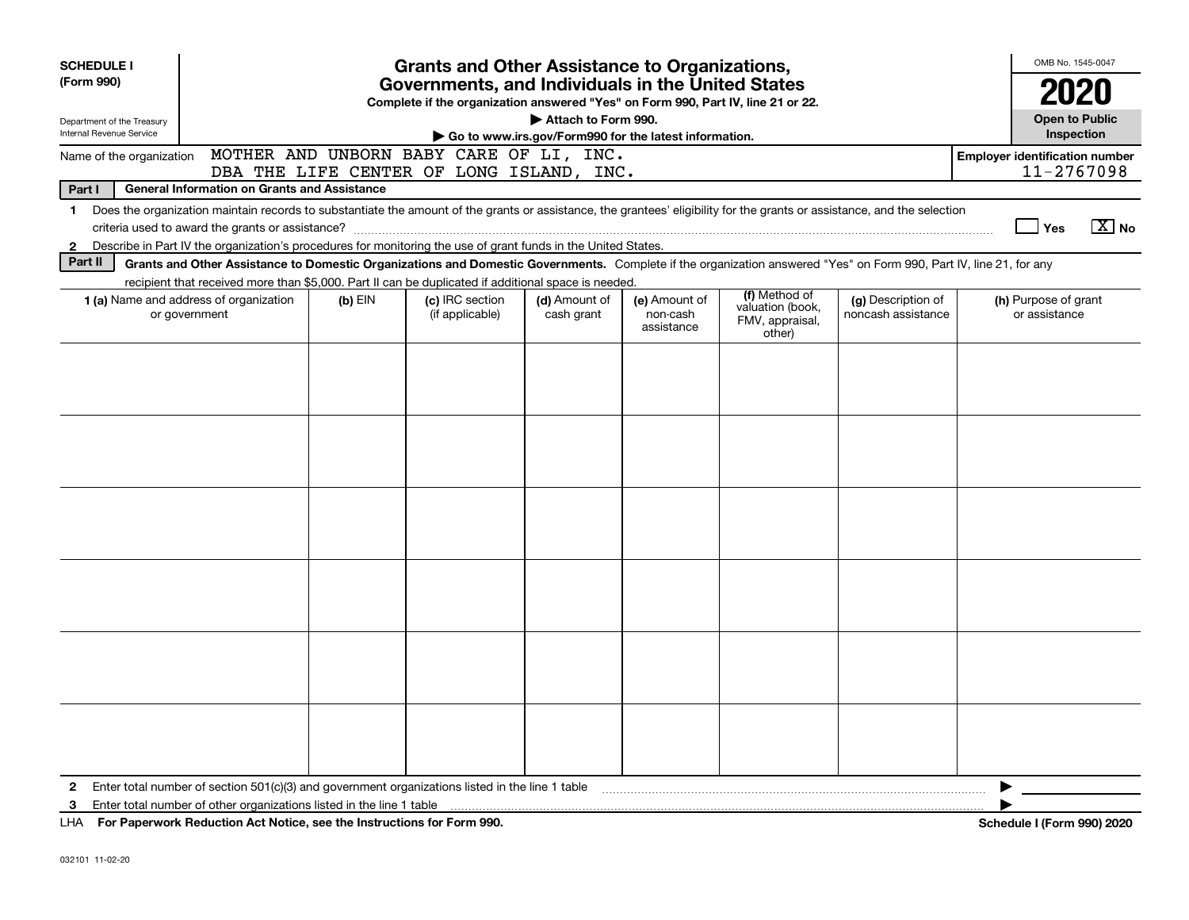**SCHEDULE I**
**(Form 990)**

Department of the Treasury
Internal Revenue Service

# Grants and Other Assistance to Organizations, Governments, and Individuals in the United States

**Complete if the organization answered "Yes" on Form 990, Part IV, line 21 or 22.**
**▶ Attach to Form 990.**
**▶ Go to www.irs.gov/Form990 for the latest information.**

OMB No. 1545-0047
**2020**
**Open to Public Inspection**

Name of the organization: MOTHER AND UNBORN BABY CARE OF LI, INC. DBA THE LIFE CENTER OF LONG ISLAND, INC.

**Employer identification number** 11-2767098

**Part I** **General Information on Grants and Assistance**

1 Does the organization maintain records to substantiate the amount of the grants or assistance, the grantees' eligibility for the grants or assistance, and the selection criteria used to award the grants or assistance? ☐ Yes ☒ No

2 Describe in Part IV the organization's procedures for monitoring the use of grant funds in the United States.

**Part II** **Grants and Other Assistance to Domestic Organizations and Domestic Governments.** Complete if the organization answered "Yes" on Form 990, Part IV, line 21, for any recipient that received more than $5,000. Part II can be duplicated if additional space is needed.

| 1 (a) Name and address of organization or government | (b) EIN | (c) IRC section (if applicable) | (d) Amount of cash grant | (e) Amount of non-cash assistance | (f) Method of valuation (book, FMV, appraisal, other) | (g) Description of noncash assistance | (h) Purpose of grant or assistance |
|---|---|---|---|---|---|---|---|
| | | | | | | | |
| | | | | | | | |
| | | | | | | | |
| | | | | | | | |
| | | | | | | | |
| | | | | | | | |

2 Enter total number of section 501(c)(3) and government organizations listed in the line 1 table ▶

3 Enter total number of other organizations listed in the line 1 table ▶

LHA **For Paperwork Reduction Act Notice, see the Instructions for Form 990.** **Schedule I (Form 990) 2020**

032101 11-02-20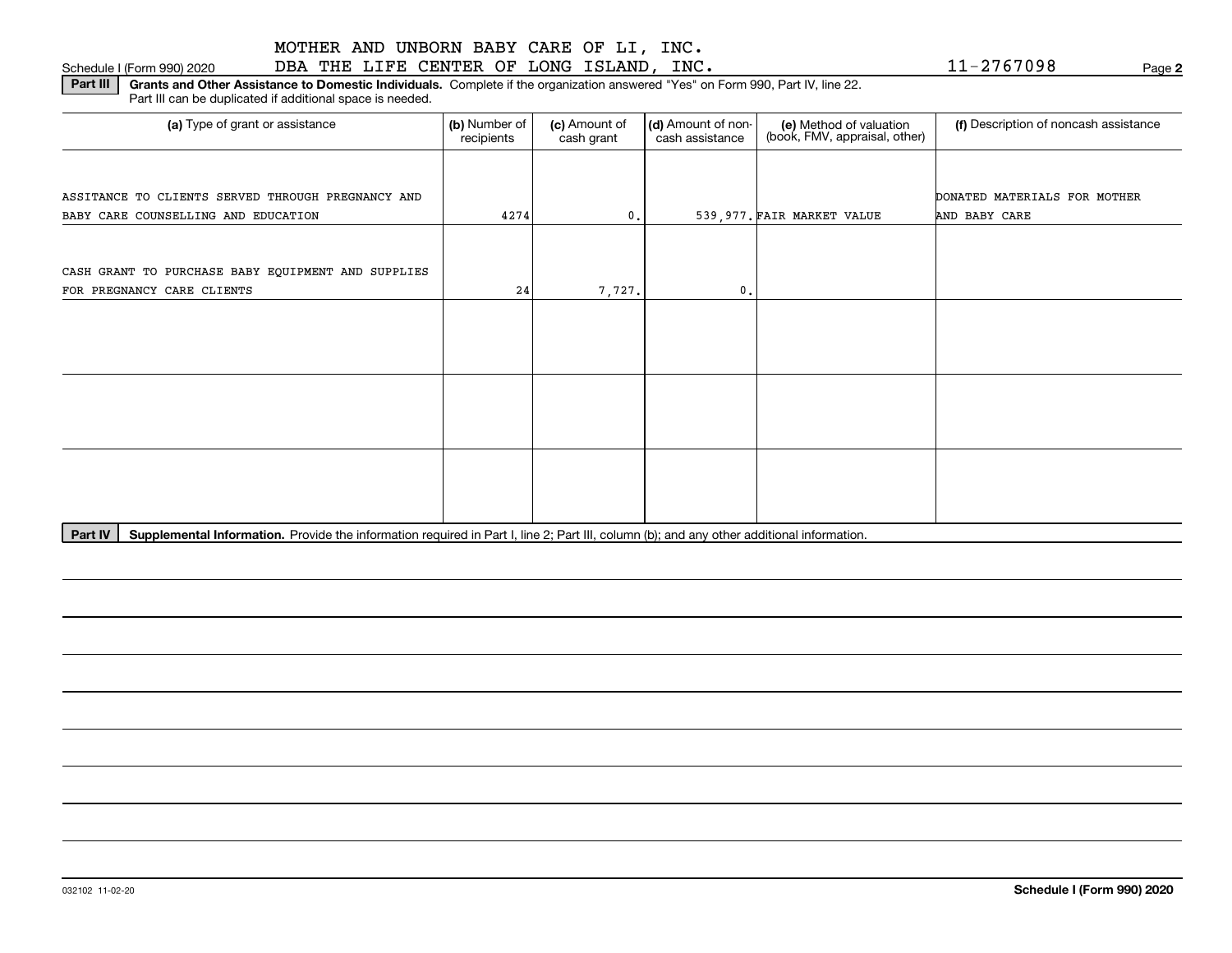MOTHER AND UNBORN BABY CARE OF LI, INC.
DBA THE LIFE CENTER OF LONG ISLAND, INC. 11-2767098

Schedule I (Form 990) 2020

**Part III** **Grants and Other Assistance to Domestic Individuals.** Complete if the organization answered "Yes" on Form 990, Part IV, line 22. Part III can be duplicated if additional space is needed.

| (a) Type of grant or assistance | (b) Number of recipients | (c) Amount of cash grant | (d) Amount of non-cash assistance | (e) Method of valuation (book, FMV, appraisal, other) | (f) Description of noncash assistance |
|---|---|---|---|---|---|
| ASSITANCE TO CLIENTS SERVED THROUGH PREGNANCY AND BABY CARE COUNSELLING AND EDUCATION | 4274 | 0. | 539,977. | FAIR MARKET VALUE | DONATED MATERIALS FOR MOTHER AND BABY CARE |
| CASH GRANT TO PURCHASE BABY EQUIPMENT AND SUPPLIES FOR PREGNANCY CARE CLIENTS | 24 | 7,727. | 0. | | |
| | | | | | |
| | | | | | |
| | | | | | |

**Part IV** **Supplemental Information.** Provide the information required in Part I, line 2; Part III, column (b); and any other additional information.

032102 11-02-20 **Schedule I (Form 990) 2020**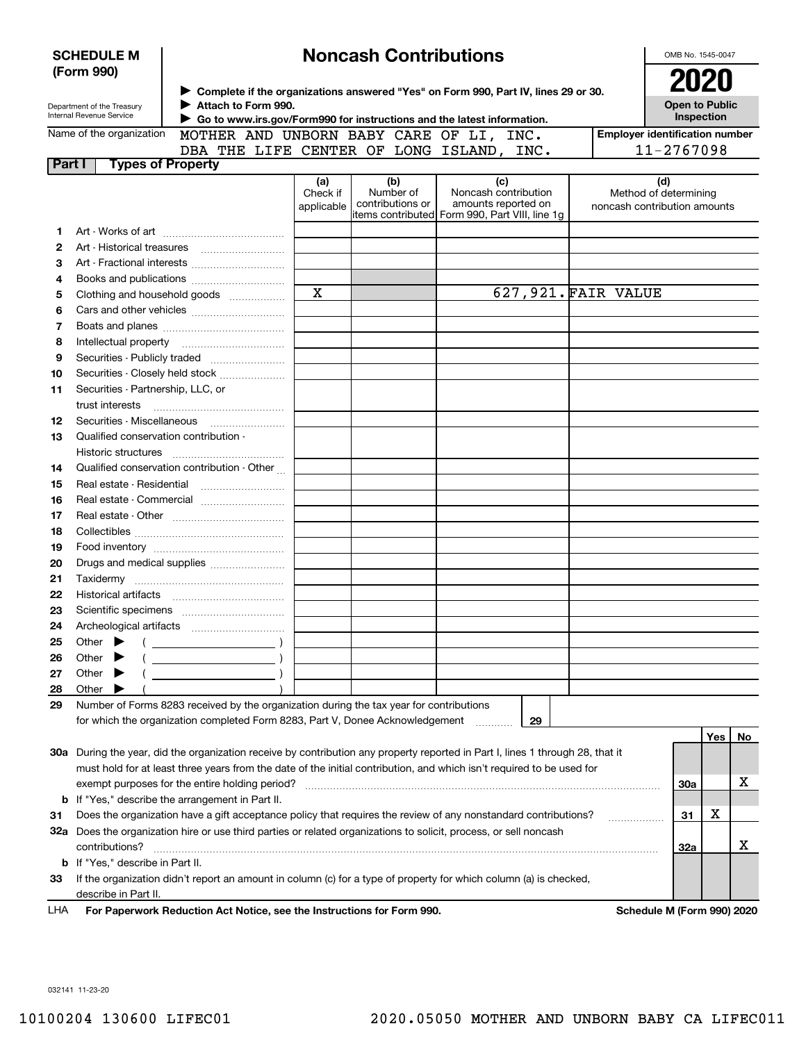**SCHEDULE M (Form 990)**

Department of the Treasury
Internal Revenue Service

# Noncash Contributions

▶ Complete if the organizations answered "Yes" on Form 990, Part IV, lines 29 or 30.
▶ Attach to Form 990.
▶ Go to www.irs.gov/Form990 for instructions and the latest information.

OMB No. 1545-0047

**2020**

**Open to Public Inspection**

Name of the organization: MOTHER AND UNBORN BABY CARE OF LI, INC. DBA THE LIFE CENTER OF LONG ISLAND, INC.

Employer identification number: 11-2767098

## Part I Types of Property

| | | (a) Check if applicable | (b) Number of contributions or items contributed | (c) Noncash contribution amounts reported on Form 990, Part VIII, line 1g | (d) Method of determining noncash contribution amounts |
|---|---|---|---|---|---|
| 1 | Art - Works of art | | | | |
| 2 | Art - Historical treasures | | | | |
| 3 | Art - Fractional interests | | | | |
| 4 | Books and publications | | | | |
| 5 | Clothing and household goods | X | | 627,921. | FAIR VALUE |
| 6 | Cars and other vehicles | | | | |
| 7 | Boats and planes | | | | |
| 8 | Intellectual property | | | | |
| 9 | Securities - Publicly traded | | | | |
| 10 | Securities - Closely held stock | | | | |
| 11 | Securities - Partnership, LLC, or trust interests | | | | |
| 12 | Securities - Miscellaneous | | | | |
| 13 | Qualified conservation contribution - Historic structures | | | | |
| 14 | Qualified conservation contribution - Other | | | | |
| 15 | Real estate - Residential | | | | |
| 16 | Real estate - Commercial | | | | |
| 17 | Real estate - Other | | | | |
| 18 | Collectibles | | | | |
| 19 | Food inventory | | | | |
| 20 | Drugs and medical supplies | | | | |
| 21 | Taxidermy | | | | |
| 22 | Historical artifacts | | | | |
| 23 | Scientific specimens | | | | |
| 24 | Archeological artifacts | | | | |
| 25 | Other ▶ ( ) | | | | |
| 26 | Other ▶ ( ) | | | | |
| 27 | Other ▶ ( ) | | | | |
| 28 | Other ▶ ( ) | | | | |

29 Number of Forms 8283 received by the organization during the tax year for contributions for which the organization completed Form 8283, Part V, Donee Acknowledgement ..... 29

| | | | Yes | No |
|---|---|---|---|---|
| 30a | During the year, did the organization receive by contribution any property reported in Part I, lines 1 through 28, that it must hold for at least three years from the date of the initial contribution, and which isn't required to be used for exempt purposes for the entire holding period? | 30a | | X |
| b | If "Yes," describe the arrangement in Part II. | | | |
| 31 | Does the organization have a gift acceptance policy that requires the review of any nonstandard contributions? | 31 | X | |
| 32a | Does the organization hire or use third parties or related organizations to solicit, process, or sell noncash contributions? | 32a | | X |
| b | If "Yes," describe in Part II. | | | |
| 33 | If the organization didn't report an amount in column (c) for a type of property for which column (a) is checked, describe in Part II. | | | |

LHA **For Paperwork Reduction Act Notice, see the Instructions for Form 990.** **Schedule M (Form 990) 2020**

032141 11-23-20

10100204 130600 LIFEC01 2020.05050 MOTHER AND UNBORN BABY CA LIFEC011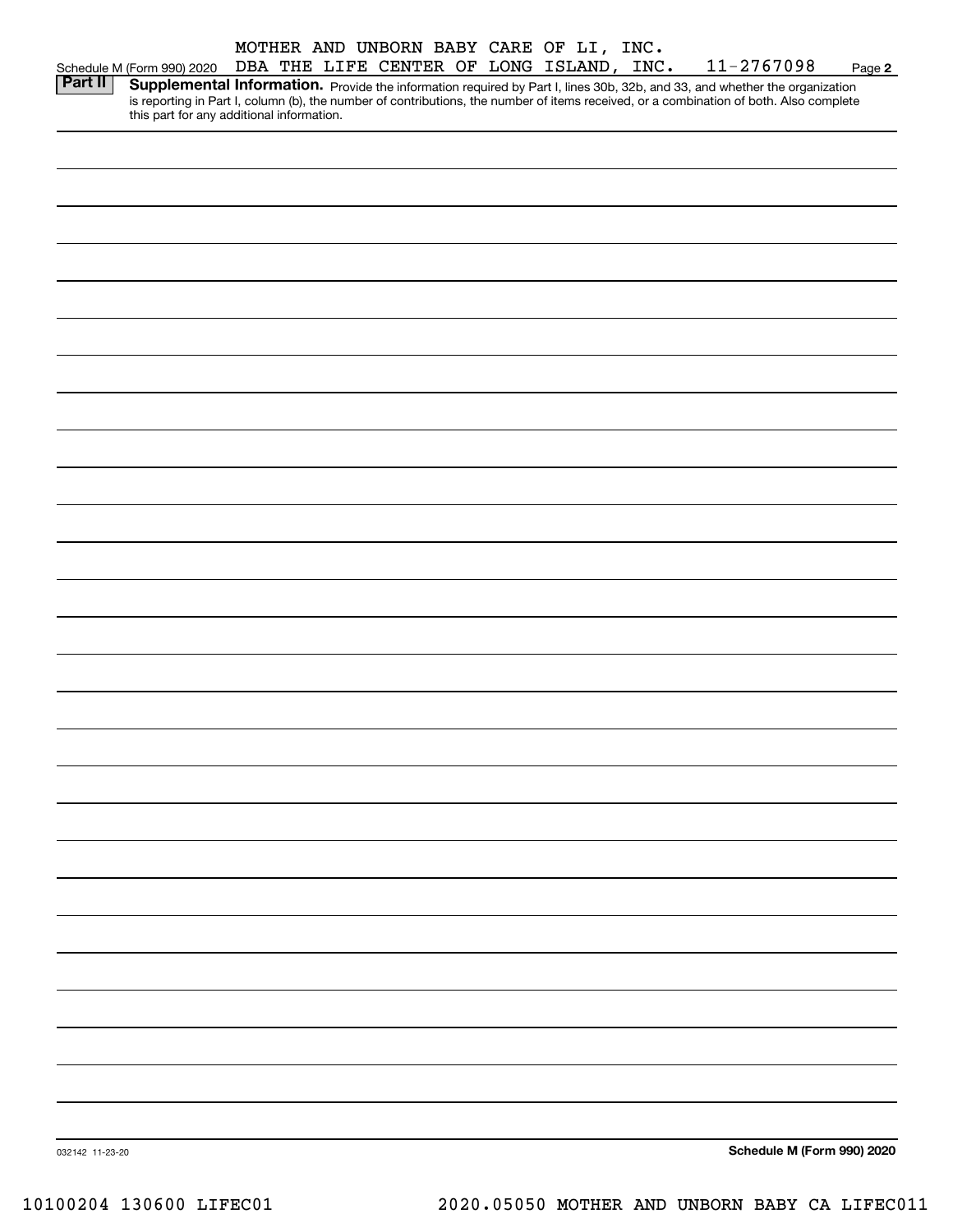MOTHER AND UNBORN BABY CARE OF LI, INC.
Schedule M (Form 990) 2020 DBA THE LIFE CENTER OF LONG ISLAND, INC. 11-2767098 Page 2

**Part II** **Supplemental Information.** Provide the information required by Part I, lines 30b, 32b, and 33, and whether the organization is reporting in Part I, column (b), the number of contributions, the number of items received, or a combination of both. Also complete this part for any additional information.

032142 11-23-20

**Schedule M (Form 990) 2020**

10100204 130600 LIFEC01 2020.05050 MOTHER AND UNBORN BABY CA LIFEC011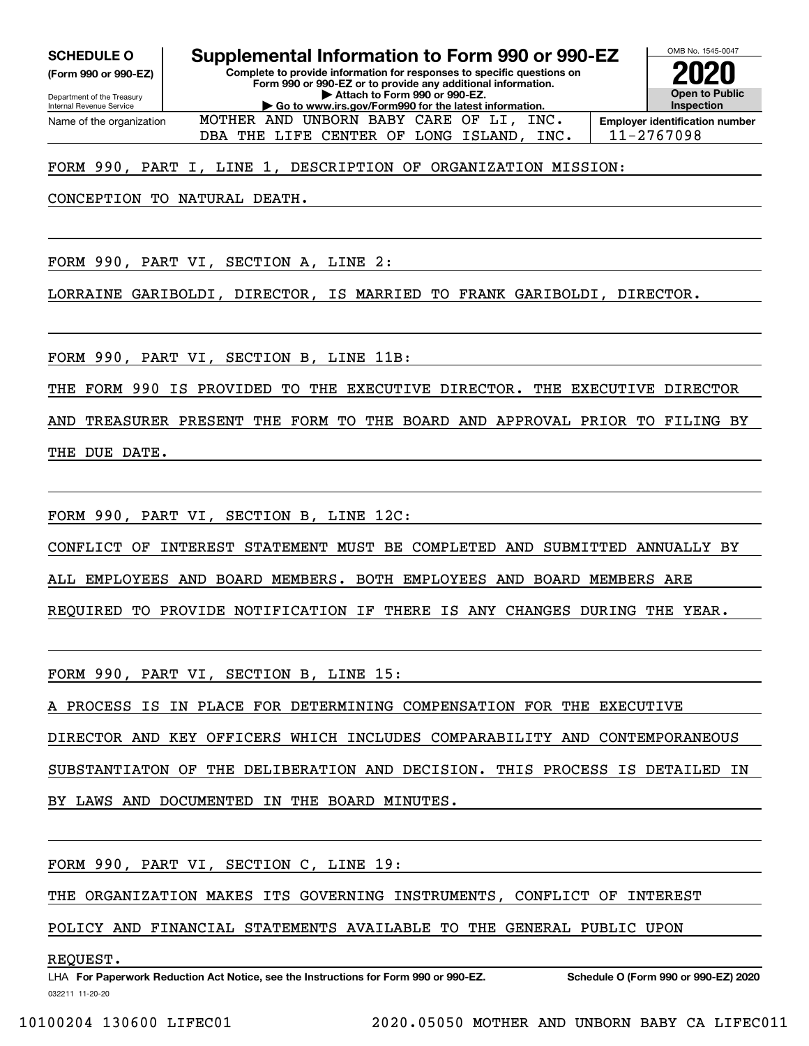**SCHEDULE O**
**(Form 990 or 990-EZ)**

Department of the Treasury
Internal Revenue Service

# Supplemental Information to Form 990 or 990-EZ

**Complete to provide information for responses to specific questions on Form 990 or 990-EZ or to provide any additional information.**
**▶ Attach to Form 990 or 990-EZ.**
**▶ Go to www.irs.gov/Form990 for the latest information.**

OMB No. 1545-0047

**2020**

**Open to Public Inspection**

| Name of the organization | Employer identification number |
|---|---|
| MOTHER AND UNBORN BABY CARE OF LI, INC. DBA THE LIFE CENTER OF LONG ISLAND, INC. | 11-2767098 |

FORM 990, PART I, LINE 1, DESCRIPTION OF ORGANIZATION MISSION:

CONCEPTION TO NATURAL DEATH.

FORM 990, PART VI, SECTION A, LINE 2:

LORRAINE GARIBOLDI, DIRECTOR, IS MARRIED TO FRANK GARIBOLDI, DIRECTOR.

FORM 990, PART VI, SECTION B, LINE 11B:

THE FORM 990 IS PROVIDED TO THE EXECUTIVE DIRECTOR. THE EXECUTIVE DIRECTOR AND TREASURER PRESENT THE FORM TO THE BOARD AND APPROVAL PRIOR TO FILING BY THE DUE DATE.

FORM 990, PART VI, SECTION B, LINE 12C:

CONFLICT OF INTEREST STATEMENT MUST BE COMPLETED AND SUBMITTED ANNUALLY BY ALL EMPLOYEES AND BOARD MEMBERS. BOTH EMPLOYEES AND BOARD MEMBERS ARE REQUIRED TO PROVIDE NOTIFICATION IF THERE IS ANY CHANGES DURING THE YEAR.

FORM 990, PART VI, SECTION B, LINE 15:

A PROCESS IS IN PLACE FOR DETERMINING COMPENSATION FOR THE EXECUTIVE DIRECTOR AND KEY OFFICERS WHICH INCLUDES COMPARABILITY AND CONTEMPORANEOUS SUBSTANTIATON OF THE DELIBERATION AND DECISION. THIS PROCESS IS DETAILED IN BY LAWS AND DOCUMENTED IN THE BOARD MINUTES.

FORM 990, PART VI, SECTION C, LINE 19:

THE ORGANIZATION MAKES ITS GOVERNING INSTRUMENTS, CONFLICT OF INTEREST POLICY AND FINANCIAL STATEMENTS AVAILABLE TO THE GENERAL PUBLIC UPON REQUEST.

LHA **For Paperwork Reduction Act Notice, see the Instructions for Form 990 or 990-EZ.** **Schedule O (Form 990 or 990-EZ) 2020**

032211 11-20-20

10100204 130600 LIFEC01 2020.05050 MOTHER AND UNBORN BABY CA LIFEC011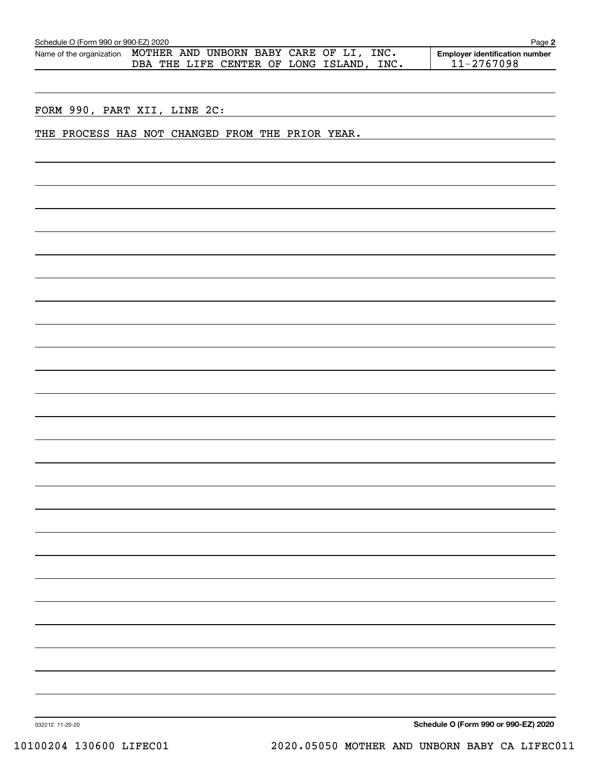Schedule O (Form 990 or 990-EZ) 2020

Name of the organization MOTHER AND UNBORN BABY CARE OF LI, INC. DBA THE LIFE CENTER OF LONG ISLAND, INC.

Employer identification number 11-2767098

FORM 990, PART XII, LINE 2C:

THE PROCESS HAS NOT CHANGED FROM THE PRIOR YEAR.